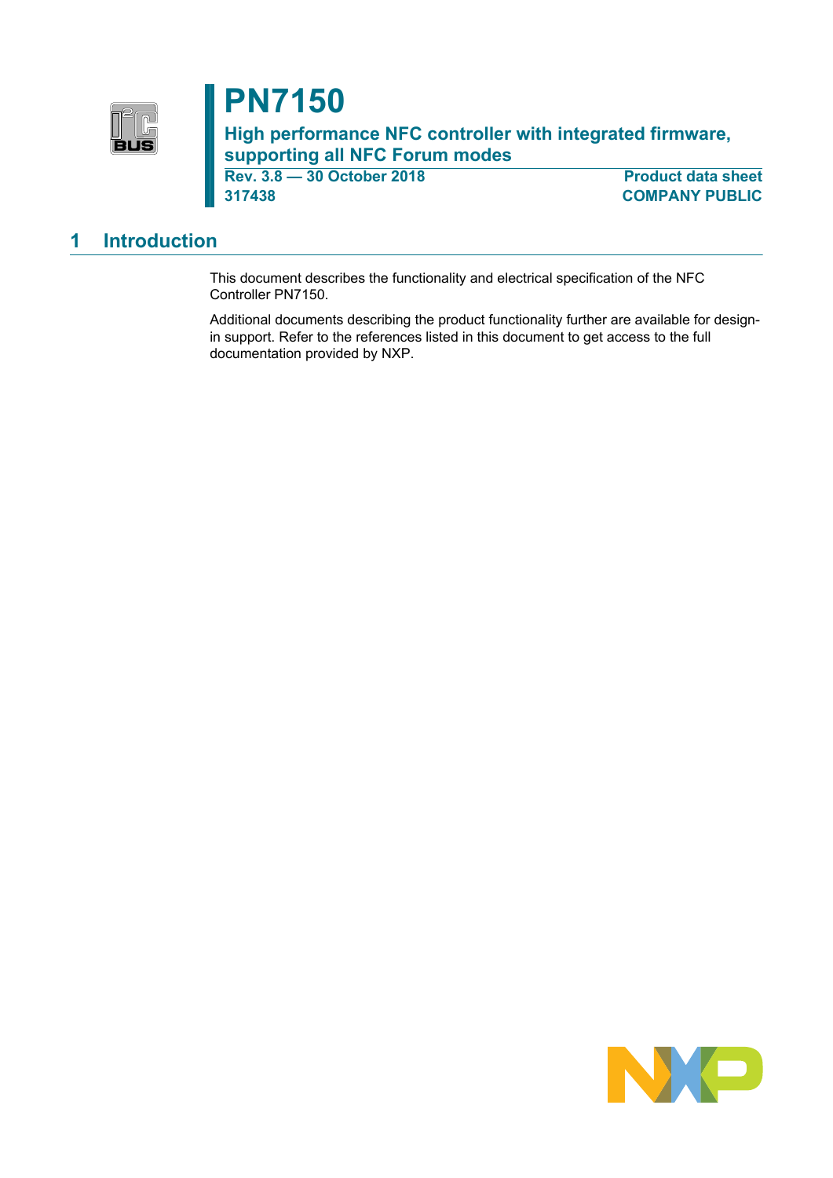# PN7150

## High performance NFC controller with integrated firmware, supporting all NFC Forum modes

**Rev. 3.8 — 30 October 2018** | **Product data sheet**
**317438** | **COMPANY PUBLIC**

## 1 Introduction

This document describes the functionality and electrical specification of the NFC Controller PN7150.

Additional documents describing the product functionality further are available for design-in support. Refer to the references listed in this document to get access to the full documentation provided by NXP.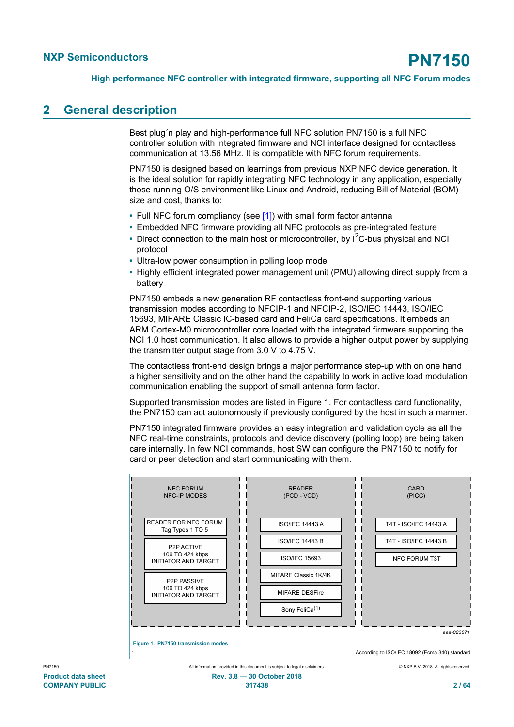## 2 General description

Best plug´n play and high-performance full NFC solution PN7150 is a full NFC controller solution with integrated firmware and NCI interface designed for contactless communication at 13.56 MHz. It is compatible with NFC forum requirements.

PN7150 is designed based on learnings from previous NXP NFC device generation. It is the ideal solution for rapidly integrating NFC technology in any application, especially those running O/S environment like Linux and Android, reducing Bill of Material (BOM) size and cost, thanks to:

- Full NFC forum compliancy (see [1]) with small form factor antenna
- Embedded NFC firmware providing all NFC protocols as pre-integrated feature
- Direct connection to the main host or microcontroller, by I$^2$C-bus physical and NCI protocol
- Ultra-low power consumption in polling loop mode
- Highly efficient integrated power management unit (PMU) allowing direct supply from a battery

PN7150 embeds a new generation RF contactless front-end supporting various transmission modes according to NFCIP-1 and NFCIP-2, ISO/IEC 14443, ISO/IEC 15693, MIFARE Classic IC-based card and FeliCa card specifications. It embeds an ARM Cortex-M0 microcontroller core loaded with the integrated firmware supporting the NCI 1.0 host communication. It also allows to provide a higher output power by supplying the transmitter output stage from 3.0 V to 4.75 V.

The contactless front-end design brings a major performance step-up with on one hand a higher sensitivity and on the other hand the capability to work in active load modulation communication enabling the support of small antenna form factor.

Supported transmission modes are listed in Figure 1. For contactless card functionality, the PN7150 can act autonomously if previously configured by the host in such a manner.

PN7150 integrated firmware provides an easy integration and validation cycle as all the NFC real-time constraints, protocols and device discovery (polling loop) are being taken care internally. In few NCI commands, host SW can configure the PN7150 to notify for card or peer detection and start communicating with them.

| NFC FORUM NFC-IP MODES | READER (PCD - VCD) | CARD (PICC) |
|---|---|---|
| READER FOR NFC FORUM Tag Types 1 TO 5 | ISO/IEC 14443 A | T4T - ISO/IEC 14443 A |
| P2P ACTIVE 106 TO 424 kbps INITIATOR AND TARGET | ISO/IEC 14443 B | T4T - ISO/IEC 14443 B |
| P2P PASSIVE 106 TO 424 kbps INITIATOR AND TARGET | ISO/IEC 15693 | NFC FORUM T3T |
| | MIFARE Classic 1K/4K | |
| | MIFARE DESFire | |
| | Sony FeliCa[1] | |

aaa-023871

**Figure 1. PN7150 transmission modes**

1. According to ISO/IEC 18092 (Ecma 340) standard.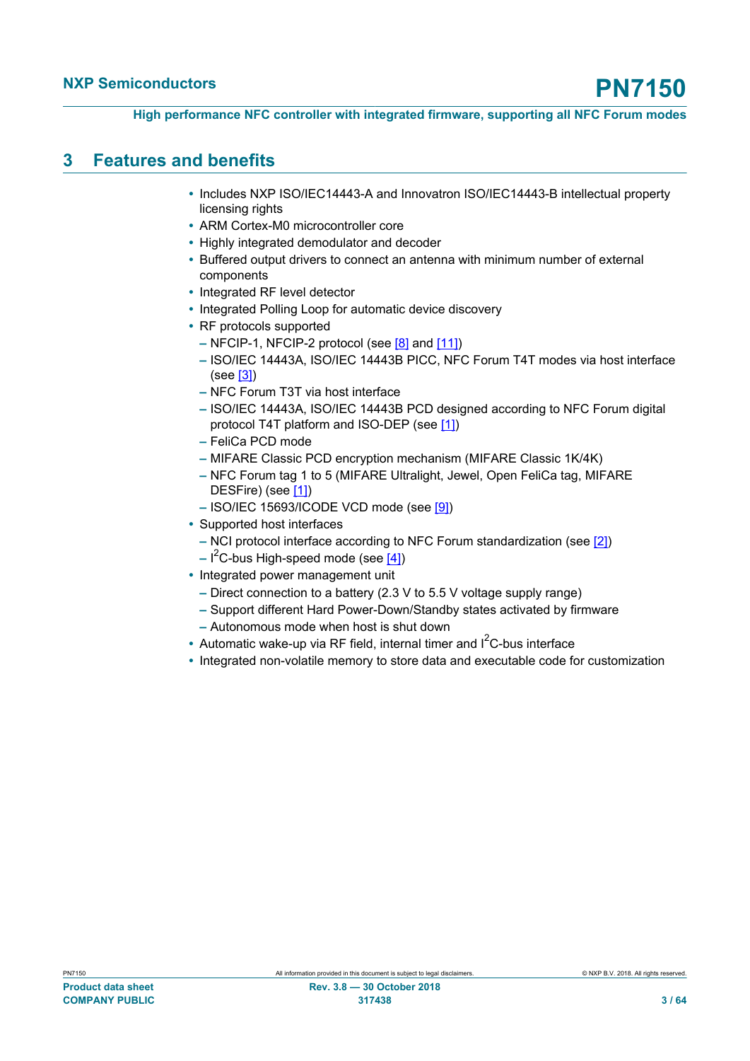## 3 Features and benefits

- Includes NXP ISO/IEC14443-A and Innovatron ISO/IEC14443-B intellectual property licensing rights
- ARM Cortex-M0 microcontroller core
- Highly integrated demodulator and decoder
- Buffered output drivers to connect an antenna with minimum number of external components
- Integrated RF level detector
- Integrated Polling Loop for automatic device discovery
- RF protocols supported
  - NFCIP-1, NFCIP-2 protocol (see [8] and [11])
  - ISO/IEC 14443A, ISO/IEC 14443B PICC, NFC Forum T4T modes via host interface (see [3])
  - NFC Forum T3T via host interface
  - ISO/IEC 14443A, ISO/IEC 14443B PCD designed according to NFC Forum digital protocol T4T platform and ISO-DEP (see [1])
  - FeliCa PCD mode
  - MIFARE Classic PCD encryption mechanism (MIFARE Classic 1K/4K)
  - NFC Forum tag 1 to 5 (MIFARE Ultralight, Jewel, Open FeliCa tag, MIFARE DESFire) (see [1])
  - ISO/IEC 15693/ICODE VCD mode (see [9])
- Supported host interfaces
  - NCI protocol interface according to NFC Forum standardization (see [2])
  - $I^2C$-bus High-speed mode (see [4])
- Integrated power management unit
  - Direct connection to a battery (2.3 V to 5.5 V voltage supply range)
  - Support different Hard Power-Down/Standby states activated by firmware
  - Autonomous mode when host is shut down
- Automatic wake-up via RF field, internal timer and $I^2C$-bus interface
- Integrated non-volatile memory to store data and executable code for customization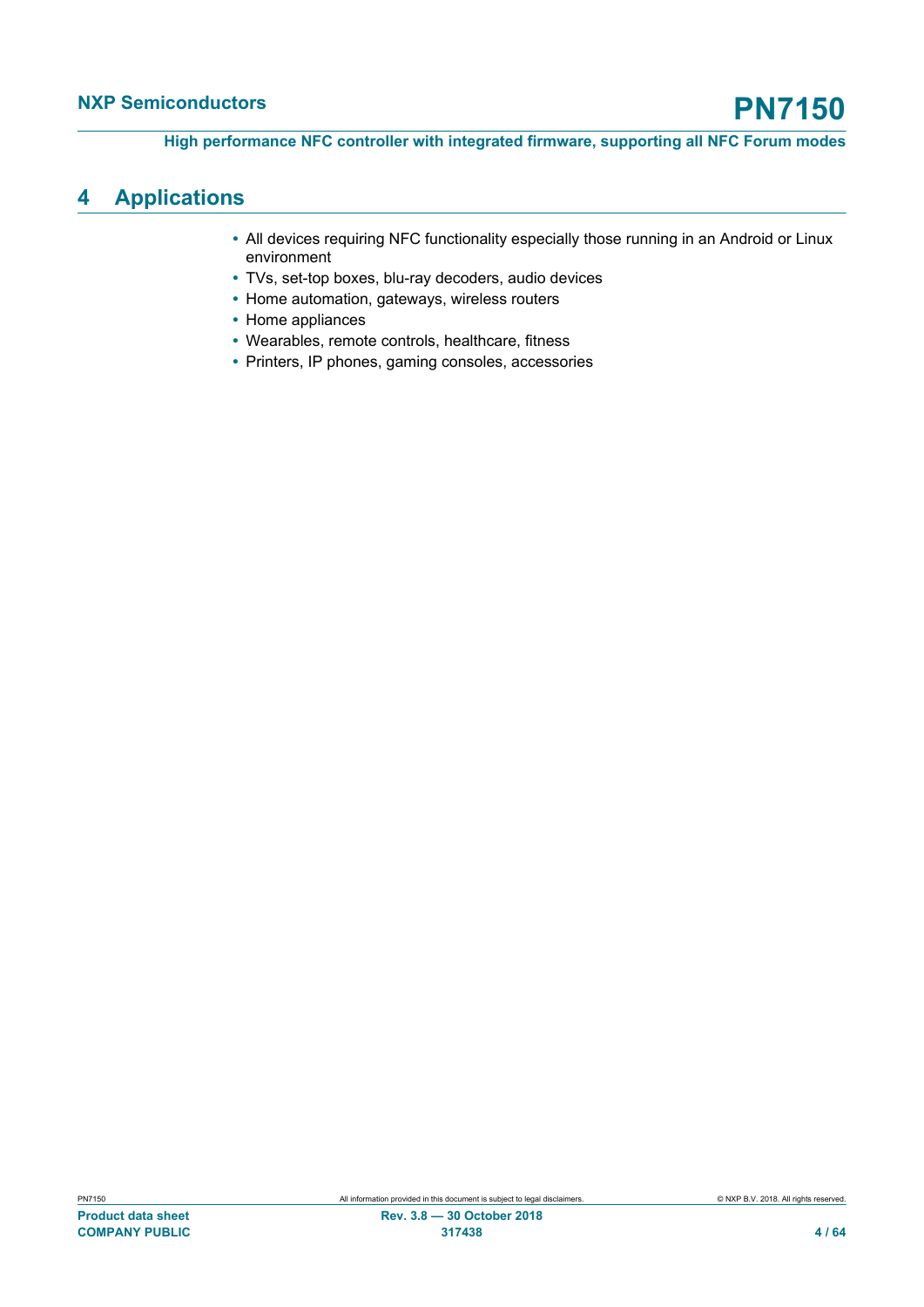# 4 Applications

- All devices requiring NFC functionality especially those running in an Android or Linux environment
- TVs, set-top boxes, blu-ray decoders, audio devices
- Home automation, gateways, wireless routers
- Home appliances
- Wearables, remote controls, healthcare, fitness
- Printers, IP phones, gaming consoles, accessories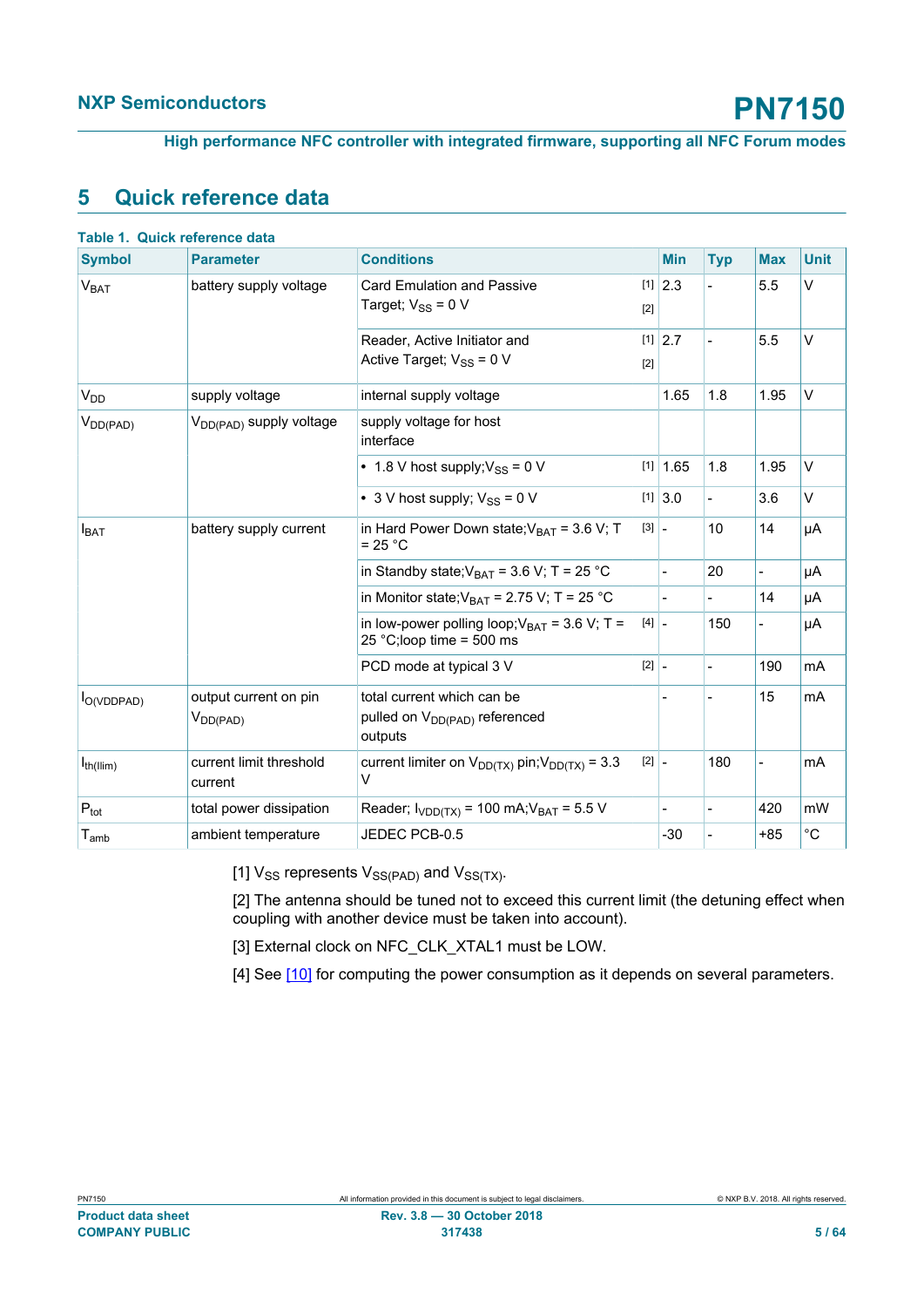# 5 Quick reference data

**Table 1. Quick reference data**

| Symbol | Parameter | Conditions | | Min | Typ | Max | Unit |
|---|---|---|---|---|---|---|---|
| $V_{BAT}$ | battery supply voltage | Card Emulation and Passive Target; $V_{SS}$ = 0 V | [1] [2] | 2.3 | - | 5.5 | V |
| | | Reader, Active Initiator and Active Target; $V_{SS}$ = 0 V | [1] [2] | 2.7 | - | 5.5 | V |
| $V_{DD}$ | supply voltage | internal supply voltage | | 1.65 | 1.8 | 1.95 | V |
| $V_{DD(PAD)}$ | $V_{DD(PAD)}$ supply voltage | supply voltage for host interface | | | | | |
| | | • 1.8 V host supply;$V_{SS}$ = 0 V | [1] | 1.65 | 1.8 | 1.95 | V |
| | | • 3 V host supply; $V_{SS}$ = 0 V | [1] | 3.0 | - | 3.6 | V |
| $I_{BAT}$ | battery supply current | in Hard Power Down state;$V_{BAT}$ = 3.6 V; T = 25 °C | [3] | - | 10 | 14 | μA |
| | | in Standby state;$V_{BAT}$ = 3.6 V; T = 25 °C | | - | 20 | - | μA |
| | | in Monitor state;$V_{BAT}$ = 2.75 V; T = 25 °C | | - | - | 14 | μA |
| | | in low-power polling loop;$V_{BAT}$ = 3.6 V; T = 25 °C;loop time = 500 ms | [4] | - | 150 | - | μA |
| | | PCD mode at typical 3 V | [2] | - | - | 190 | mA |
| $I_{O(VDDPAD)}$ | output current on pin $V_{DD(PAD)}$ | total current which can be pulled on $V_{DD(PAD)}$ referenced outputs | | - | - | 15 | mA |
| $I_{th(Ilim)}$ | current limit threshold current | current limiter on $V_{DD(TX)}$ pin;$V_{DD(TX)}$ = 3.3 V | [2] | - | 180 | - | mA |
| $P_{tot}$ | total power dissipation | Reader; $I_{VDD(TX)}$ = 100 mA;$V_{BAT}$ = 5.5 V | | - | - | 420 | mW |
| $T_{amb}$ | ambient temperature | JEDEC PCB-0.5 | | -30 | - | +85 | °C |

[1] $V_{SS}$ represents $V_{SS(PAD)}$ and $V_{SS(TX)}$.

[2] The antenna should be tuned not to exceed this current limit (the detuning effect when coupling with another device must be taken into account).

[3] External clock on NFC_CLK_XTAL1 must be LOW.

[4] See [10] for computing the power consumption as it depends on several parameters.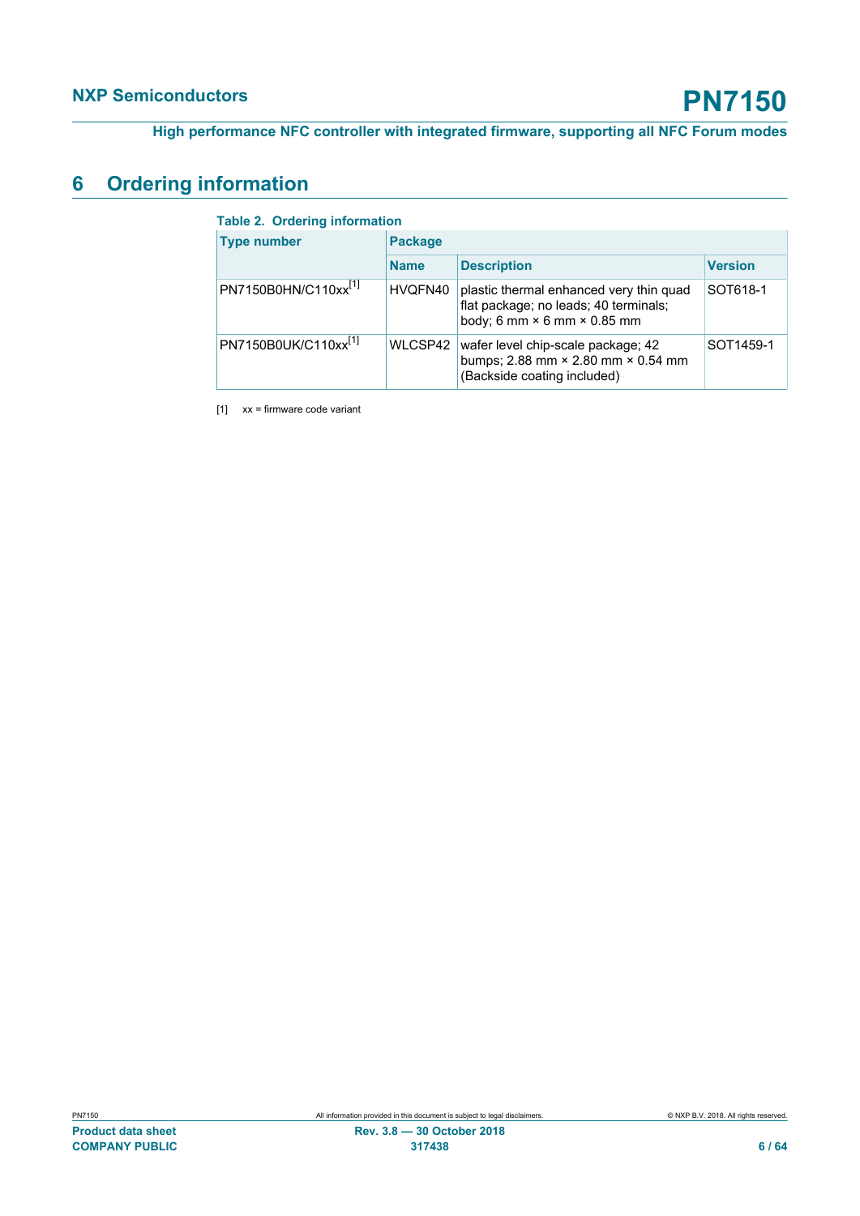## 6 Ordering information

**Table 2. Ordering information**

| Type number | Package | | |
|---|---|---|---|
| | **Name** | **Description** | **Version** |
| PN7150B0HN/C110xx[1] | HVQFN40 | plastic thermal enhanced very thin quad flat package; no leads; 40 terminals; body; 6 mm × 6 mm × 0.85 mm | SOT618-1 |
| PN7150B0UK/C110xx[1] | WLCSP42 | wafer level chip-scale package; 42 bumps; 2.88 mm × 2.80 mm × 0.54 mm (Backside coating included) | SOT1459-1 |

[1] xx = firmware code variant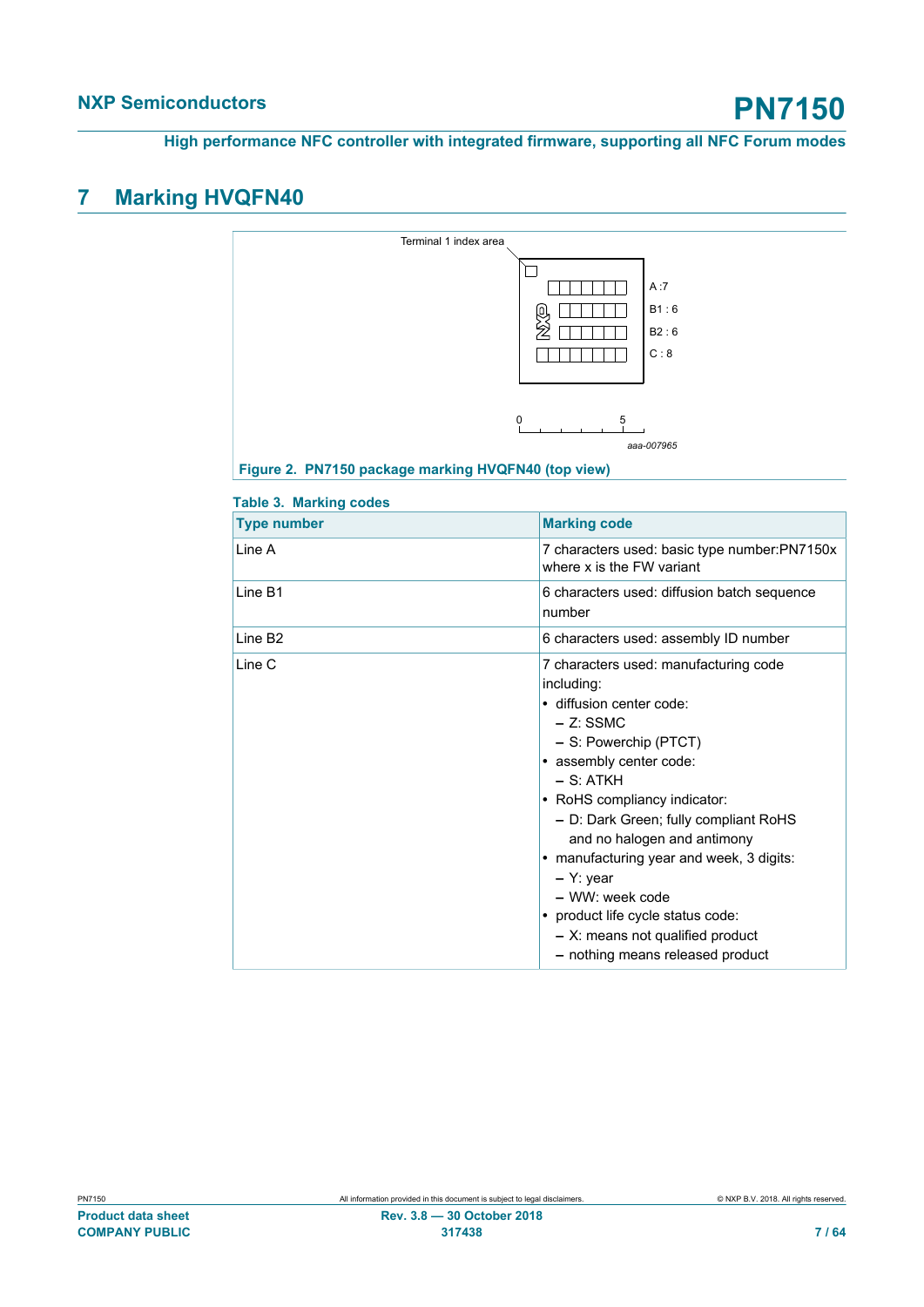# 7 Marking HVQFN40

Figure 2. PN7150 package marking HVQFN40 (top view)

**Table 3. Marking codes**

| Type number | Marking code |
|---|---|
| Line A | 7 characters used: basic type number:PN7150x where x is the FW variant |
| Line B1 | 6 characters used: diffusion batch sequence number |
| Line B2 | 6 characters used: assembly ID number |
| Line C | 7 characters used: manufacturing code including:<br>• diffusion center code:<br>– Z: SSMC<br>– S: Powerchip (PTCT)<br>• assembly center code:<br>– S: ATKH<br>• RoHS compliancy indicator:<br>– D: Dark Green; fully compliant RoHS and no halogen and antimony<br>• manufacturing year and week, 3 digits:<br>– Y: year<br>– WW: week code<br>• product life cycle status code:<br>– X: means not qualified product<br>– nothing means released product |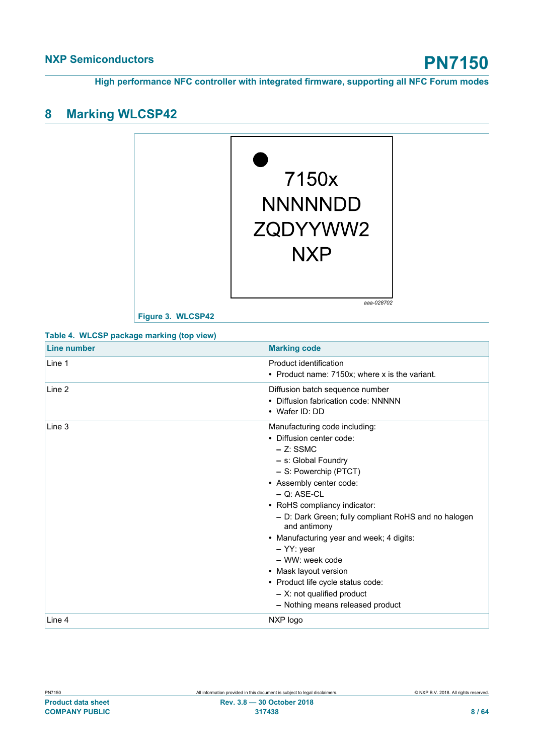## 8 Marking WLCSP42

7150x
NNNNNDD
ZQDYYWW2
NXP

aaa-028702

**Figure 3. WLCSP42**

**Table 4. WLCSP package marking (top view)**

| Line number | Marking code |
|---|---|
| Line 1 | Product identification<br>• Product name: 7150x; where x is the variant. |
| Line 2 | Diffusion batch sequence number<br>• Diffusion fabrication code: NNNNN<br>• Wafer ID: DD |
| Line 3 | Manufacturing code including:<br>• Diffusion center code:<br>– Z: SSMC<br>– s: Global Foundry<br>– S: Powerchip (PTCT)<br>• Assembly center code:<br>– Q: ASE-CL<br>• RoHS compliancy indicator:<br>– D: Dark Green; fully compliant RoHS and no halogen and antimony<br>• Manufacturing year and week; 4 digits:<br>– YY: year<br>– WW: week code<br>• Mask layout version<br>• Product life cycle status code:<br>– X: not qualified product<br>– Nothing means released product |
| Line 4 | NXP logo |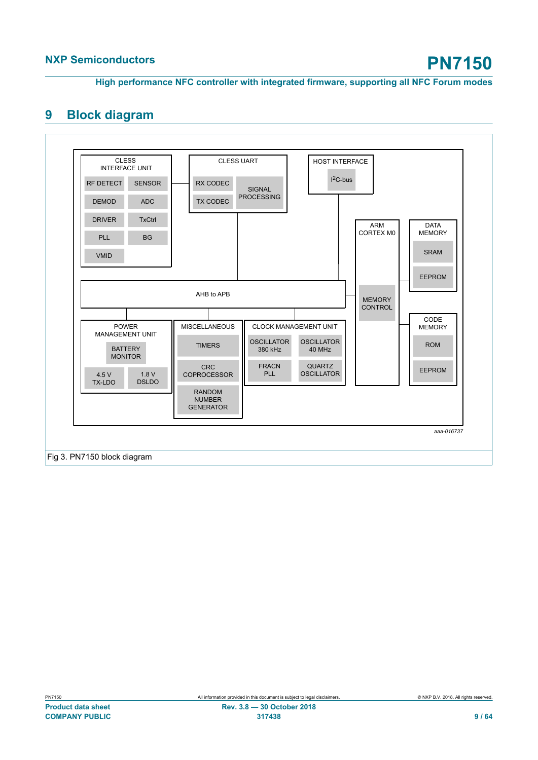## 9 Block diagram

CLESS INTERFACE UNIT: RF DETECT, SENSOR, DEMOD, ADC, DRIVER, TxCtrl, PLL, BG, VMID

CLESS UART: RX CODEC, TX CODEC, SIGNAL PROCESSING

HOST INTERFACE: I²C-bus

ARM CORTEX M0: MEMORY CONTROL

DATA MEMORY: SRAM, EEPROM

AHB to APB

POWER MANAGEMENT UNIT: BATTERY MONITOR, 4.5 V TX-LDO, 1.8 V DSLDO

MISCELLANEOUS: TIMERS, CRC COPROCESSOR, RANDOM NUMBER GENERATOR

CLOCK MANAGEMENT UNIT: OSCILLATOR 380 kHz, OSCILLATOR 40 MHz, FRACN PLL, QUARTZ OSCILLATOR

CODE MEMORY: ROM, EEPROM

aaa-016737

Fig 3. PN7150 block diagram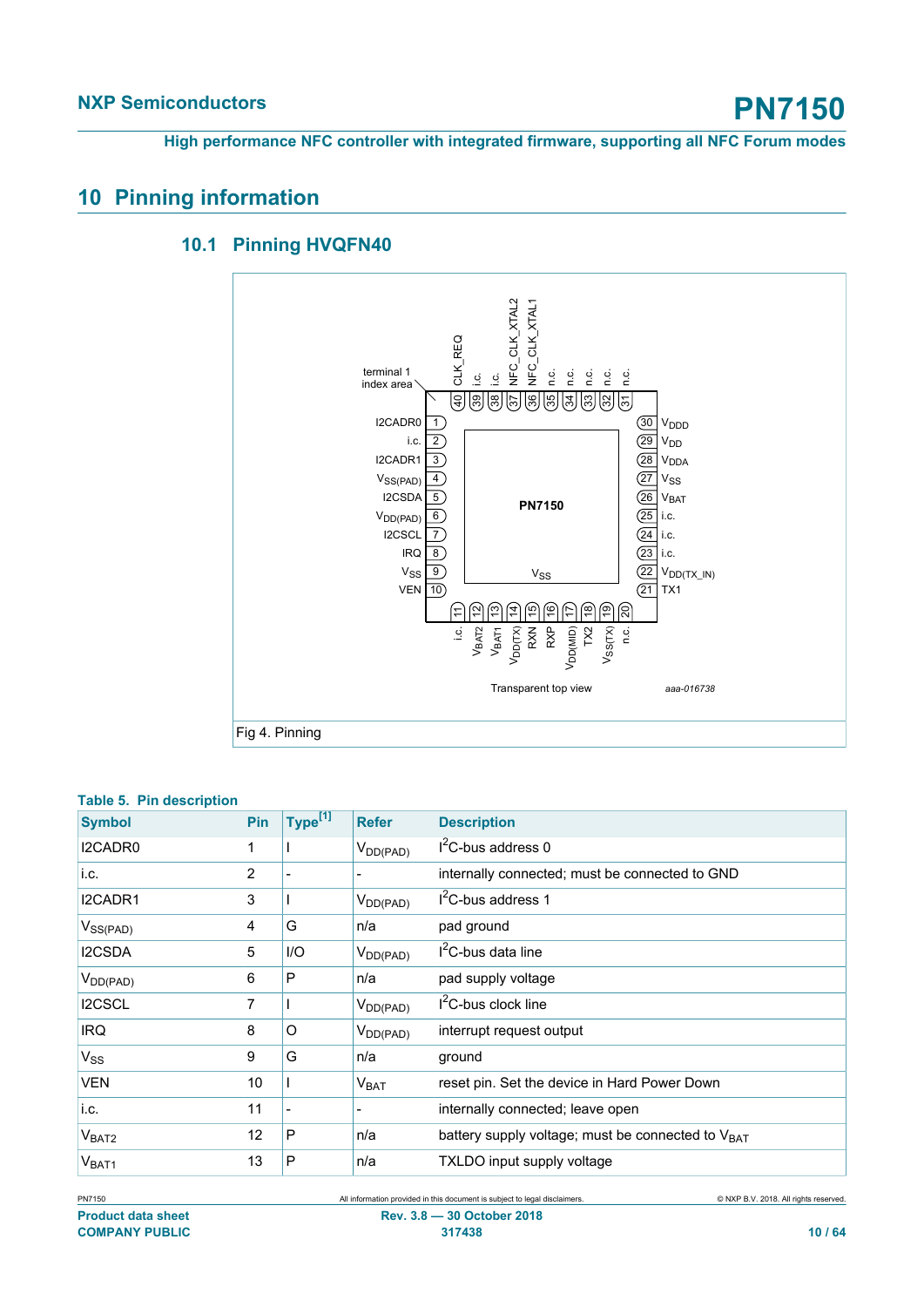# 10 Pinning information

## 10.1 Pinning HVQFN40

Fig 4. Pinning

**Table 5. Pin description**

| Symbol | Pin | Type[1] | Refer | Description |
|---|---|---|---|---|
| I2CADR0 | 1 | I | $V_{DD(PAD)}$ | $I^2C$-bus address 0 |
| i.c. | 2 | - | - | internally connected; must be connected to GND |
| I2CADR1 | 3 | I | $V_{DD(PAD)}$ | $I^2C$-bus address 1 |
| $V_{SS(PAD)}$ | 4 | G | n/a | pad ground |
| I2CSDA | 5 | I/O | $V_{DD(PAD)}$ | $I^2C$-bus data line |
| $V_{DD(PAD)}$ | 6 | P | n/a | pad supply voltage |
| I2CSCL | 7 | I | $V_{DD(PAD)}$ | $I^2C$-bus clock line |
| IRQ | 8 | O | $V_{DD(PAD)}$ | interrupt request output |
| $V_{SS}$ | 9 | G | n/a | ground |
| VEN | 10 | I | $V_{BAT}$ | reset pin. Set the device in Hard Power Down |
| i.c. | 11 | - | - | internally connected; leave open |
| $V_{BAT2}$ | 12 | P | n/a | battery supply voltage; must be connected to $V_{BAT}$ |
| $V_{BAT1}$ | 13 | P | n/a | TXLDO input supply voltage |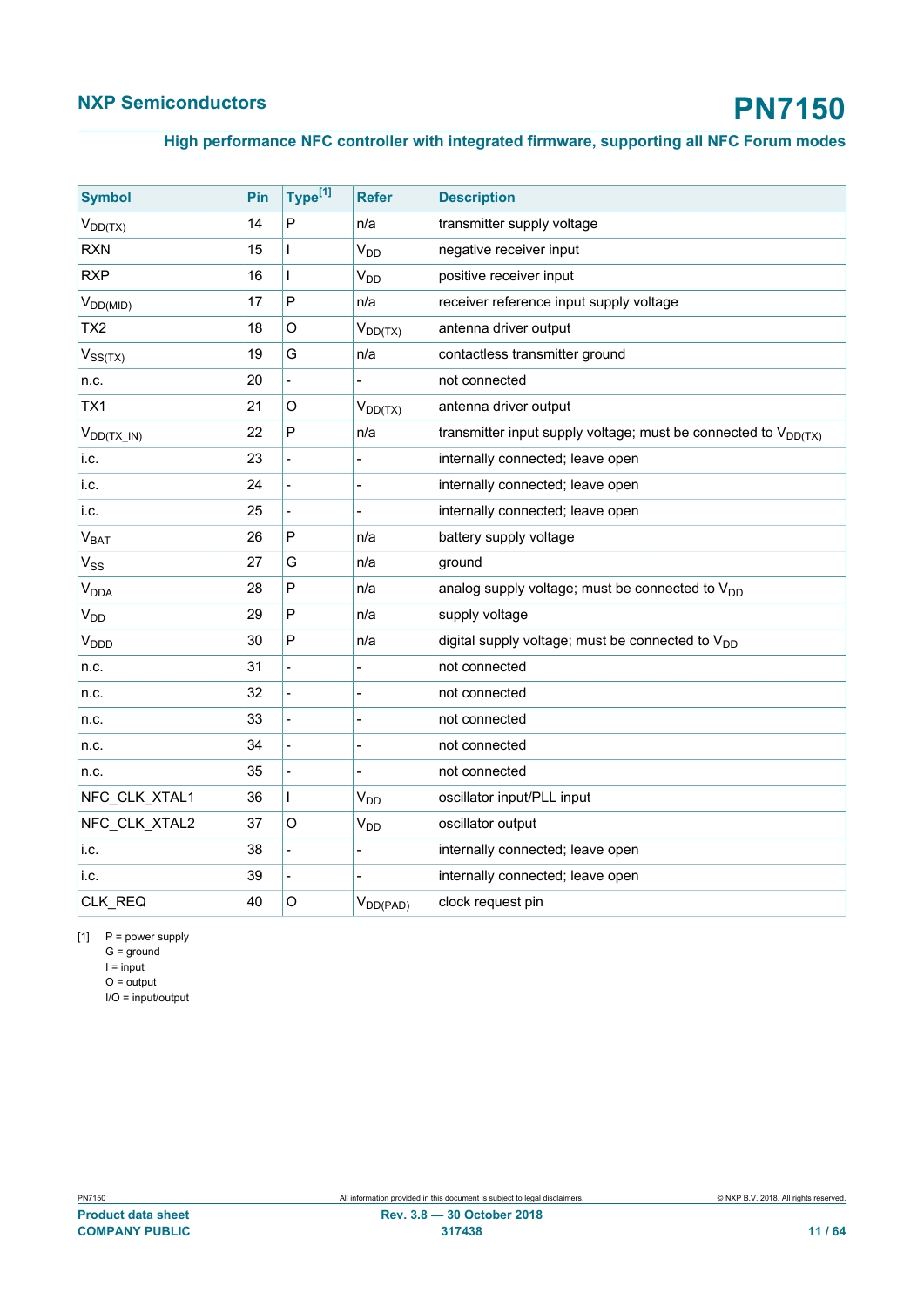| Symbol | Pin | Type[1] | Refer | Description |
|---|---|---|---|---|
| $V_{DD(TX)}$ | 14 | P | n/a | transmitter supply voltage |
| RXN | 15 | I | $V_{DD}$ | negative receiver input |
| RXP | 16 | I | $V_{DD}$ | positive receiver input |
| $V_{DD(MID)}$ | 17 | P | n/a | receiver reference input supply voltage |
| TX2 | 18 | O | $V_{DD(TX)}$ | antenna driver output |
| $V_{SS(TX)}$ | 19 | G | n/a | contactless transmitter ground |
| n.c. | 20 | - | - | not connected |
| TX1 | 21 | O | $V_{DD(TX)}$ | antenna driver output |
| $V_{DD(TX\_IN)}$ | 22 | P | n/a | transmitter input supply voltage; must be connected to $V_{DD(TX)}$ |
| i.c. | 23 | - | - | internally connected; leave open |
| i.c. | 24 | - | - | internally connected; leave open |
| i.c. | 25 | - | - | internally connected; leave open |
| $V_{BAT}$ | 26 | P | n/a | battery supply voltage |
| $V_{SS}$ | 27 | G | n/a | ground |
| $V_{DDA}$ | 28 | P | n/a | analog supply voltage; must be connected to $V_{DD}$ |
| $V_{DD}$ | 29 | P | n/a | supply voltage |
| $V_{DDD}$ | 30 | P | n/a | digital supply voltage; must be connected to $V_{DD}$ |
| n.c. | 31 | - | - | not connected |
| n.c. | 32 | - | - | not connected |
| n.c. | 33 | - | - | not connected |
| n.c. | 34 | - | - | not connected |
| n.c. | 35 | - | - | not connected |
| NFC_CLK_XTAL1 | 36 | I | $V_{DD}$ | oscillator input/PLL input |
| NFC_CLK_XTAL2 | 37 | O | $V_{DD}$ | oscillator output |
| i.c. | 38 | - | - | internally connected; leave open |
| i.c. | 39 | - | - | internally connected; leave open |
| CLK_REQ | 40 | O | $V_{DD(PAD)}$ | clock request pin |

[1] P = power supply
G = ground
I = input
O = output
I/O = input/output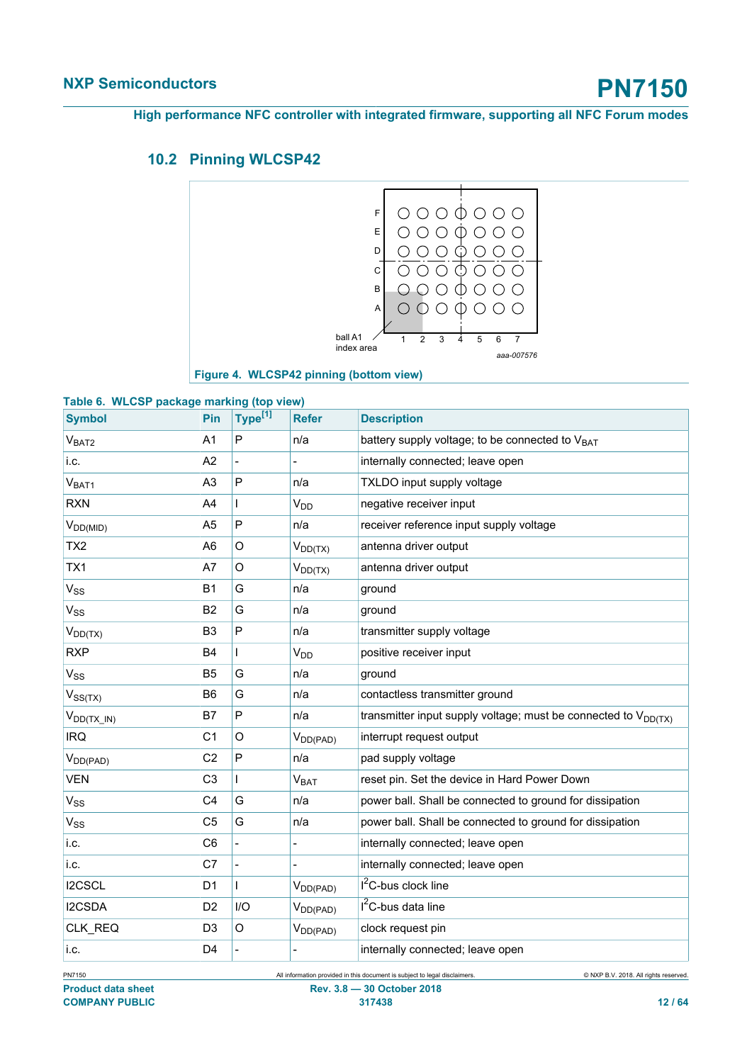## 10.2 Pinning WLCSP42

Figure 4. WLCSP42 pinning (bottom view)

Table 6. WLCSP package marking (top view)

| Symbol | Pin | Type[1] | Refer | Description |
|---|---|---|---|---|
| $V_{BAT2}$ | A1 | P | n/a | battery supply voltage; to be connected to $V_{BAT}$ |
| i.c. | A2 | - | - | internally connected; leave open |
| $V_{BAT1}$ | A3 | P | n/a | TXLDO input supply voltage |
| RXN | A4 | I | $V_{DD}$ | negative receiver input |
| $V_{DD(MID)}$ | A5 | P | n/a | receiver reference input supply voltage |
| TX2 | A6 | O | $V_{DD(TX)}$ | antenna driver output |
| TX1 | A7 | O | $V_{DD(TX)}$ | antenna driver output |
| $V_{SS}$ | B1 | G | n/a | ground |
| $V_{SS}$ | B2 | G | n/a | ground |
| $V_{DD(TX)}$ | B3 | P | n/a | transmitter supply voltage |
| RXP | B4 | I | $V_{DD}$ | positive receiver input |
| $V_{SS}$ | B5 | G | n/a | ground |
| $V_{SS(TX)}$ | B6 | G | n/a | contactless transmitter ground |
| $V_{DD(TX\_IN)}$ | B7 | P | n/a | transmitter input supply voltage; must be connected to $V_{DD(TX)}$ |
| IRQ | C1 | O | $V_{DD(PAD)}$ | interrupt request output |
| $V_{DD(PAD)}$ | C2 | P | n/a | pad supply voltage |
| VEN | C3 | I | $V_{BAT}$ | reset pin. Set the device in Hard Power Down |
| $V_{SS}$ | C4 | G | n/a | power ball. Shall be connected to ground for dissipation |
| $V_{SS}$ | C5 | G | n/a | power ball. Shall be connected to ground for dissipation |
| i.c. | C6 | - | - | internally connected; leave open |
| i.c. | C7 | - | - | internally connected; leave open |
| I2CSCL | D1 | I | $V_{DD(PAD)}$ | $I^2C$-bus clock line |
| I2CSDA | D2 | I/O | $V_{DD(PAD)}$ | $I^2C$-bus data line |
| CLK_REQ | D3 | O | $V_{DD(PAD)}$ | clock request pin |
| i.c. | D4 | - | - | internally connected; leave open |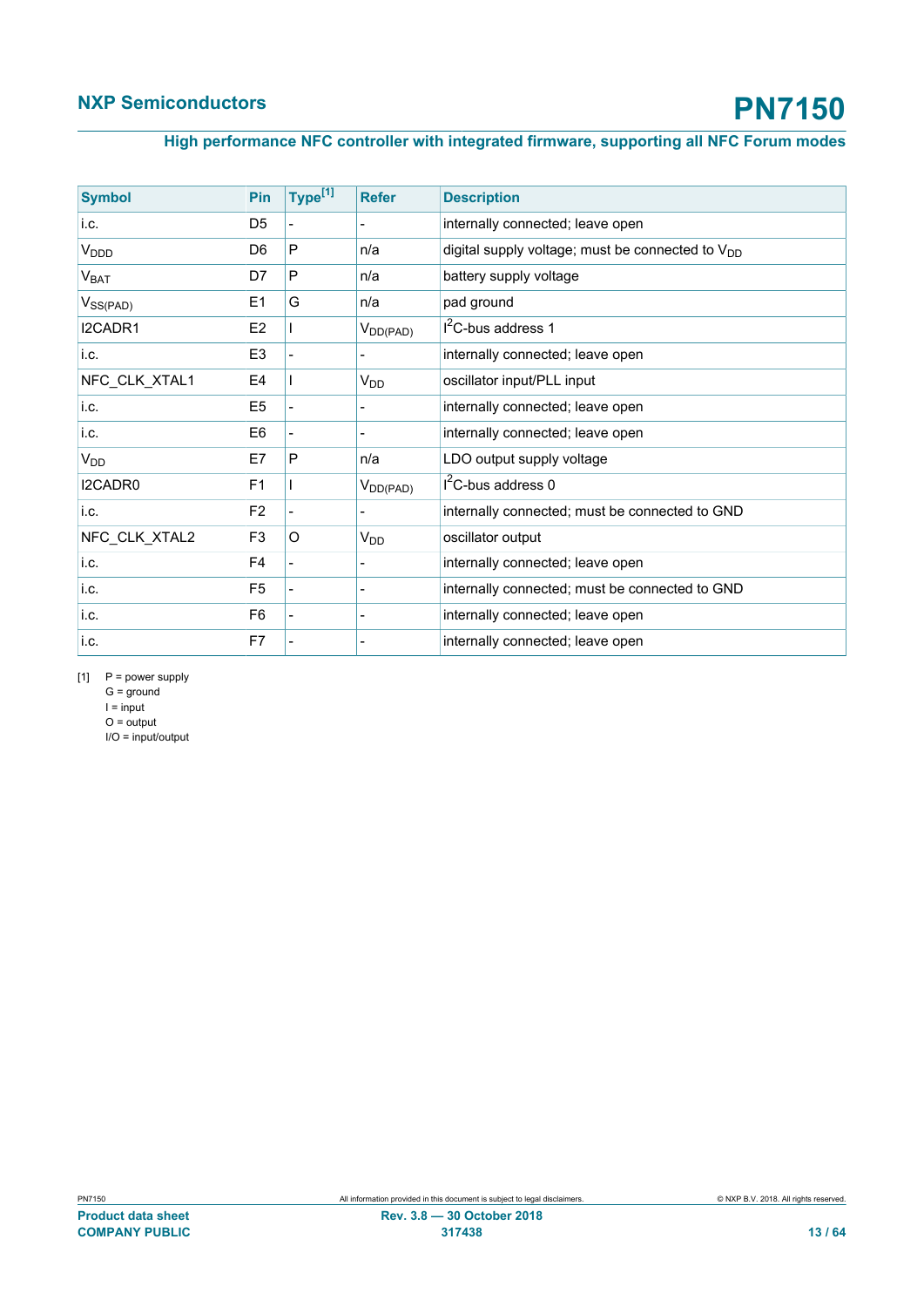| Symbol | Pin | Type[1] | Refer | Description |
|---|---|---|---|---|
| i.c. | D5 | - | - | internally connected; leave open |
| $V_{DDD}$ | D6 | P | n/a | digital supply voltage; must be connected to $V_{DD}$ |
| $V_{BAT}$ | D7 | P | n/a | battery supply voltage |
| $V_{SS(PAD)}$ | E1 | G | n/a | pad ground |
| I2CADR1 | E2 | I | $V_{DD(PAD)}$ | $I^2C$-bus address 1 |
| i.c. | E3 | - | - | internally connected; leave open |
| NFC_CLK_XTAL1 | E4 | I | $V_{DD}$ | oscillator input/PLL input |
| i.c. | E5 | - | - | internally connected; leave open |
| i.c. | E6 | - | - | internally connected; leave open |
| $V_{DD}$ | E7 | P | n/a | LDO output supply voltage |
| I2CADR0 | F1 | I | $V_{DD(PAD)}$ | $I^2C$-bus address 0 |
| i.c. | F2 | - | - | internally connected; must be connected to GND |
| NFC_CLK_XTAL2 | F3 | O | $V_{DD}$ | oscillator output |
| i.c. | F4 | - | - | internally connected; leave open |
| i.c. | F5 | - | - | internally connected; must be connected to GND |
| i.c. | F6 | - | - | internally connected; leave open |
| i.c. | F7 | - | - | internally connected; leave open |

[1] P = power supply
G = ground
I = input
O = output
I/O = input/output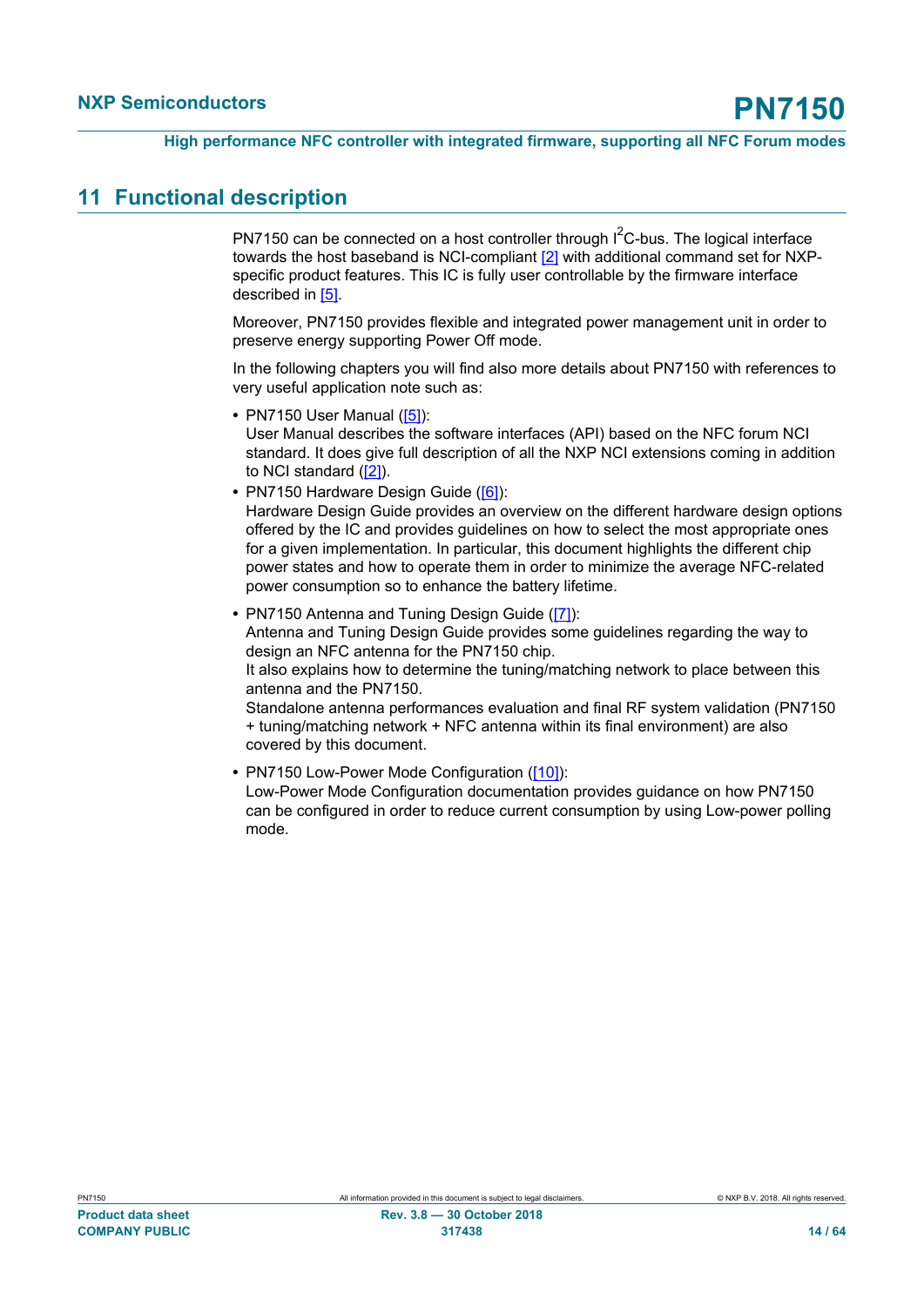# 11 Functional description

PN7150 can be connected on a host controller through I$^2$C-bus. The logical interface towards the host baseband is NCI-compliant [2] with additional command set for NXP-specific product features. This IC is fully user controllable by the firmware interface described in [5].

Moreover, PN7150 provides flexible and integrated power management unit in order to preserve energy supporting Power Off mode.

In the following chapters you will find also more details about PN7150 with references to very useful application note such as:

- PN7150 User Manual ([5]):
  User Manual describes the software interfaces (API) based on the NFC forum NCI standard. It does give full description of all the NXP NCI extensions coming in addition to NCI standard ([2]).
- PN7150 Hardware Design Guide ([6]):
  Hardware Design Guide provides an overview on the different hardware design options offered by the IC and provides guidelines on how to select the most appropriate ones for a given implementation. In particular, this document highlights the different chip power states and how to operate them in order to minimize the average NFC-related power consumption so to enhance the battery lifetime.
- PN7150 Antenna and Tuning Design Guide ([7]):
  Antenna and Tuning Design Guide provides some guidelines regarding the way to design an NFC antenna for the PN7150 chip.
  It also explains how to determine the tuning/matching network to place between this antenna and the PN7150.
  Standalone antenna performances evaluation and final RF system validation (PN7150 + tuning/matching network + NFC antenna within its final environment) are also covered by this document.
- PN7150 Low-Power Mode Configuration ([10]):
  Low-Power Mode Configuration documentation provides guidance on how PN7150 can be configured in order to reduce current consumption by using Low-power polling mode.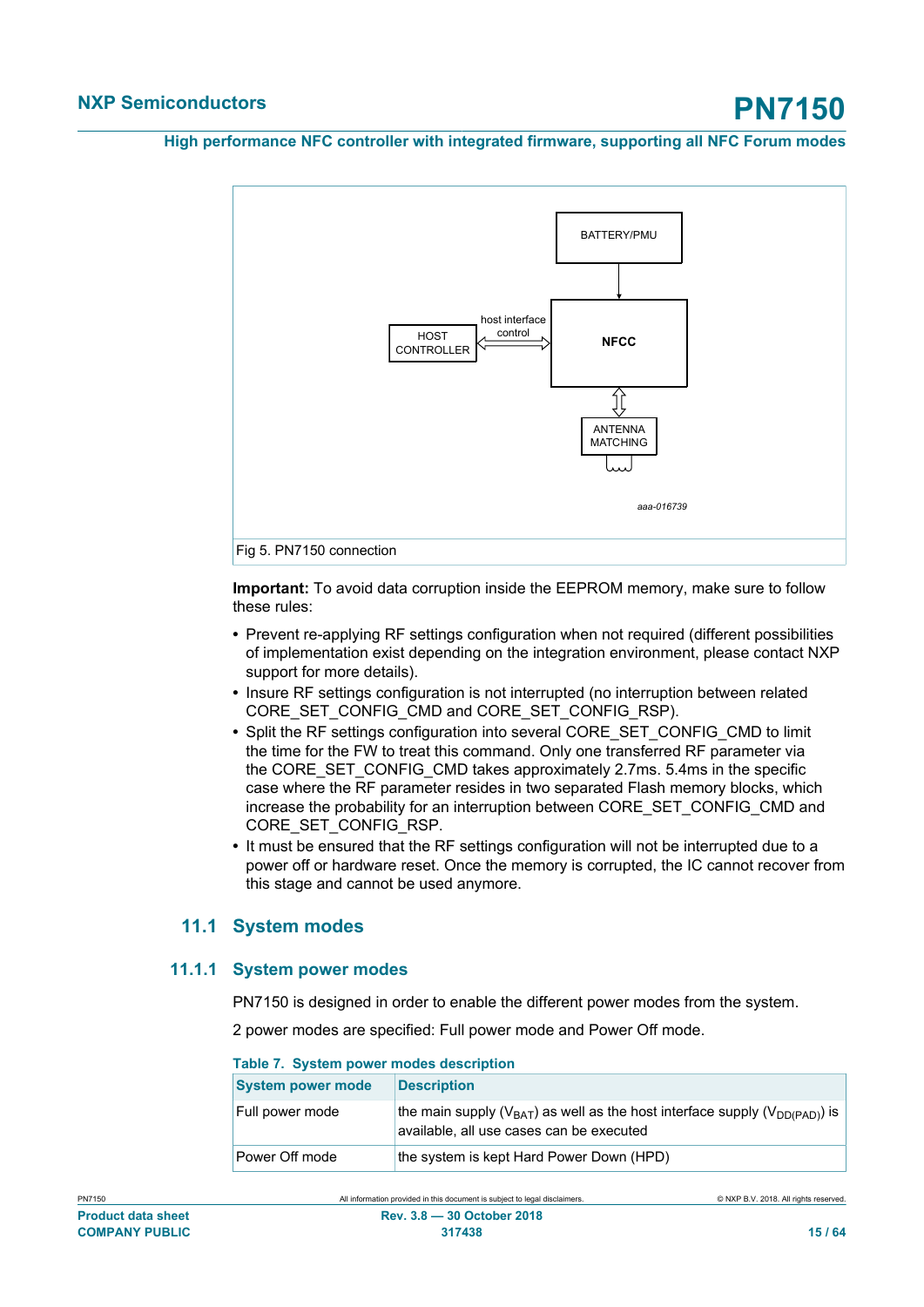Fig 5. PN7150 connection

**Important:** To avoid data corruption inside the EEPROM memory, make sure to follow these rules:

- Prevent re-applying RF settings configuration when not required (different possibilities of implementation exist depending on the integration environment, please contact NXP support for more details).
- Insure RF settings configuration is not interrupted (no interruption between related CORE_SET_CONFIG_CMD and CORE_SET_CONFIG_RSP).
- Split the RF settings configuration into several CORE_SET_CONFIG_CMD to limit the time for the FW to treat this command. Only one transferred RF parameter via the CORE_SET_CONFIG_CMD takes approximately 2.7ms. 5.4ms in the specific case where the RF parameter resides in two separated Flash memory blocks, which increase the probability for an interruption between CORE_SET_CONFIG_CMD and CORE_SET_CONFIG_RSP.
- It must be ensured that the RF settings configuration will not be interrupted due to a power off or hardware reset. Once the memory is corrupted, the IC cannot recover from this stage and cannot be used anymore.

## 11.1 System modes

### 11.1.1 System power modes

PN7150 is designed in order to enable the different power modes from the system.

2 power modes are specified: Full power mode and Power Off mode.

**Table 7. System power modes description**

| System power mode | Description |
|---|---|
| Full power mode | the main supply ($V_{BAT}$) as well as the host interface supply ($V_{DD(PAD)}$) is available, all use cases can be executed |
| Power Off mode | the system is kept Hard Power Down (HPD) |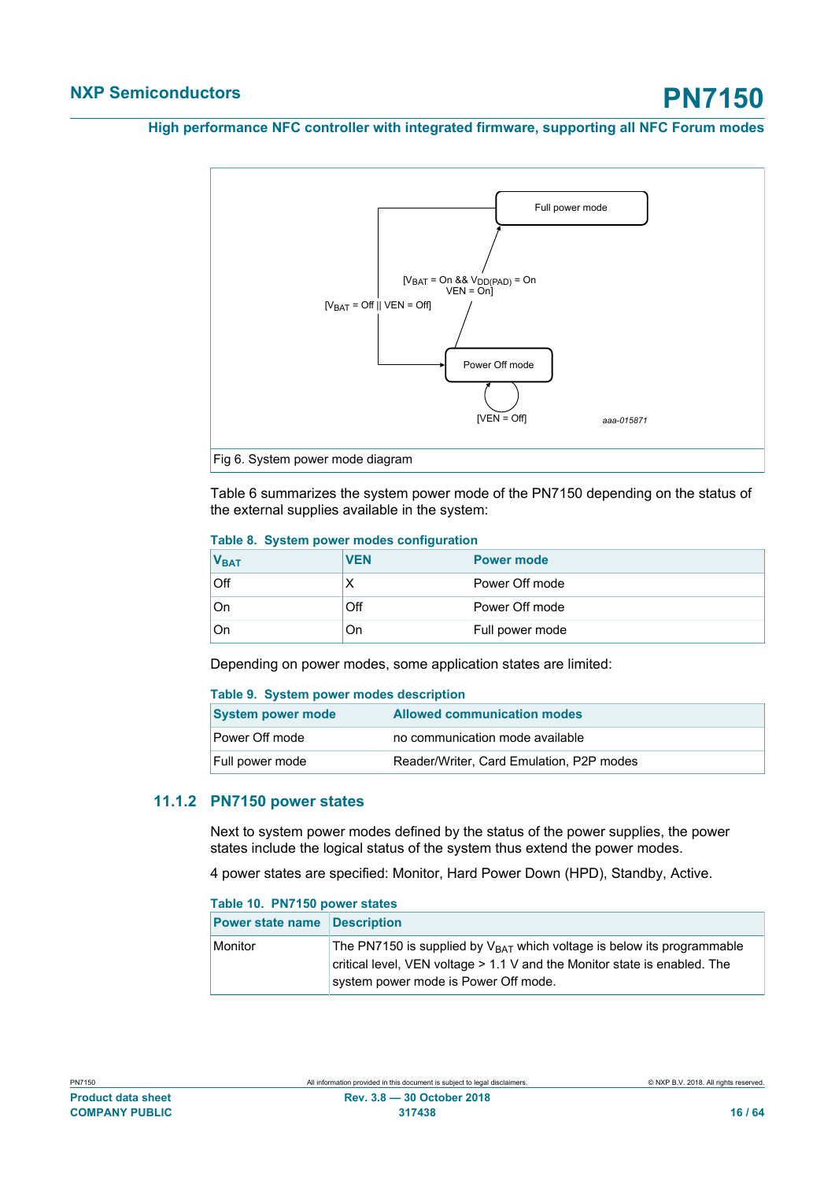[$V_{BAT}$ = On && $V_{DD(PAD)}$ = On VEN = On]

[$V_{BAT}$ = Off || VEN = Off]

Full power mode

Power Off mode

[VEN = Off]

aaa-015871

Fig 6. System power mode diagram

Table 6 summarizes the system power mode of the PN7150 depending on the status of the external supplies available in the system:

**Table 8. System power modes configuration**

| $V_{BAT}$ | VEN | Power mode |
|---|---|---|
| Off | X | Power Off mode |
| On | Off | Power Off mode |
| On | On | Full power mode |

Depending on power modes, some application states are limited:

**Table 9. System power modes description**

| System power mode | Allowed communication modes |
|---|---|
| Power Off mode | no communication mode available |
| Full power mode | Reader/Writer, Card Emulation, P2P modes |

### 11.1.2 PN7150 power states

Next to system power modes defined by the status of the power supplies, the power states include the logical status of the system thus extend the power modes.

4 power states are specified: Monitor, Hard Power Down (HPD), Standby, Active.

**Table 10. PN7150 power states**

| Power state name | Description |
|---|---|
| Monitor | The PN7150 is supplied by $V_{BAT}$ which voltage is below its programmable critical level, VEN voltage > 1.1 V and the Monitor state is enabled. The system power mode is Power Off mode. |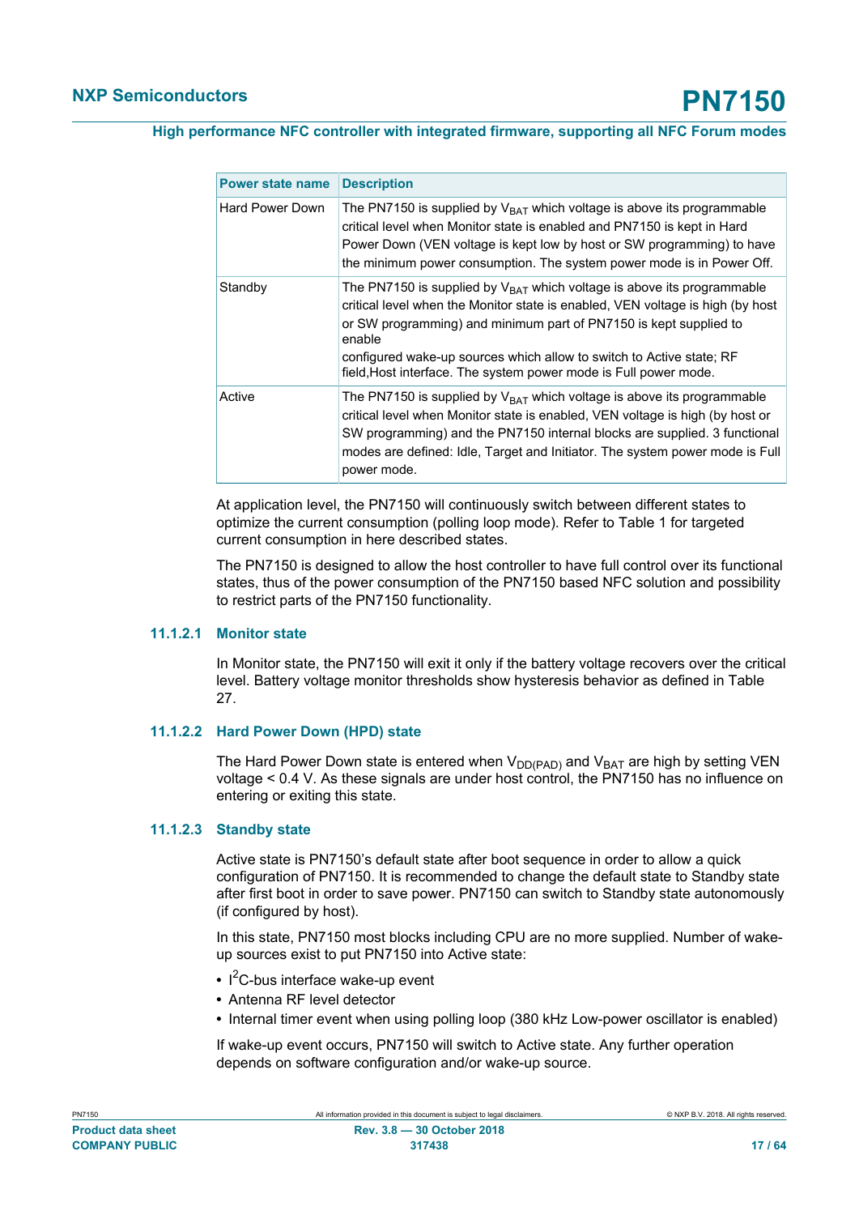| Power state name | Description |
| --- | --- |
| Hard Power Down | The PN7150 is supplied by $V_{BAT}$ which voltage is above its programmable critical level when Monitor state is enabled and PN7150 is kept in Hard Power Down (VEN voltage is kept low by host or SW programming) to have the minimum power consumption. The system power mode is in Power Off. |
| Standby | The PN7150 is supplied by $V_{BAT}$ which voltage is above its programmable critical level when the Monitor state is enabled, VEN voltage is high (by host or SW programming) and minimum part of PN7150 is kept supplied to enable configured wake-up sources which allow to switch to Active state; RF field,Host interface. The system power mode is Full power mode. |
| Active | The PN7150 is supplied by $V_{BAT}$ which voltage is above its programmable critical level when Monitor state is enabled, VEN voltage is high (by host or SW programming) and the PN7150 internal blocks are supplied. 3 functional modes are defined: Idle, Target and Initiator. The system power mode is Full power mode. |

At application level, the PN7150 will continuously switch between different states to optimize the current consumption (polling loop mode). Refer to Table 1 for targeted current consumption in here described states.

The PN7150 is designed to allow the host controller to have full control over its functional states, thus of the power consumption of the PN7150 based NFC solution and possibility to restrict parts of the PN7150 functionality.

#### 11.1.2.1 Monitor state

In Monitor state, the PN7150 will exit it only if the battery voltage recovers over the critical level. Battery voltage monitor thresholds show hysteresis behavior as defined in Table 27.

#### 11.1.2.2 Hard Power Down (HPD) state

The Hard Power Down state is entered when $V_{DD(PAD)}$ and $V_{BAT}$ are high by setting VEN voltage < 0.4 V. As these signals are under host control, the PN7150 has no influence on entering or exiting this state.

#### 11.1.2.3 Standby state

Active state is PN7150's default state after boot sequence in order to allow a quick configuration of PN7150. It is recommended to change the default state to Standby state after first boot in order to save power. PN7150 can switch to Standby state autonomously (if configured by host).

In this state, PN7150 most blocks including CPU are no more supplied. Number of wake-up sources exist to put PN7150 into Active state:

- $I^2C$-bus interface wake-up event
- Antenna RF level detector
- Internal timer event when using polling loop (380 kHz Low-power oscillator is enabled)

If wake-up event occurs, PN7150 will switch to Active state. Any further operation depends on software configuration and/or wake-up source.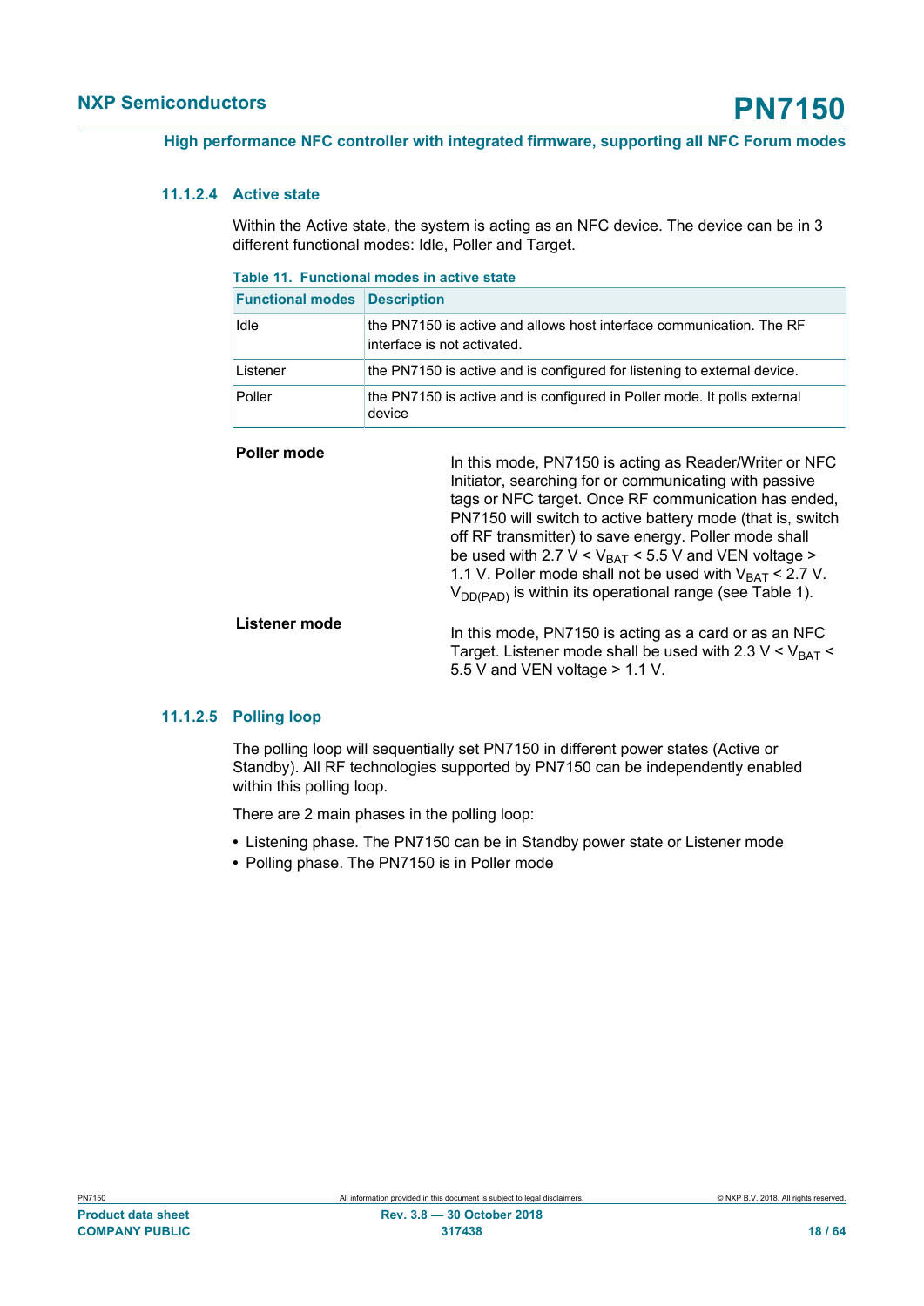#### 11.1.2.4 Active state

Within the Active state, the system is acting as an NFC device. The device can be in 3 different functional modes: Idle, Poller and Target.

**Table 11. Functional modes in active state**

| Functional modes | Description |
|---|---|
| Idle | the PN7150 is active and allows host interface communication. The RF interface is not activated. |
| Listener | the PN7150 is active and is configured for listening to external device. |
| Poller | the PN7150 is active and is configured in Poller mode. It polls external device |

**Poller mode**

In this mode, PN7150 is acting as Reader/Writer or NFC Initiator, searching for or communicating with passive tags or NFC target. Once RF communication has ended, PN7150 will switch to active battery mode (that is, switch off RF transmitter) to save energy. Poller mode shall be used with 2.7 V < $V_{BAT}$ < 5.5 V and VEN voltage > 1.1 V. Poller mode shall not be used with $V_{BAT}$ < 2.7 V. $V_{DD(PAD)}$ is within its operational range (see Table 1).

**Listener mode**

In this mode, PN7150 is acting as a card or as an NFC Target. Listener mode shall be used with 2.3 V < $V_{BAT}$ < 5.5 V and VEN voltage > 1.1 V.

#### 11.1.2.5 Polling loop

The polling loop will sequentially set PN7150 in different power states (Active or Standby). All RF technologies supported by PN7150 can be independently enabled within this polling loop.

There are 2 main phases in the polling loop:

- Listening phase. The PN7150 can be in Standby power state or Listener mode
- Polling phase. The PN7150 is in Poller mode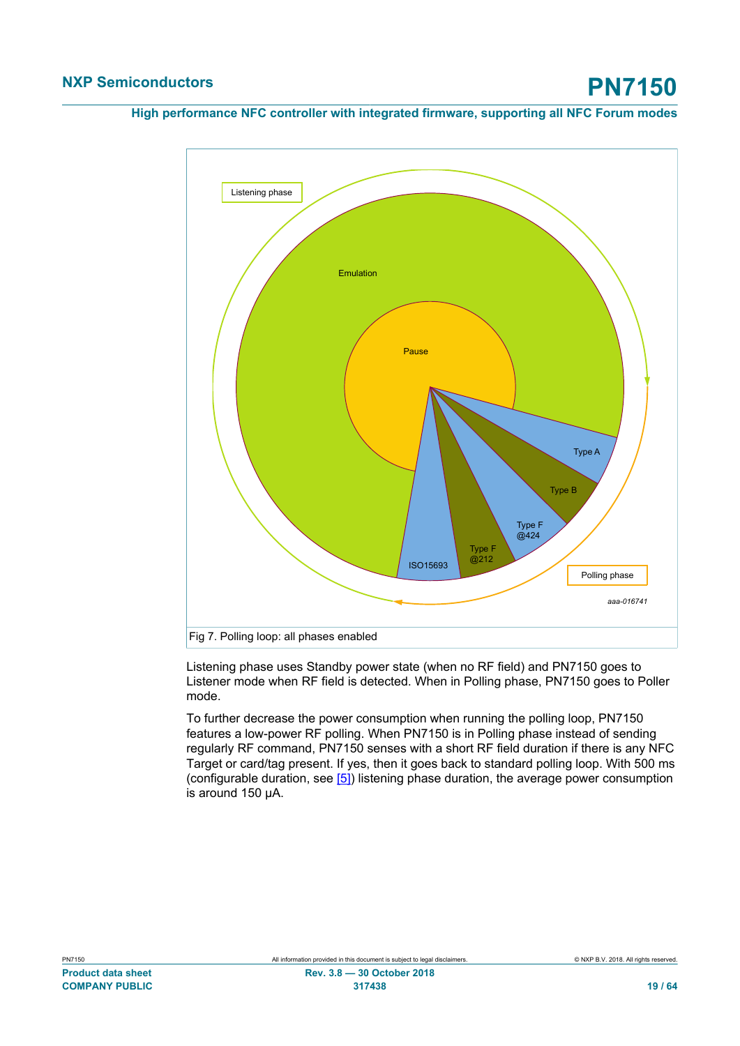Fig 7. Polling loop: all phases enabled

Listening phase uses Standby power state (when no RF field) and PN7150 goes to Listener mode when RF field is detected. When in Polling phase, PN7150 goes to Poller mode.

To further decrease the power consumption when running the polling loop, PN7150 features a low-power RF polling. When PN7150 is in Polling phase instead of sending regularly RF command, PN7150 senses with a short RF field duration if there is any NFC Target or card/tag present. If yes, then it goes back to standard polling loop. With 500 ms (configurable duration, see [5]) listening phase duration, the average power consumption is around 150 µA.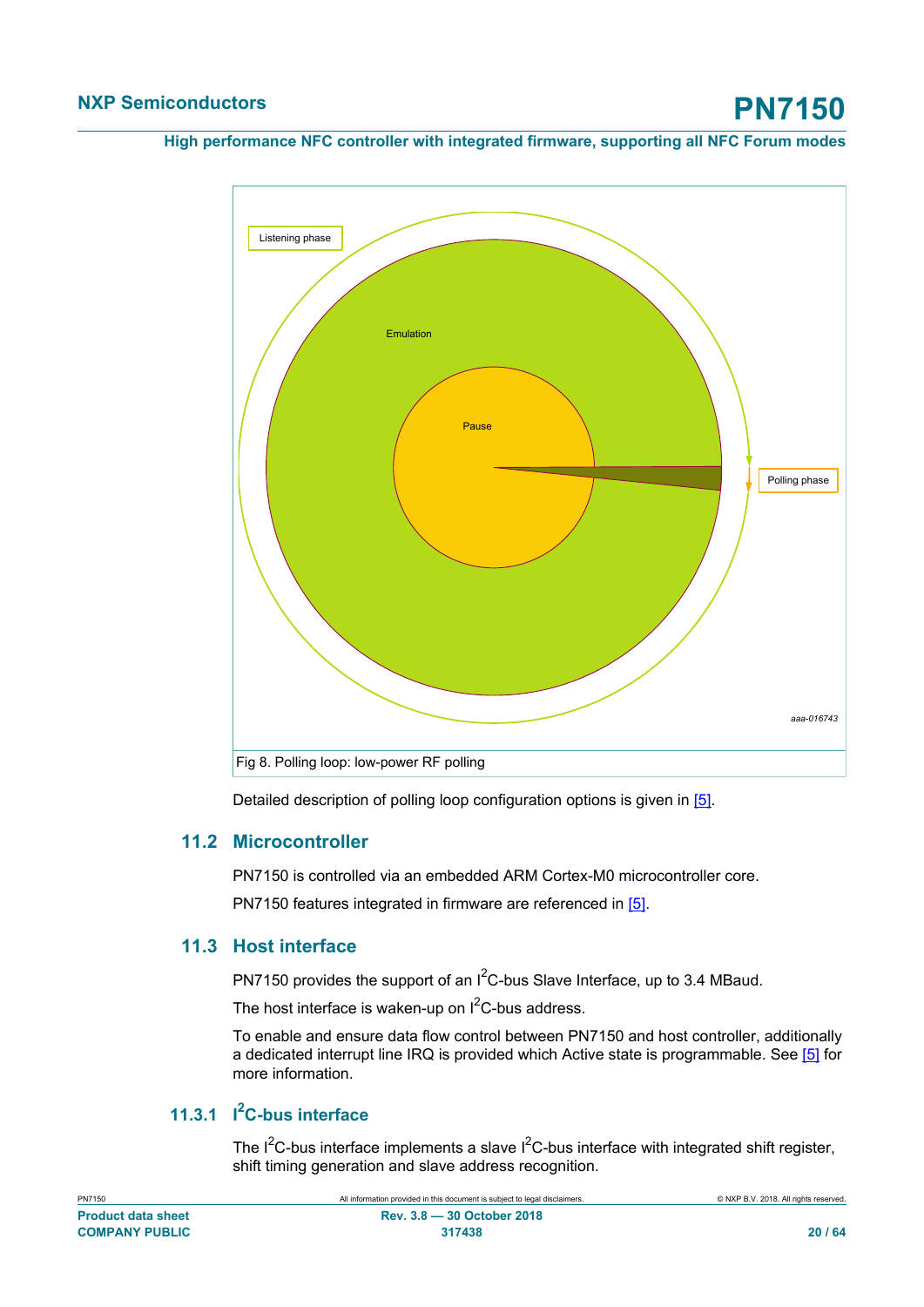Fig 8. Polling loop: low-power RF polling

Detailed description of polling loop configuration options is given in [5].

## 11.2 Microcontroller

PN7150 is controlled via an embedded ARM Cortex-M0 microcontroller core.

PN7150 features integrated in firmware are referenced in [5].

## 11.3 Host interface

PN7150 provides the support of an $I^2C$-bus Slave Interface, up to 3.4 MBaud.

The host interface is waken-up on $I^2C$-bus address.

To enable and ensure data flow control between PN7150 and host controller, additionally a dedicated interrupt line IRQ is provided which Active state is programmable. See [5] for more information.

### 11.3.1 $I^2C$-bus interface

The $I^2C$-bus interface implements a slave $I^2C$-bus interface with integrated shift register, shift timing generation and slave address recognition.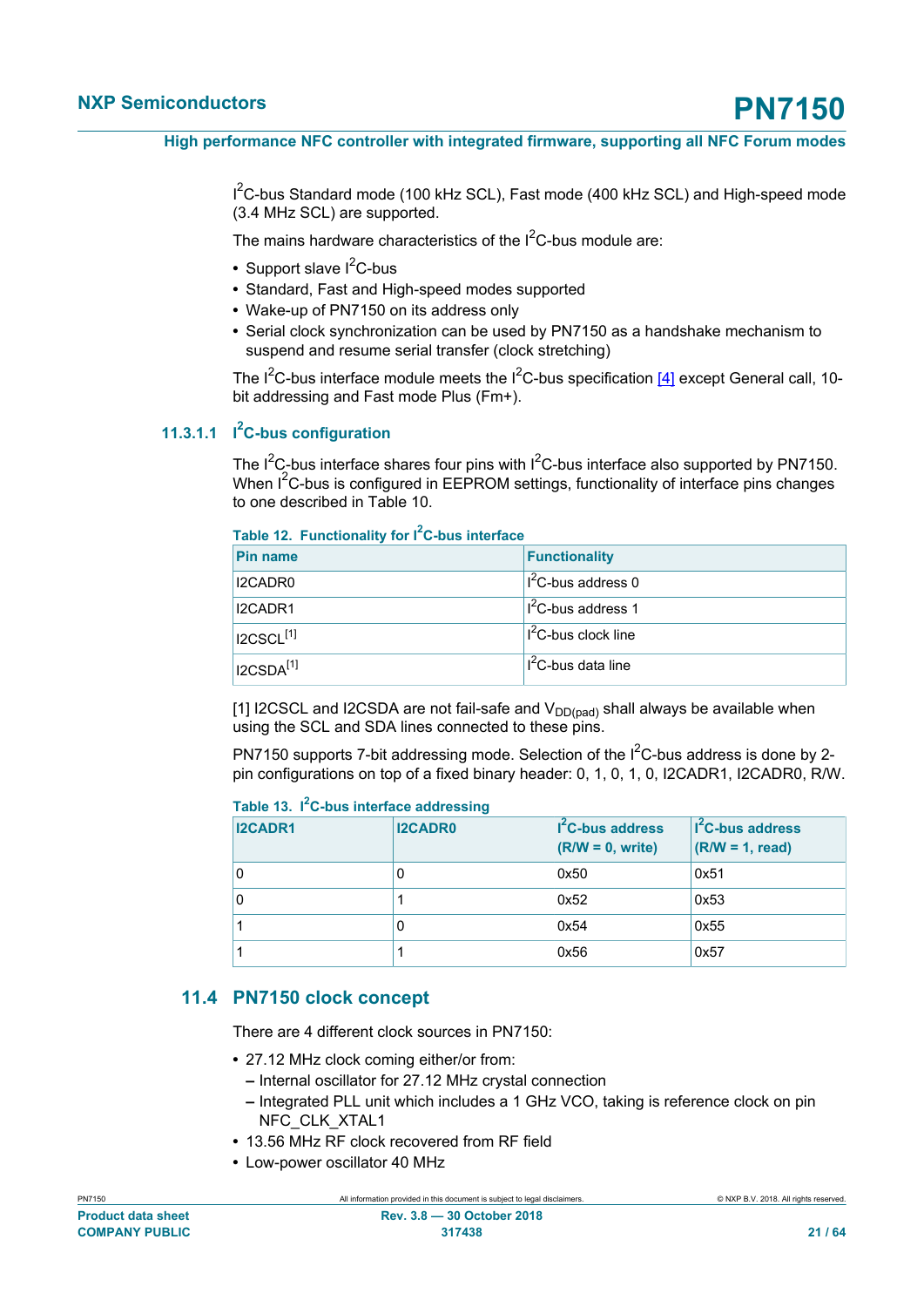$I^2C$-bus Standard mode (100 kHz SCL), Fast mode (400 kHz SCL) and High-speed mode (3.4 MHz SCL) are supported.

The mains hardware characteristics of the $I^2C$-bus module are:

- Support slave $I^2C$-bus
- Standard, Fast and High-speed modes supported
- Wake-up of PN7150 on its address only
- Serial clock synchronization can be used by PN7150 as a handshake mechanism to suspend and resume serial transfer (clock stretching)

The $I^2C$-bus interface module meets the $I^2C$-bus specification [4] except General call, 10-bit addressing and Fast mode Plus (Fm+).

#### 11.3.1.1 $I^2C$-bus configuration

The $I^2C$-bus interface shares four pins with $I^2C$-bus interface also supported by PN7150. When $I^2C$-bus is configured in EEPROM settings, functionality of interface pins changes to one described in Table 10.

**Table 12. Functionality for $I^2C$-bus interface**

| Pin name | Functionality |
|---|---|
| I2CADR0 | $I^2C$-bus address 0 |
| I2CADR1 | $I^2C$-bus address 1 |
| I2CSCL[1] | $I^2C$-bus clock line |
| I2CSDA[1] | $I^2C$-bus data line |

[1] I2CSCL and I2CSDA are not fail-safe and $V_{DD(pad)}$ shall always be available when using the SCL and SDA lines connected to these pins.

PN7150 supports 7-bit addressing mode. Selection of the $I^2C$-bus address is done by 2-pin configurations on top of a fixed binary header: 0, 1, 0, 1, 0, I2CADR1, I2CADR0, R/W.

**Table 13. $I^2C$-bus interface addressing**

| I2CADR1 | I2CADR0 | $I^2C$-bus address (R/W = 0, write) | $I^2C$-bus address (R/W = 1, read) |
|---|---|---|---|
| 0 | 0 | 0x50 | 0x51 |
| 0 | 1 | 0x52 | 0x53 |
| 1 | 0 | 0x54 | 0x55 |
| 1 | 1 | 0x56 | 0x57 |

## 11.4 PN7150 clock concept

There are 4 different clock sources in PN7150:

- 27.12 MHz clock coming either/or from:
  - Internal oscillator for 27.12 MHz crystal connection
  - Integrated PLL unit which includes a 1 GHz VCO, taking is reference clock on pin NFC_CLK_XTAL1
- 13.56 MHz RF clock recovered from RF field
- Low-power oscillator 40 MHz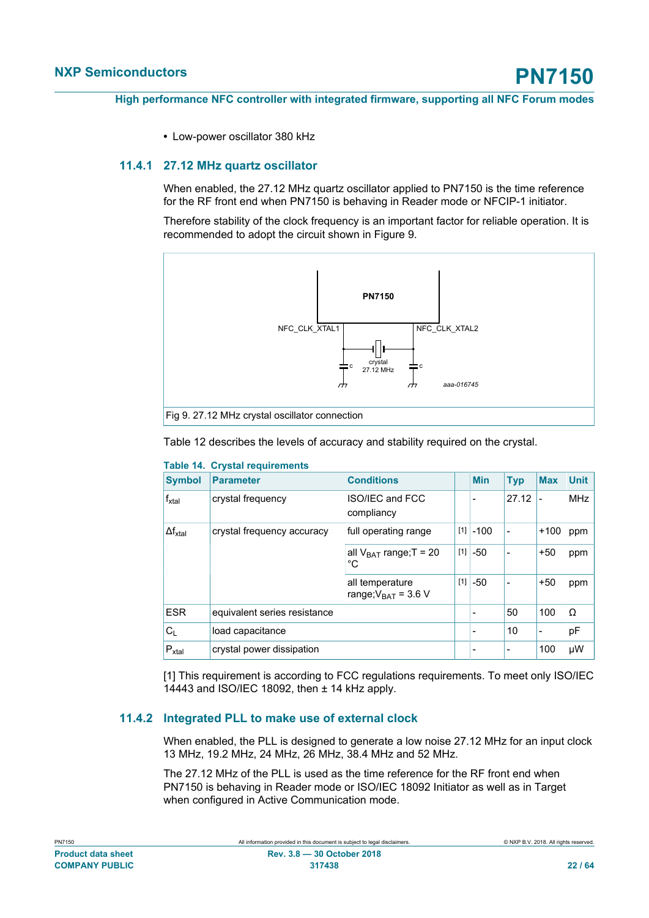- Low-power oscillator 380 kHz

### 11.4.1 27.12 MHz quartz oscillator

When enabled, the 27.12 MHz quartz oscillator applied to PN7150 is the time reference for the RF front end when PN7150 is behaving in Reader mode or NFCIP-1 initiator.

Therefore stability of the clock frequency is an important factor for reliable operation. It is recommended to adopt the circuit shown in Figure 9.

PN7150

NFC_CLK_XTAL1 NFC_CLK_XTAL2

crystal 27.12 MHz

c c

aaa-016745

Fig 9. 27.12 MHz crystal oscillator connection

Table 12 describes the levels of accuracy and stability required on the crystal.

**Table 14. Crystal requirements**

| Symbol | Parameter | Conditions | | Min | Typ | Max | Unit |
|---|---|---|---|---|---|---|---|
| $f_{xtal}$ | crystal frequency | ISO/IEC and FCC compliancy | | - | 27.12 | - | MHz |
| $\Delta f_{xtal}$ | crystal frequency accuracy | full operating range | [1] | -100 | - | +100 | ppm |
| | | all $V_{BAT}$ range;T = 20 °C | [1] | -50 | - | +50 | ppm |
| | | all temperature range;$V_{BAT}$ = 3.6 V | [1] | -50 | - | +50 | ppm |
| ESR | equivalent series resistance | | | - | 50 | 100 | Ω |
| $C_L$ | load capacitance | | | - | 10 | - | pF |
| $P_{xtal}$ | crystal power dissipation | | | - | - | 100 | μW |

[1] This requirement is according to FCC regulations requirements. To meet only ISO/IEC 14443 and ISO/IEC 18092, then ± 14 kHz apply.

### 11.4.2 Integrated PLL to make use of external clock

When enabled, the PLL is designed to generate a low noise 27.12 MHz for an input clock 13 MHz, 19.2 MHz, 24 MHz, 26 MHz, 38.4 MHz and 52 MHz.

The 27.12 MHz of the PLL is used as the time reference for the RF front end when PN7150 is behaving in Reader mode or ISO/IEC 18092 Initiator as well as in Target when configured in Active Communication mode.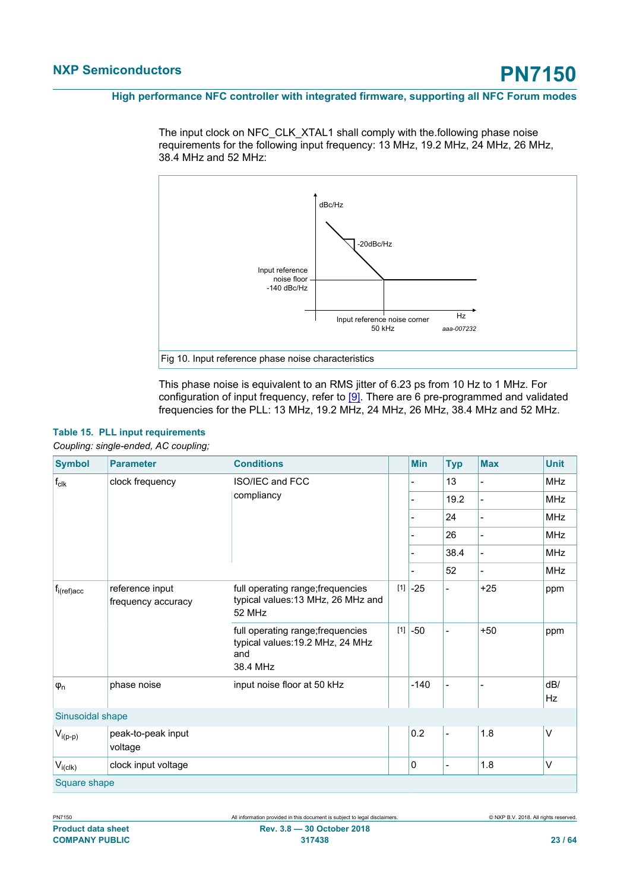The input clock on NFC_CLK_XTAL1 shall comply with the.following phase noise requirements for the following input frequency: 13 MHz, 19.2 MHz, 24 MHz, 26 MHz, 38.4 MHz and 52 MHz:

Fig 10. Input reference phase noise characteristics

This phase noise is equivalent to an RMS jitter of 6.23 ps from 10 Hz to 1 MHz. For configuration of input frequency, refer to [9]. There are 6 pre-programmed and validated frequencies for the PLL: 13 MHz, 19.2 MHz, 24 MHz, 26 MHz, 38.4 MHz and 52 MHz.

**Table 15. PLL input requirements**

*Coupling: single-ended, AC coupling;*

| Symbol | Parameter | Conditions | | Min | Typ | Max | Unit |
|---|---|---|---|---|---|---|---|
| $f_{clk}$ | clock frequency | ISO/IEC and FCC compliancy | | - | 13 | - | MHz |
| | | | | - | 19.2 | - | MHz |
| | | | | - | 24 | - | MHz |
| | | | | - | 26 | - | MHz |
| | | | | - | 38.4 | - | MHz |
| | | | | - | 52 | - | MHz |
| $f_{i(ref)acc}$ | reference input frequency accuracy | full operating range;frequencies typical values:13 MHz, 26 MHz and 52 MHz | [1] | -25 | - | +25 | ppm |
| | | full operating range;frequencies typical values:19.2 MHz, 24 MHz and 38.4 MHz | [1] | -50 | - | +50 | ppm |
| $\varphi_n$ | phase noise | input noise floor at 50 kHz | | -140 | - | - | dB/Hz |
| Sinusoidal shape | | | | | | | |
| $V_{i(p-p)}$ | peak-to-peak input voltage | | | 0.2 | - | 1.8 | V |
| $V_{i(clk)}$ | clock input voltage | | | 0 | - | 1.8 | V |
| Square shape | | | | | | | |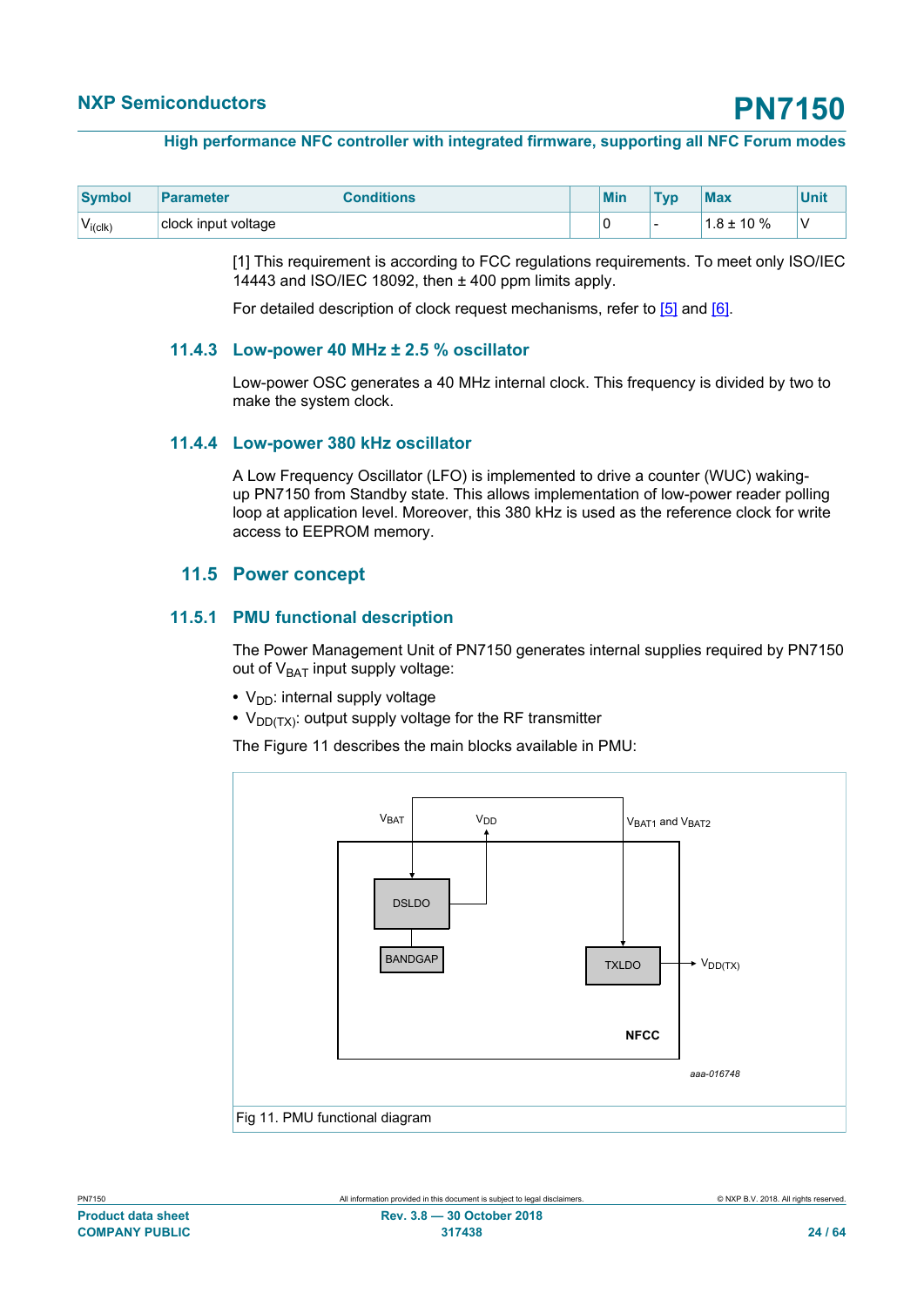| Symbol | Parameter | Conditions | | Min | Typ | Max | Unit |
|---|---|---|---|---|---|---|---|
| $V_{i(clk)}$ | clock input voltage | | | 0 | - | 1.8 ± 10 % | V |

[1] This requirement is according to FCC regulations requirements. To meet only ISO/IEC 14443 and ISO/IEC 18092, then ± 400 ppm limits apply.

For detailed description of clock request mechanisms, refer to [5] and [6].

### 11.4.3 Low-power 40 MHz ± 2.5 % oscillator

Low-power OSC generates a 40 MHz internal clock. This frequency is divided by two to make the system clock.

### 11.4.4 Low-power 380 kHz oscillator

A Low Frequency Oscillator (LFO) is implemented to drive a counter (WUC) waking-up PN7150 from Standby state. This allows implementation of low-power reader polling loop at application level. Moreover, this 380 kHz is used as the reference clock for write access to EEPROM memory.

## 11.5 Power concept

### 11.5.1 PMU functional description

The Power Management Unit of PN7150 generates internal supplies required by PN7150 out of $V_{BAT}$ input supply voltage:

- $V_{DD}$: internal supply voltage
- $V_{DD(TX)}$: output supply voltage for the RF transmitter

The Figure 11 describes the main blocks available in PMU:

VBAT, VDD, VBAT1 and VBAT2, DSLDO, BANDGAP, TXLDO, VDD(TX), NFCC

aaa-016748

Fig 11. PMU functional diagram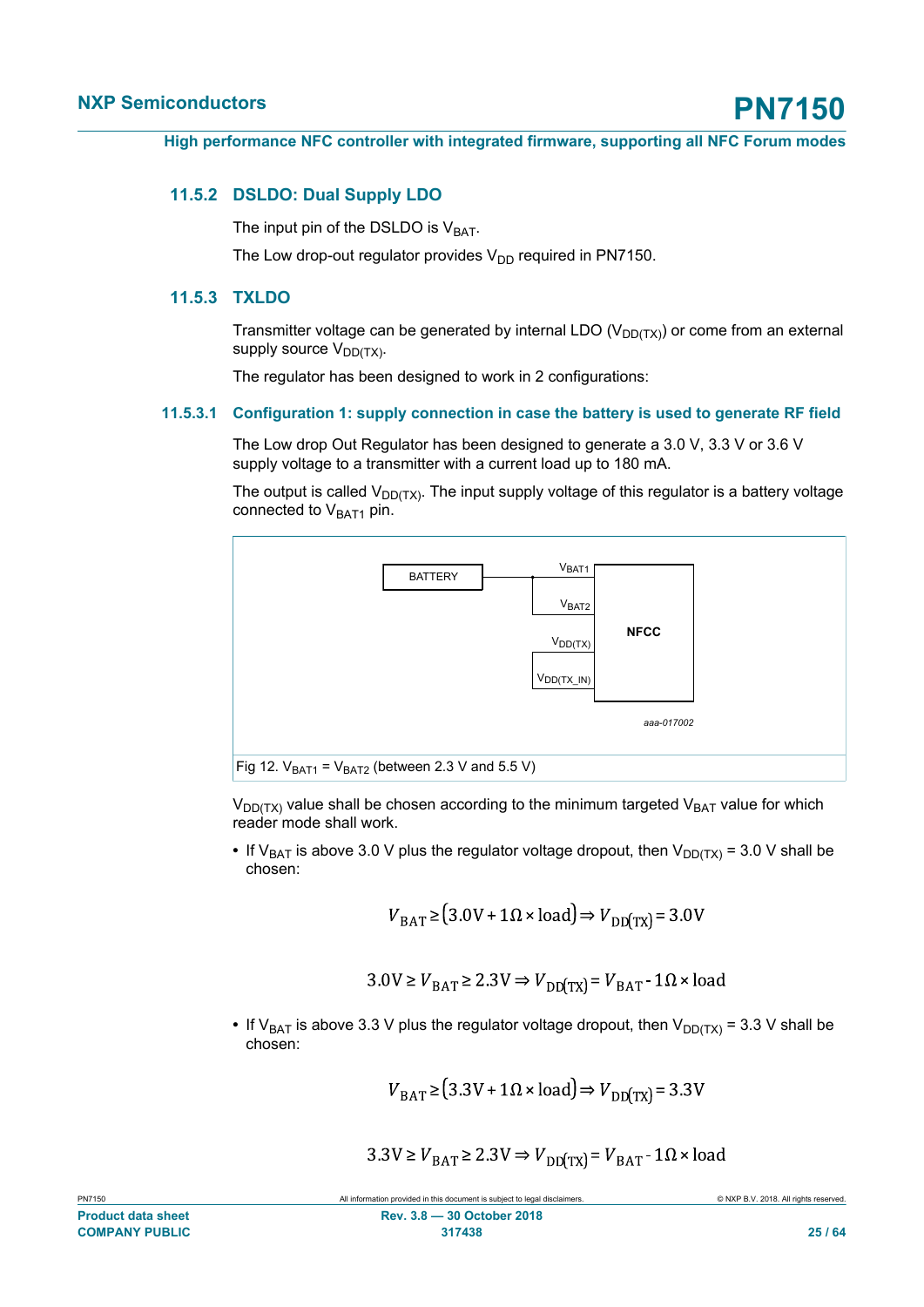### 11.5.2 DSLDO: Dual Supply LDO

The input pin of the DSLDO is $V_{BAT}$.

The Low drop-out regulator provides $V_{DD}$ required in PN7150.

### 11.5.3 TXLDO

Transmitter voltage can be generated by internal LDO ($V_{DD(TX)}$) or come from an external supply source $V_{DD(TX)}$.

The regulator has been designed to work in 2 configurations:

#### 11.5.3.1 Configuration 1: supply connection in case the battery is used to generate RF field

The Low drop Out Regulator has been designed to generate a 3.0 V, 3.3 V or 3.6 V supply voltage to a transmitter with a current load up to 180 mA.

The output is called $V_{DD(TX)}$. The input supply voltage of this regulator is a battery voltage connected to $V_{BAT1}$ pin.

BATTERY — $V_{BAT1}$, $V_{BAT2}$, $V_{DD(TX)}$, $V_{DD(TX\_IN)}$ — NFCC

aaa-017002

Fig 12. $V_{BAT1}$ = $V_{BAT2}$ (between 2.3 V and 5.5 V)

$V_{DD(TX)}$ value shall be chosen according to the minimum targeted $V_{BAT}$ value for which reader mode shall work.

- If $V_{BAT}$ is above 3.0 V plus the regulator voltage dropout, then $V_{DD(TX)}$ = 3.0 V shall be chosen:

$$V_{BAT} \geq (3.0\text{V} + 1\Omega \times \text{load}) \Rightarrow V_{DD(TX)} = 3.0\text{V}$$

$$3.0\text{V} \geq V_{BAT} \geq 2.3\text{V} \Rightarrow V_{DD(TX)} = V_{BAT} - 1\Omega \times \text{load}$$

- If $V_{BAT}$ is above 3.3 V plus the regulator voltage dropout, then $V_{DD(TX)}$ = 3.3 V shall be chosen:

$$V_{BAT} \geq (3.3\text{V} + 1\Omega \times \text{load}) \Rightarrow V_{DD(TX)} = 3.3\text{V}$$

$$3.3\text{V} \geq V_{BAT} \geq 2.3\text{V} \Rightarrow V_{DD(TX)} = V_{BAT} - 1\Omega \times \text{load}$$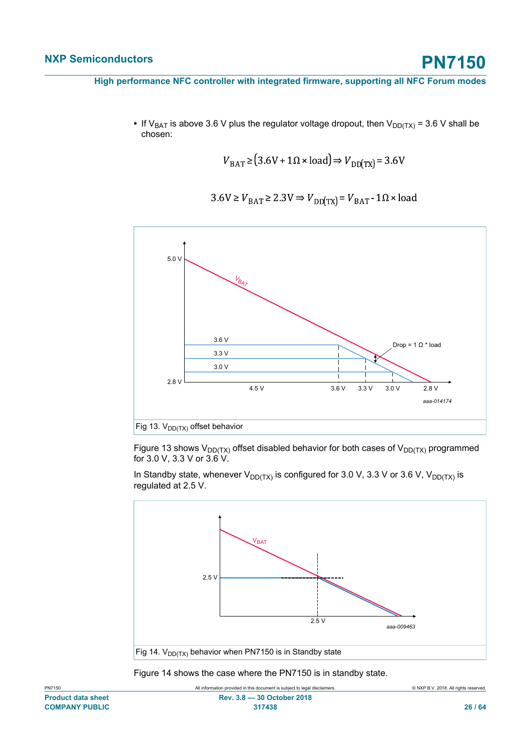- If $V_{BAT}$ is above 3.6 V plus the regulator voltage dropout, then $V_{DD(TX)}$ = 3.6 V shall be chosen:

$$V_{BAT} \geq (3.6V + 1\Omega \times \text{load}) \Rightarrow V_{DD(TX)} = 3.6V$$

$$3.6V \geq V_{BAT} \geq 2.3V \Rightarrow V_{DD(TX)} = V_{BAT} - 1\Omega \times \text{load}$$

Fig 13. $V_{DD(TX)}$ offset behavior

Figure 13 shows $V_{DD(TX)}$ offset disabled behavior for both cases of $V_{DD(TX)}$ programmed for 3.0 V, 3.3 V or 3.6 V.

In Standby state, whenever $V_{DD(TX)}$ is configured for 3.0 V, 3.3 V or 3.6 V, $V_{DD(TX)}$ is regulated at 2.5 V.

Fig 14. $V_{DD(TX)}$ behavior when PN7150 is in Standby state

Figure 14 shows the case where the PN7150 is in standby state.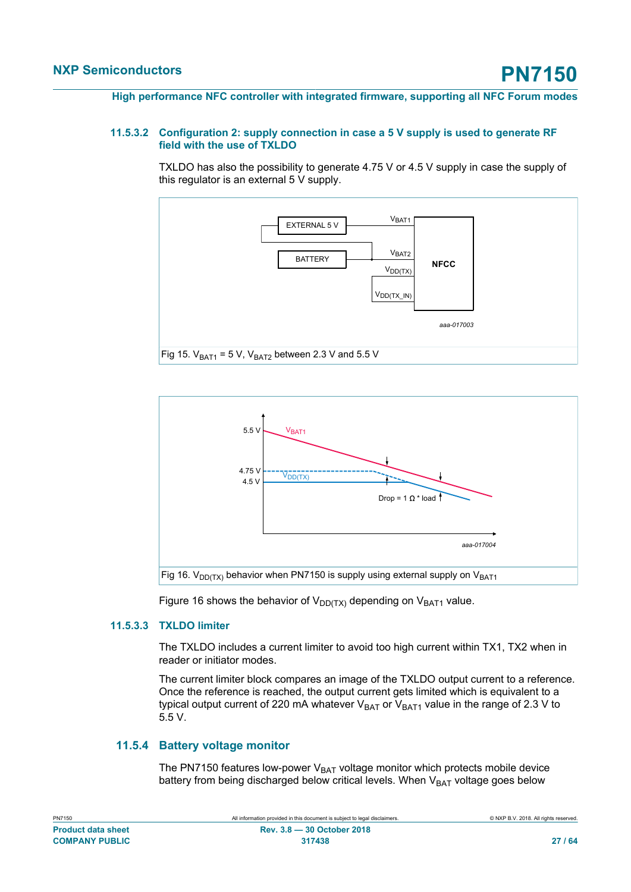#### 11.5.3.2 Configuration 2: supply connection in case a 5 V supply is used to generate RF field with the use of TXLDO

TXLDO has also the possibility to generate 4.75 V or 4.5 V supply in case the supply of this regulator is an external 5 V supply.

Fig 15. $V_{BAT1}$ = 5 V, $V_{BAT2}$ between 2.3 V and 5.5 V

Fig 16. $V_{DD(TX)}$ behavior when PN7150 is supply using external supply on $V_{BAT1}$

Figure 16 shows the behavior of $V_{DD(TX)}$ depending on $V_{BAT1}$ value.

#### 11.5.3.3 TXLDO limiter

The TXLDO includes a current limiter to avoid too high current within TX1, TX2 when in reader or initiator modes.

The current limiter block compares an image of the TXLDO output current to a reference. Once the reference is reached, the output current gets limited which is equivalent to a typical output current of 220 mA whatever $V_{BAT}$ or $V_{BAT1}$ value in the range of 2.3 V to 5.5 V.

### 11.5.4 Battery voltage monitor

The PN7150 features low-power $V_{BAT}$ voltage monitor which protects mobile device battery from being discharged below critical levels. When $V_{BAT}$ voltage goes below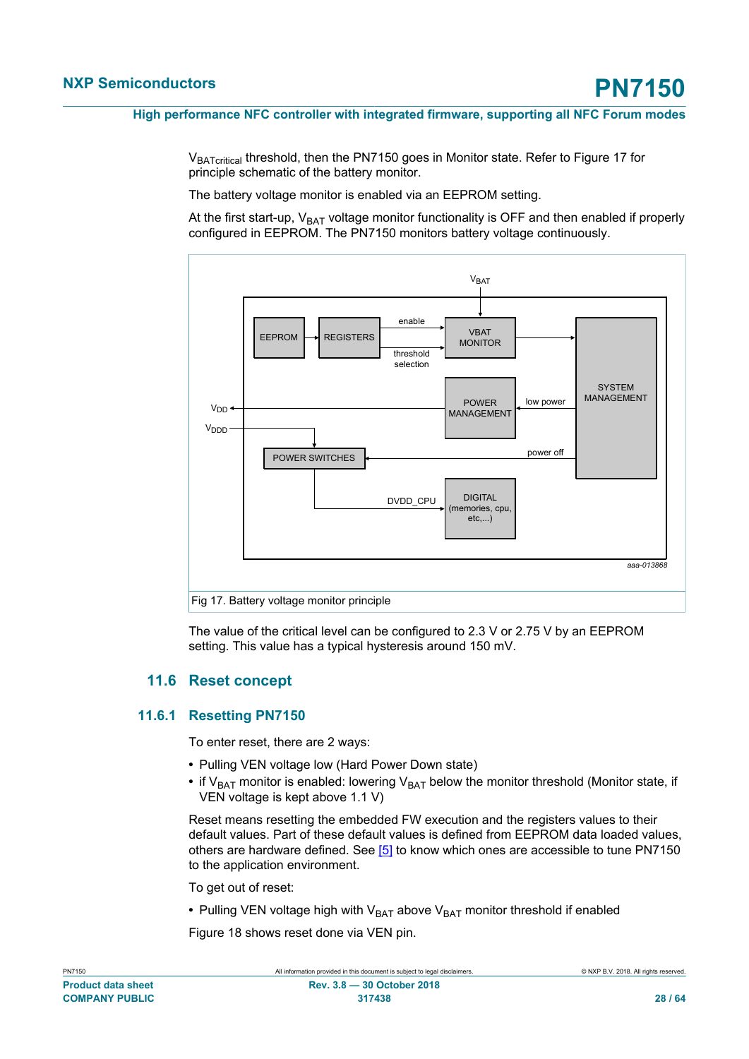$V_{BATcritical}$ threshold, then the PN7150 goes in Monitor state. Refer to Figure 17 for principle schematic of the battery monitor.

The battery voltage monitor is enabled via an EEPROM setting.

At the first start-up, $V_{BAT}$ voltage monitor functionality is OFF and then enabled if properly configured in EEPROM. The PN7150 monitors battery voltage continuously.

Fig 17. Battery voltage monitor principle

The value of the critical level can be configured to 2.3 V or 2.75 V by an EEPROM setting. This value has a typical hysteresis around 150 mV.

## 11.6 Reset concept

### 11.6.1 Resetting PN7150

To enter reset, there are 2 ways:

- Pulling VEN voltage low (Hard Power Down state)
- if $V_{BAT}$ monitor is enabled: lowering $V_{BAT}$ below the monitor threshold (Monitor state, if VEN voltage is kept above 1.1 V)

Reset means resetting the embedded FW execution and the registers values to their default values. Part of these default values is defined from EEPROM data loaded values, others are hardware defined. See [5] to know which ones are accessible to tune PN7150 to the application environment.

To get out of reset:

- Pulling VEN voltage high with $V_{BAT}$ above $V_{BAT}$ monitor threshold if enabled

Figure 18 shows reset done via VEN pin.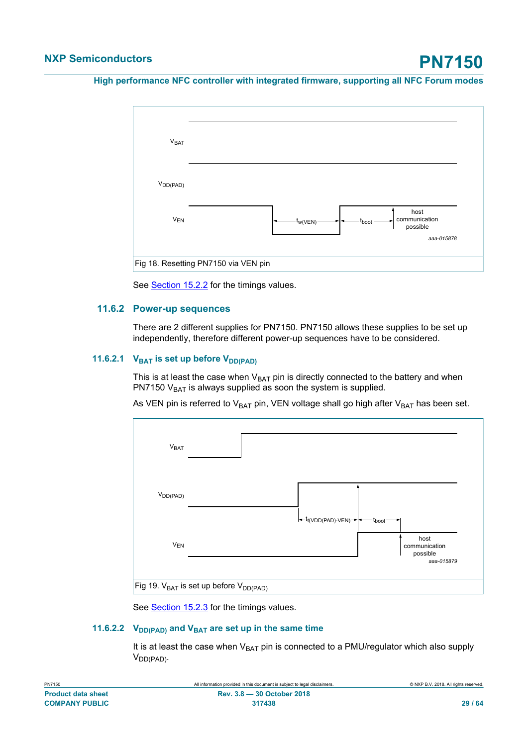Fig 18. Resetting PN7150 via VEN pin

See Section 15.2.2 for the timings values.

### 11.6.2 Power-up sequences

There are 2 different supplies for PN7150. PN7150 allows these supplies to be set up independently, therefore different power-up sequences have to be considered.

#### 11.6.2.1 $V_{BAT}$ is set up before $V_{DD(PAD)}$

This is at least the case when $V_{BAT}$ pin is directly connected to the battery and when PN7150 $V_{BAT}$ is always supplied as soon the system is supplied.

As VEN pin is referred to $V_{BAT}$ pin, VEN voltage shall go high after $V_{BAT}$ has been set.

Fig 19. $V_{BAT}$ is set up before $V_{DD(PAD)}$

See Section 15.2.3 for the timings values.

#### 11.6.2.2 $V_{DD(PAD)}$ and $V_{BAT}$ are set up in the same time

It is at least the case when $V_{BAT}$ pin is connected to a PMU/regulator which also supply $V_{DD(PAD)}$.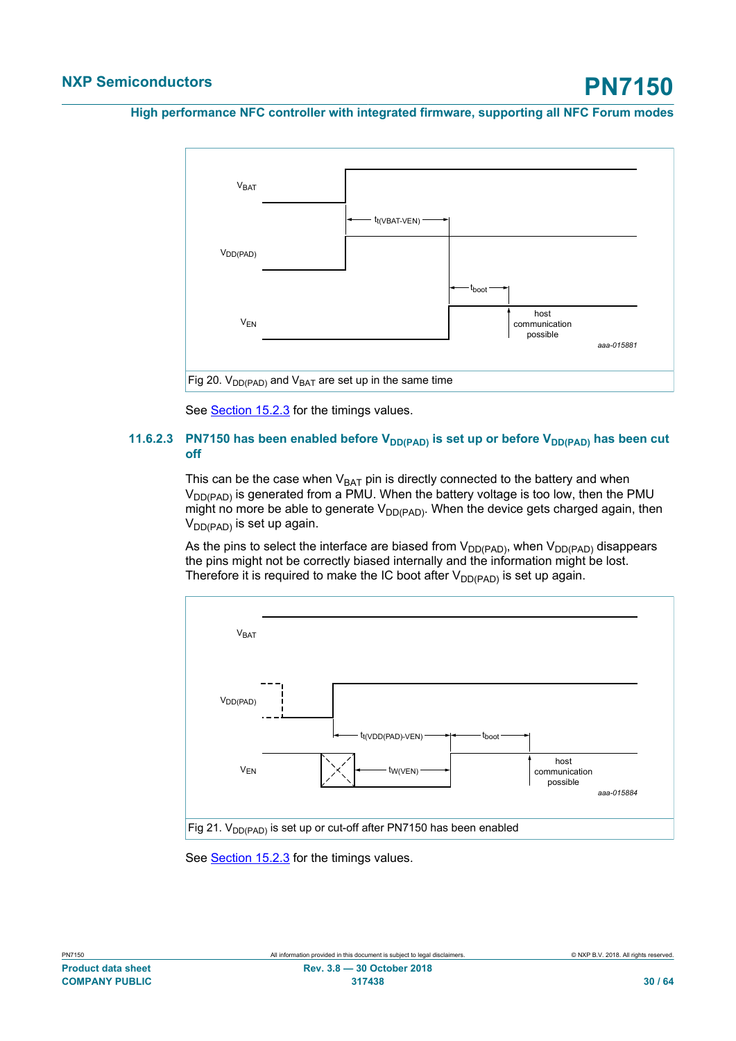Fig 20. $V_{DD(PAD)}$ and $V_{BAT}$ are set up in the same time

See Section 15.2.3 for the timings values.

### 11.6.2.3 PN7150 has been enabled before $V_{DD(PAD)}$ is set up or before $V_{DD(PAD)}$ has been cut off

This can be the case when $V_{BAT}$ pin is directly connected to the battery and when $V_{DD(PAD)}$ is generated from a PMU. When the battery voltage is too low, then the PMU might no more be able to generate $V_{DD(PAD)}$. When the device gets charged again, then $V_{DD(PAD)}$ is set up again.

As the pins to select the interface are biased from $V_{DD(PAD)}$, when $V_{DD(PAD)}$ disappears the pins might not be correctly biased internally and the information might be lost. Therefore it is required to make the IC boot after $V_{DD(PAD)}$ is set up again.

Fig 21. $V_{DD(PAD)}$ is set up or cut-off after PN7150 has been enabled

See Section 15.2.3 for the timings values.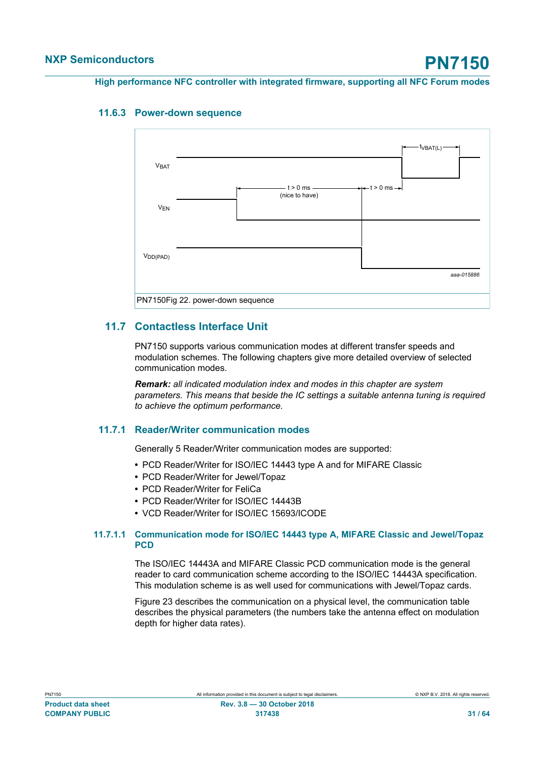### 11.6.3 Power-down sequence

PN7150Fig 22. power-down sequence

## 11.7 Contactless Interface Unit

PN7150 supports various communication modes at different transfer speeds and modulation schemes. The following chapters give more detailed overview of selected communication modes.

***Remark:*** *all indicated modulation index and modes in this chapter are system parameters. This means that beside the IC settings a suitable antenna tuning is required to achieve the optimum performance.*

### 11.7.1 Reader/Writer communication modes

Generally 5 Reader/Writer communication modes are supported:

- PCD Reader/Writer for ISO/IEC 14443 type A and for MIFARE Classic
- PCD Reader/Writer for Jewel/Topaz
- PCD Reader/Writer for FeliCa
- PCD Reader/Writer for ISO/IEC 14443B
- VCD Reader/Writer for ISO/IEC 15693/ICODE

#### 11.7.1.1 Communication mode for ISO/IEC 14443 type A, MIFARE Classic and Jewel/Topaz PCD

The ISO/IEC 14443A and MIFARE Classic PCD communication mode is the general reader to card communication scheme according to the ISO/IEC 14443A specification. This modulation scheme is as well used for communications with Jewel/Topaz cards.

Figure 23 describes the communication on a physical level, the communication table describes the physical parameters (the numbers take the antenna effect on modulation depth for higher data rates).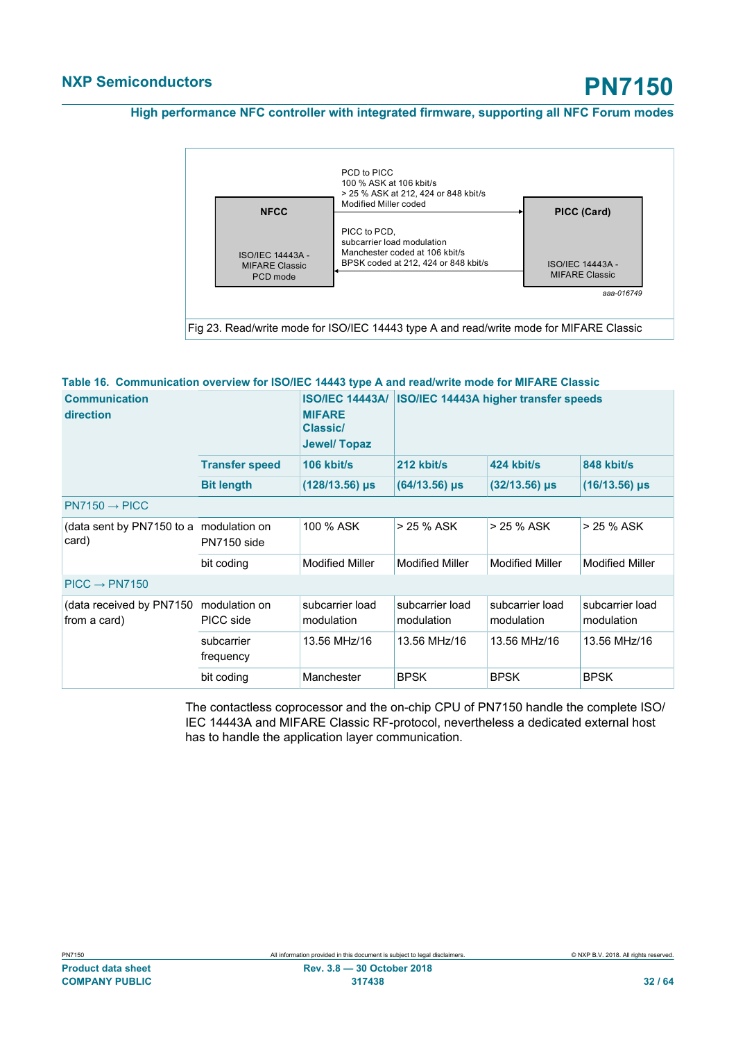NFCC

ISO/IEC 14443A - MIFARE Classic PCD mode

PCD to PICC
100 % ASK at 106 kbit/s
> 25 % ASK at 212, 424 or 848 kbit/s
Modified Miller coded

PICC to PCD,
subcarrier load modulation
Manchester coded at 106 kbit/s
BPSK coded at 212, 424 or 848 kbit/s

PICC (Card)

ISO/IEC 14443A - MIFARE Classic

aaa-016749

Fig 23. Read/write mode for ISO/IEC 14443 type A and read/write mode for MIFARE Classic

**Table 16. Communication overview for ISO/IEC 14443 type A and read/write mode for MIFARE Classic**

| Communication direction | | ISO/IEC 14443A/ MIFARE Classic/ Jewel/ Topaz | ISO/IEC 14443A higher transfer speeds | | |
|---|---|---|---|---|---|
| | Transfer speed | 106 kbit/s | 212 kbit/s | 424 kbit/s | 848 kbit/s |
| | Bit length | (128/13.56) µs | (64/13.56) µs | (32/13.56) µs | (16/13.56) µs |
| PN7150 → PICC | | | | | |
| (data sent by PN7150 to a card) | modulation on PN7150 side | 100 % ASK | > 25 % ASK | > 25 % ASK | > 25 % ASK |
| | bit coding | Modified Miller | Modified Miller | Modified Miller | Modified Miller |
| PICC → PN7150 | | | | | |
| (data received by PN7150 from a card) | modulation on PICC side | subcarrier load modulation | subcarrier load modulation | subcarrier load modulation | subcarrier load modulation |
| | subcarrier frequency | 13.56 MHz/16 | 13.56 MHz/16 | 13.56 MHz/16 | 13.56 MHz/16 |
| | bit coding | Manchester | BPSK | BPSK | BPSK |

The contactless coprocessor and the on-chip CPU of PN7150 handle the complete ISO/ IEC 14443A and MIFARE Classic RF-protocol, nevertheless a dedicated external host has to handle the application layer communication.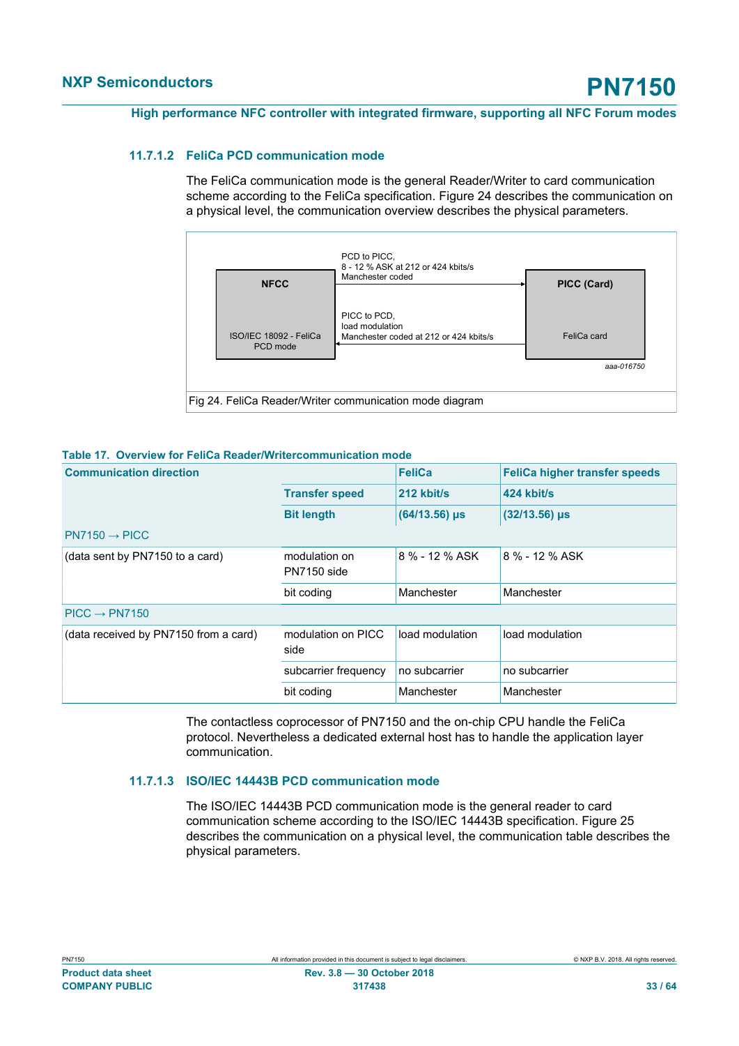#### 11.7.1.2 FeliCa PCD communication mode

The FeliCa communication mode is the general Reader/Writer to card communication scheme according to the FeliCa specification. Figure 24 describes the communication on a physical level, the communication overview describes the physical parameters.

NFCC

ISO/IEC 18092 - FeliCa PCD mode

PCD to PICC, 8 - 12 % ASK at 212 or 424 kbits/s Manchester coded

PICC to PCD, load modulation Manchester coded at 212 or 424 kbits/s

PICC (Card)

FeliCa card

aaa-016750

Fig 24. FeliCa Reader/Writer communication mode diagram

**Table 17. Overview for FeliCa Reader/Writercommunication mode**

| Communication direction | | FeliCa | FeliCa higher transfer speeds |
|---|---|---|---|
| | **Transfer speed** | **212 kbit/s** | **424 kbit/s** |
| | **Bit length** | **(64/13.56) µs** | **(32/13.56) µs** |
| PN7150 → PICC | | | |
| (data sent by PN7150 to a card) | modulation on PN7150 side | 8 % - 12 % ASK | 8 % - 12 % ASK |
| | bit coding | Manchester | Manchester |
| PICC → PN7150 | | | |
| (data received by PN7150 from a card) | modulation on PICC side | load modulation | load modulation |
| | subcarrier frequency | no subcarrier | no subcarrier |
| | bit coding | Manchester | Manchester |

The contactless coprocessor of PN7150 and the on-chip CPU handle the FeliCa protocol. Nevertheless a dedicated external host has to handle the application layer communication.

#### 11.7.1.3 ISO/IEC 14443B PCD communication mode

The ISO/IEC 14443B PCD communication mode is the general reader to card communication scheme according to the ISO/IEC 14443B specification. Figure 25 describes the communication on a physical level, the communication table describes the physical parameters.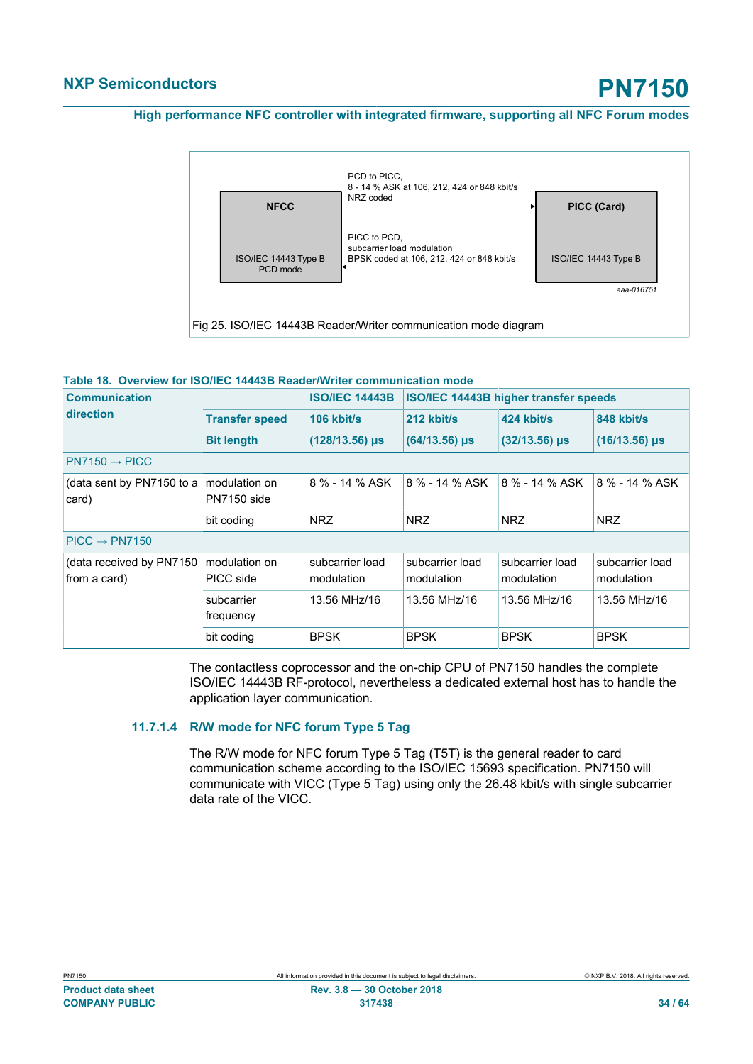PCD to PICC,
8 - 14 % ASK at 106, 212, 424 or 848 kbit/s
NRZ coded

NFCC

ISO/IEC 14443 Type B
PCD mode

PICC to PCD,
subcarrier load modulation
BPSK coded at 106, 212, 424 or 848 kbit/s

PICC (Card)

ISO/IEC 14443 Type B

aaa-016751

Fig 25. ISO/IEC 14443B Reader/Writer communication mode diagram

**Table 18. Overview for ISO/IEC 14443B Reader/Writer communication mode**

| Communication direction | | ISO/IEC 14443B | ISO/IEC 14443B higher transfer speeds | | |
|---|---|---|---|---|---|
| | Transfer speed | 106 kbit/s | 212 kbit/s | 424 kbit/s | 848 kbit/s |
| | Bit length | (128/13.56) µs | (64/13.56) µs | (32/13.56) µs | (16/13.56) µs |
| PN7150 → PICC | | | | | |
| (data sent by PN7150 to a card) | modulation on PN7150 side | 8 % - 14 % ASK | 8 % - 14 % ASK | 8 % - 14 % ASK | 8 % - 14 % ASK |
| | bit coding | NRZ | NRZ | NRZ | NRZ |
| PICC → PN7150 | | | | | |
| (data received by PN7150 from a card) | modulation on PICC side | subcarrier load modulation | subcarrier load modulation | subcarrier load modulation | subcarrier load modulation |
| | subcarrier frequency | 13.56 MHz/16 | 13.56 MHz/16 | 13.56 MHz/16 | 13.56 MHz/16 |
| | bit coding | BPSK | BPSK | BPSK | BPSK |

The contactless coprocessor and the on-chip CPU of PN7150 handles the complete ISO/IEC 14443B RF-protocol, nevertheless a dedicated external host has to handle the application layer communication.

#### 11.7.1.4 R/W mode for NFC forum Type 5 Tag

The R/W mode for NFC forum Type 5 Tag (T5T) is the general reader to card communication scheme according to the ISO/IEC 15693 specification. PN7150 will communicate with VICC (Type 5 Tag) using only the 26.48 kbit/s with single subcarrier data rate of the VICC.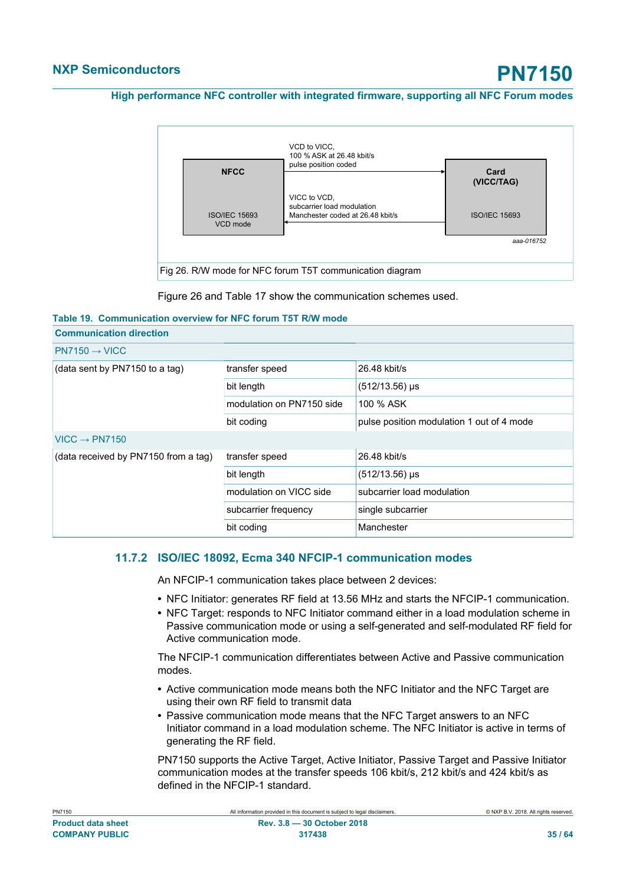VCD to VICC,
100 % ASK at 26.48 kbit/s
pulse position coded

NFCC

ISO/IEC 15693
VCD mode

VICC to VCD,
subcarrier load modulation
Manchester coded at 26.48 kbit/s

Card
(VICC/TAG)

ISO/IEC 15693

aaa-016752

Fig 26. R/W mode for NFC forum T5T communication diagram

Figure 26 and Table 17 show the communication schemes used.

**Table 19. Communication overview for NFC forum T5T R/W mode**

| Communication direction | | |
|---|---|---|
| PN7150 → VICC | | |
| (data sent by PN7150 to a tag) | transfer speed | 26.48 kbit/s |
| | bit length | (512/13.56) µs |
| | modulation on PN7150 side | 100 % ASK |
| | bit coding | pulse position modulation 1 out of 4 mode |
| VICC → PN7150 | | |
| (data received by PN7150 from a tag) | transfer speed | 26.48 kbit/s |
| | bit length | (512/13.56) µs |
| | modulation on VICC side | subcarrier load modulation |
| | subcarrier frequency | single subcarrier |
| | bit coding | Manchester |

### 11.7.2 ISO/IEC 18092, Ecma 340 NFCIP-1 communication modes

An NFCIP-1 communication takes place between 2 devices:

- NFC Initiator: generates RF field at 13.56 MHz and starts the NFCIP-1 communication.
- NFC Target: responds to NFC Initiator command either in a load modulation scheme in Passive communication mode or using a self-generated and self-modulated RF field for Active communication mode.

The NFCIP-1 communication differentiates between Active and Passive communication modes.

- Active communication mode means both the NFC Initiator and the NFC Target are using their own RF field to transmit data
- Passive communication mode means that the NFC Target answers to an NFC Initiator command in a load modulation scheme. The NFC Initiator is active in terms of generating the RF field.

PN7150 supports the Active Target, Active Initiator, Passive Target and Passive Initiator communication modes at the transfer speeds 106 kbit/s, 212 kbit/s and 424 kbit/s as defined in the NFCIP-1 standard.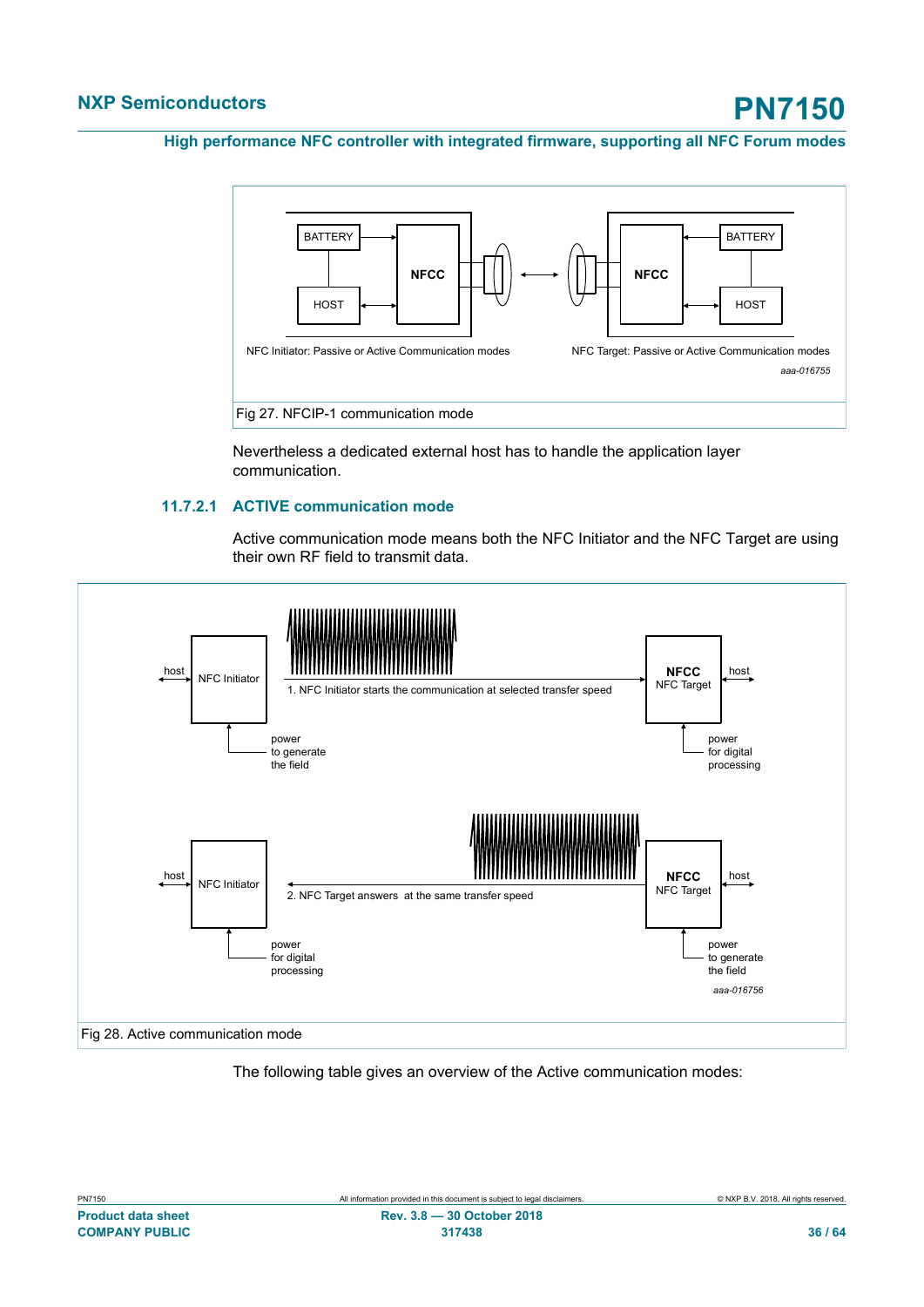Fig 27. NFCIP-1 communication mode

Nevertheless a dedicated external host has to handle the application layer communication.

#### 11.7.2.1 ACTIVE communication mode

Active communication mode means both the NFC Initiator and the NFC Target are using their own RF field to transmit data.

Fig 28. Active communication mode

The following table gives an overview of the Active communication modes: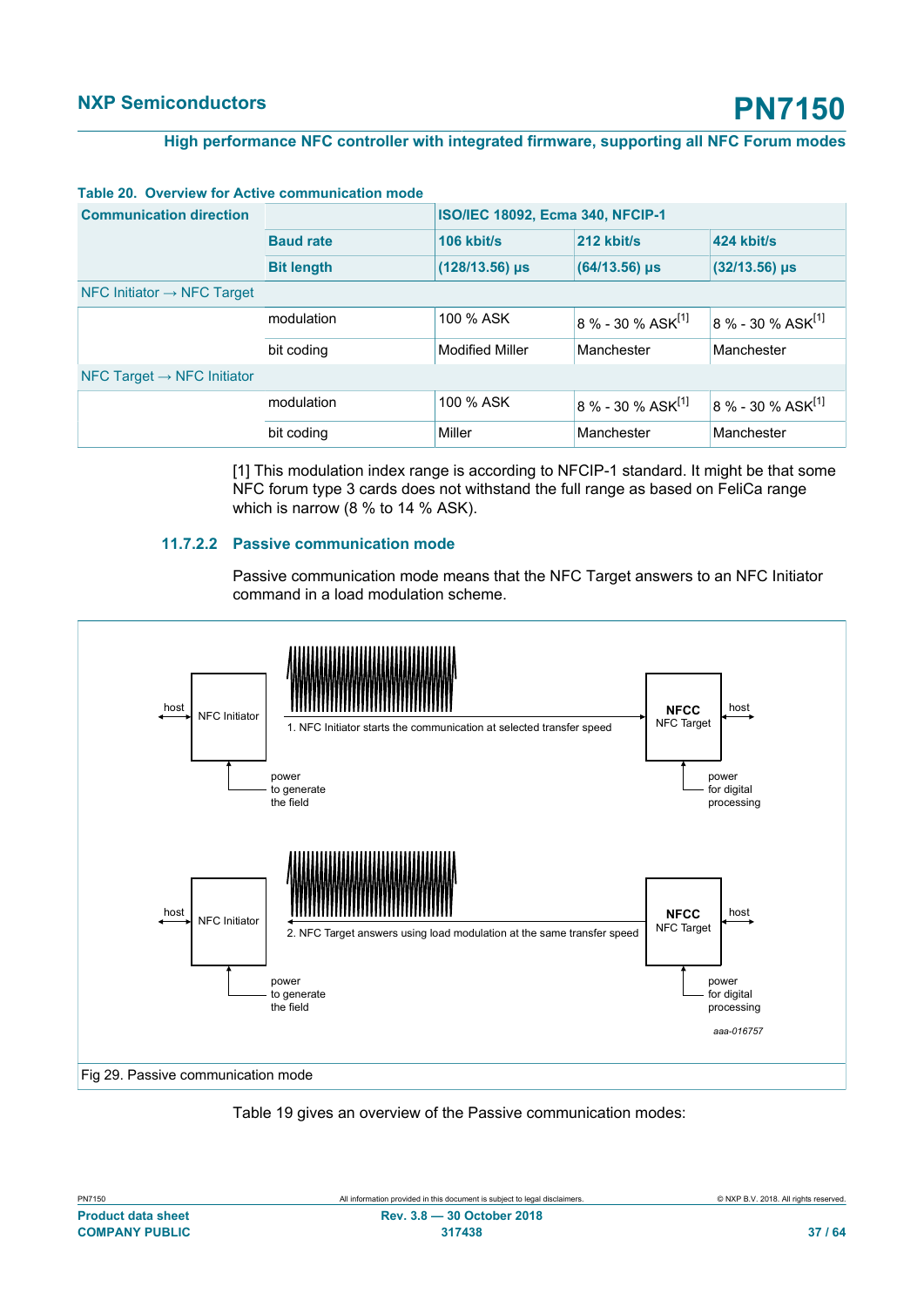**Table 20. Overview for Active communication mode**

| Communication direction | | ISO/IEC 18092, Ecma 340, NFCIP-1 | | |
|---|---|---|---|---|
| | **Baud rate** | **106 kbit/s** | **212 kbit/s** | **424 kbit/s** |
| | **Bit length** | **(128/13.56) µs** | **(64/13.56) µs** | **(32/13.56) µs** |
| NFC Initiator → NFC Target | | | | |
| | modulation | 100 % ASK | 8 % - 30 % ASK[1] | 8 % - 30 % ASK[1] |
| | bit coding | Modified Miller | Manchester | Manchester |
| NFC Target → NFC Initiator | | | | |
| | modulation | 100 % ASK | 8 % - 30 % ASK[1] | 8 % - 30 % ASK[1] |
| | bit coding | Miller | Manchester | Manchester |

[1] This modulation index range is according to NFCIP-1 standard. It might be that some NFC forum type 3 cards does not withstand the full range as based on FeliCa range which is narrow (8 % to 14 % ASK).

#### 11.7.2.2 Passive communication mode

Passive communication mode means that the NFC Target answers to an NFC Initiator command in a load modulation scheme.

Fig 29. Passive communication mode

Table 19 gives an overview of the Passive communication modes: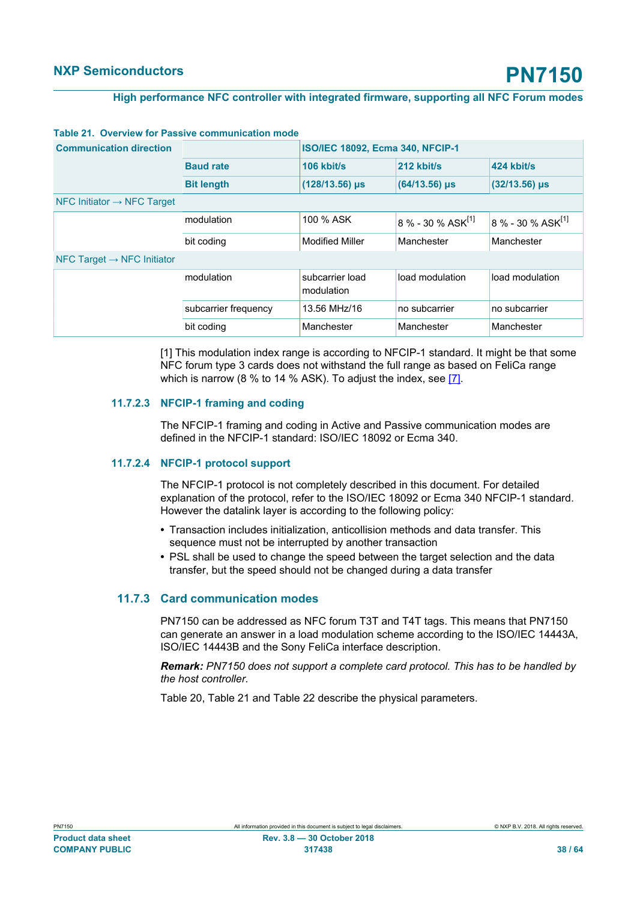**Table 21. Overview for Passive communication mode**

| Communication direction | | ISO/IEC 18092, Ecma 340, NFCIP-1 | | |
|---|---|---|---|---|
| | **Baud rate** | **106 kbit/s** | **212 kbit/s** | **424 kbit/s** |
| | **Bit length** | **(128/13.56) µs** | **(64/13.56) µs** | **(32/13.56) µs** |
| NFC Initiator → NFC Target | | | | |
| | modulation | 100 % ASK | 8 % - 30 % ASK[1] | 8 % - 30 % ASK[1] |
| | bit coding | Modified Miller | Manchester | Manchester |
| NFC Target → NFC Initiator | | | | |
| | modulation | subcarrier load modulation | load modulation | load modulation |
| | subcarrier frequency | 13.56 MHz/16 | no subcarrier | no subcarrier |
| | bit coding | Manchester | Manchester | Manchester |

[1] This modulation index range is according to NFCIP-1 standard. It might be that some NFC forum type 3 cards does not withstand the full range as based on FeliCa range which is narrow (8 % to 14 % ASK). To adjust the index, see [7].

#### 11.7.2.3 NFCIP-1 framing and coding

The NFCIP-1 framing and coding in Active and Passive communication modes are defined in the NFCIP-1 standard: ISO/IEC 18092 or Ecma 340.

#### 11.7.2.4 NFCIP-1 protocol support

The NFCIP-1 protocol is not completely described in this document. For detailed explanation of the protocol, refer to the ISO/IEC 18092 or Ecma 340 NFCIP-1 standard. However the datalink layer is according to the following policy:

- Transaction includes initialization, anticollision methods and data transfer. This sequence must not be interrupted by another transaction
- PSL shall be used to change the speed between the target selection and the data transfer, but the speed should not be changed during a data transfer

### 11.7.3 Card communication modes

PN7150 can be addressed as NFC forum T3T and T4T tags. This means that PN7150 can generate an answer in a load modulation scheme according to the ISO/IEC 14443A, ISO/IEC 14443B and the Sony FeliCa interface description.

***Remark:*** *PN7150 does not support a complete card protocol. This has to be handled by the host controller.*

Table 20, Table 21 and Table 22 describe the physical parameters.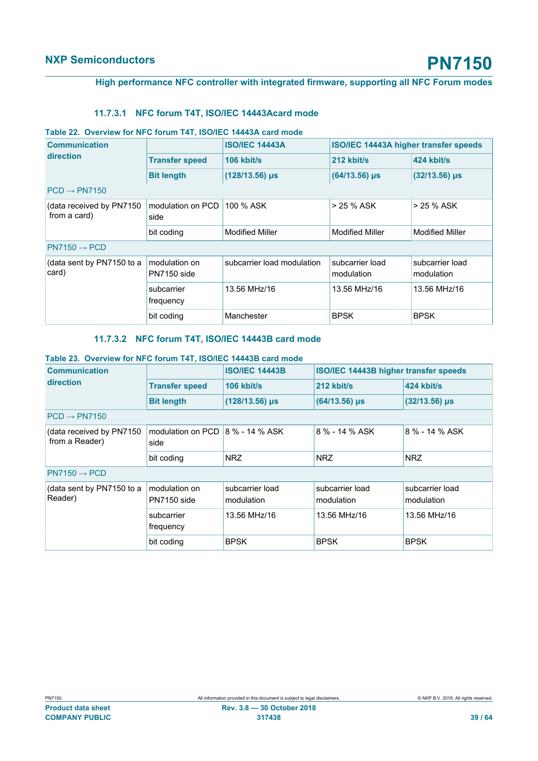#### 11.7.3.1 NFC forum T4T, ISO/IEC 14443Acard mode

**Table 22. Overview for NFC forum T4T, ISO/IEC 14443A card mode**

| Communication direction | | ISO/IEC 14443A | ISO/IEC 14443A higher transfer speeds | |
|---|---|---|---|---|
| | **Transfer speed** | **106 kbit/s** | **212 kbit/s** | **424 kbit/s** |
| | **Bit length** | **(128/13.56) µs** | **(64/13.56) µs** | **(32/13.56) µs** |
| PCD → PN7150 | | | | |
| (data received by PN7150 from a card) | modulation on PCD side | 100 % ASK | > 25 % ASK | > 25 % ASK |
| | bit coding | Modified Miller | Modified Miller | Modified Miller |
| PN7150 → PCD | | | | |
| (data sent by PN7150 to a card) | modulation on PN7150 side | subcarrier load modulation | subcarrier load modulation | subcarrier load modulation |
| | subcarrier frequency | 13.56 MHz/16 | 13.56 MHz/16 | 13.56 MHz/16 |
| | bit coding | Manchester | BPSK | BPSK |

#### 11.7.3.2 NFC forum T4T, ISO/IEC 14443B card mode

**Table 23. Overview for NFC forum T4T, ISO/IEC 14443B card mode**

| Communication direction | | ISO/IEC 14443B | ISO/IEC 14443B higher transfer speeds | |
|---|---|---|---|---|
| | **Transfer speed** | **106 kbit/s** | **212 kbit/s** | **424 kbit/s** |
| | **Bit length** | **(128/13.56) µs** | **(64/13.56) µs** | **(32/13.56) µs** |
| PCD → PN7150 | | | | |
| (data received by PN7150 from a Reader) | modulation on PCD side | 8 % - 14 % ASK | 8 % - 14 % ASK | 8 % - 14 % ASK |
| | bit coding | NRZ | NRZ | NRZ |
| PN7150 → PCD | | | | |
| (data sent by PN7150 to a Reader) | modulation on PN7150 side | subcarrier load modulation | subcarrier load modulation | subcarrier load modulation |
| | subcarrier frequency | 13.56 MHz/16 | 13.56 MHz/16 | 13.56 MHz/16 |
| | bit coding | BPSK | BPSK | BPSK |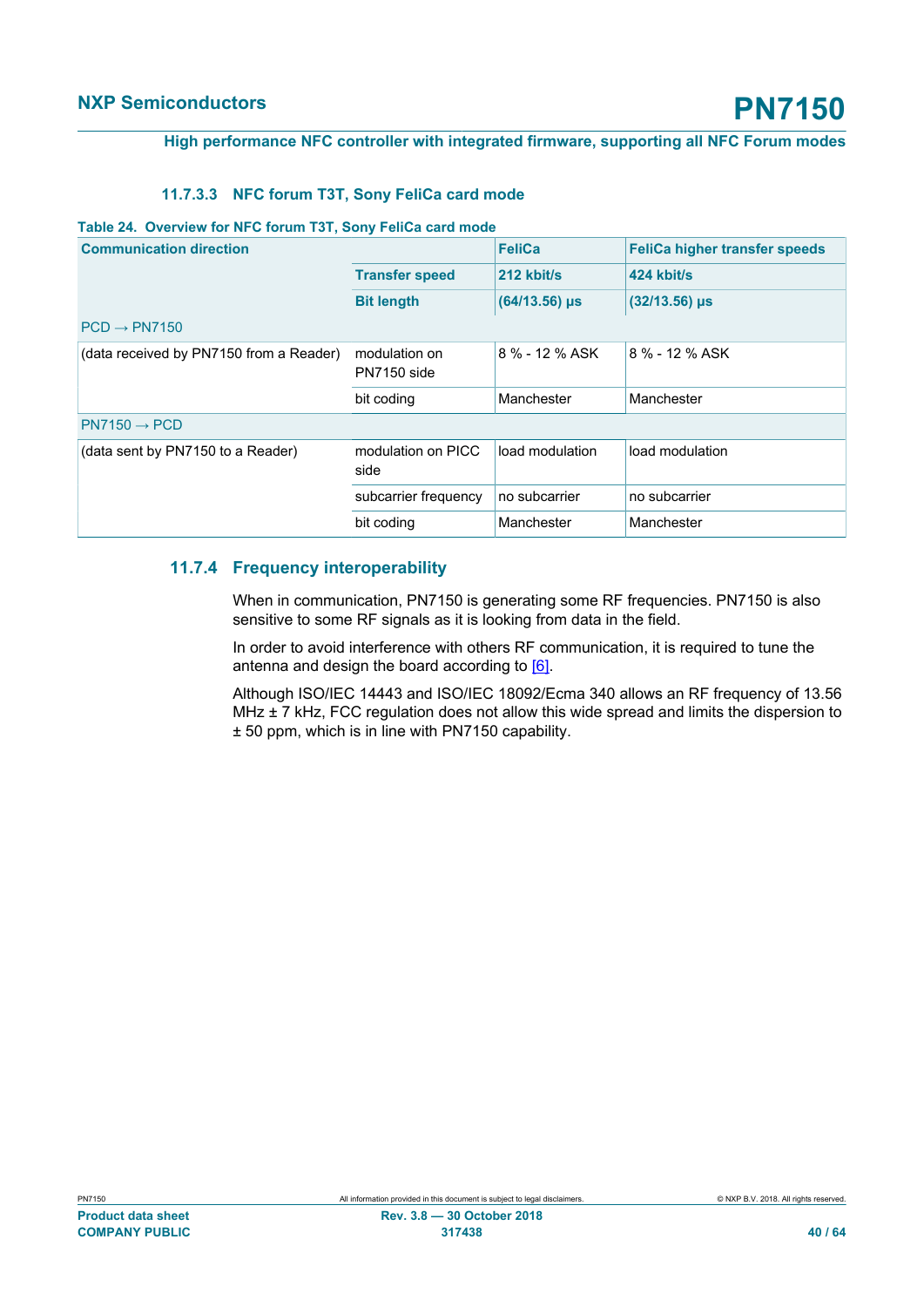#### 11.7.3.3 NFC forum T3T, Sony FeliCa card mode

**Table 24. Overview for NFC forum T3T, Sony FeliCa card mode**

| Communication direction | | FeliCa | FeliCa higher transfer speeds |
|---|---|---|---|
| | **Transfer speed** | **212 kbit/s** | **424 kbit/s** |
| | **Bit length** | **(64/13.56) µs** | **(32/13.56) µs** |
| PCD → PN7150 | | | |
| (data received by PN7150 from a Reader) | modulation on PN7150 side | 8 % - 12 % ASK | 8 % - 12 % ASK |
| | bit coding | Manchester | Manchester |
| PN7150 → PCD | | | |
| (data sent by PN7150 to a Reader) | modulation on PICC side | load modulation | load modulation |
| | subcarrier frequency | no subcarrier | no subcarrier |
| | bit coding | Manchester | Manchester |

### 11.7.4 Frequency interoperability

When in communication, PN7150 is generating some RF frequencies. PN7150 is also sensitive to some RF signals as it is looking from data in the field.

In order to avoid interference with others RF communication, it is required to tune the antenna and design the board according to [6].

Although ISO/IEC 14443 and ISO/IEC 18092/Ecma 340 allows an RF frequency of 13.56 MHz ± 7 kHz, FCC regulation does not allow this wide spread and limits the dispersion to ± 50 ppm, which is in line with PN7150 capability.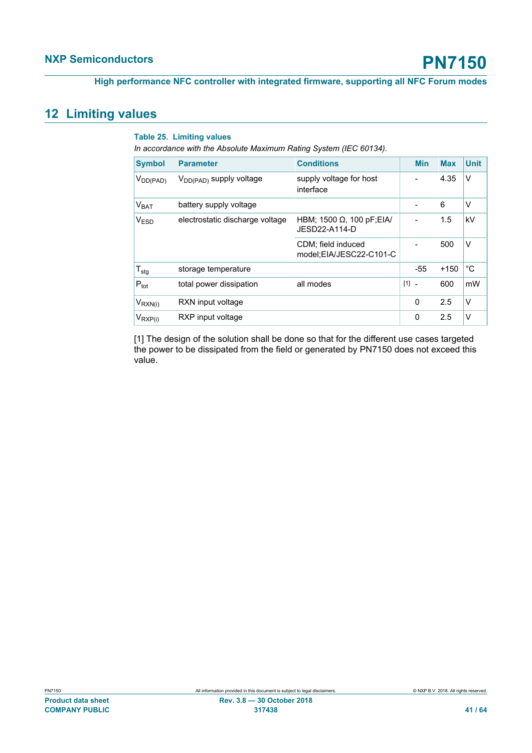## 12 Limiting values

**Table 25. Limiting values**

*In accordance with the Absolute Maximum Rating System (IEC 60134).*

| Symbol | Parameter | Conditions | | Min | Max | Unit |
|---|---|---|---|---|---|---|
| $V_{DD(PAD)}$ | $V_{DD(PAD)}$ supply voltage | supply voltage for host interface | | - | 4.35 | V |
| $V_{BAT}$ | battery supply voltage | | | - | 6 | V |
| $V_{ESD}$ | electrostatic discharge voltage | HBM; 1500 Ω, 100 pF;EIA/ JESD22-A114-D | | - | 1.5 | kV |
| | | CDM; field induced model;EIA/JESC22-C101-C | | - | 500 | V |
| $T_{stg}$ | storage temperature | | | -55 | +150 | °C |
| $P_{tot}$ | total power dissipation | all modes | [1] | - | 600 | mW |
| $V_{RXN(i)}$ | RXN input voltage | | | 0 | 2.5 | V |
| $V_{RXP(i)}$ | RXP input voltage | | | 0 | 2.5 | V |

[1] The design of the solution shall be done so that for the different use cases targeted the power to be dissipated from the field or generated by PN7150 does not exceed this value.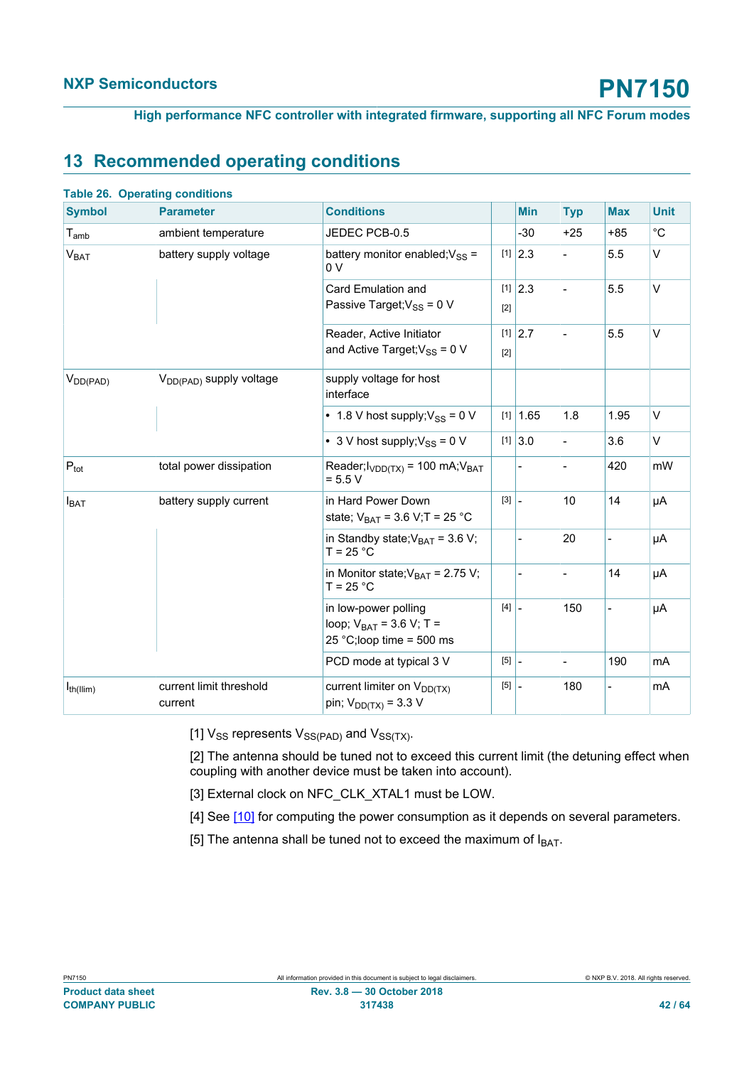## 13 Recommended operating conditions

**Table 26. Operating conditions**

| Symbol | Parameter | Conditions | | Min | Typ | Max | Unit |
|---|---|---|---|---|---|---|---|
| $T_{amb}$ | ambient temperature | JEDEC PCB-0.5 | | -30 | +25 | +85 | °C |
| $V_{BAT}$ | battery supply voltage | battery monitor enabled; $V_{SS}$ = 0 V | [1] | 2.3 | - | 5.5 | V |
| | | Card Emulation and Passive Target; $V_{SS}$ = 0 V | [1] [2] | 2.3 | - | 5.5 | V |
| | | Reader, Active Initiator and Active Target; $V_{SS}$ = 0 V | [1] [2] | 2.7 | - | 5.5 | V |
| $V_{DD(PAD)}$ | $V_{DD(PAD)}$ supply voltage | supply voltage for host interface | | | | | |
| | | • 1.8 V host supply; $V_{SS}$ = 0 V | [1] | 1.65 | 1.8 | 1.95 | V |
| | | • 3 V host supply; $V_{SS}$ = 0 V | [1] | 3.0 | - | 3.6 | V |
| $P_{tot}$ | total power dissipation | Reader; $I_{VDD(TX)}$ = 100 mA; $V_{BAT}$ = 5.5 V | | - | - | 420 | mW |
| $I_{BAT}$ | battery supply current | in Hard Power Down state; $V_{BAT}$ = 3.6 V; T = 25 °C | [3] | - | 10 | 14 | µA |
| | | in Standby state; $V_{BAT}$ = 3.6 V; T = 25 °C | | - | 20 | - | µA |
| | | in Monitor state; $V_{BAT}$ = 2.75 V; T = 25 °C | | - | - | 14 | µA |
| | | in low-power polling loop; $V_{BAT}$ = 3.6 V; T = 25 °C; loop time = 500 ms | [4] | - | 150 | - | µA |
| | | PCD mode at typical 3 V | [5] | - | - | 190 | mA |
| $I_{th(Ilim)}$ | current limit threshold current | current limiter on $V_{DD(TX)}$ pin; $V_{DD(TX)}$ = 3.3 V | [5] | - | 180 | - | mA |

[1] $V_{SS}$ represents $V_{SS(PAD)}$ and $V_{SS(TX)}$.

[2] The antenna should be tuned not to exceed this current limit (the detuning effect when coupling with another device must be taken into account).

[3] External clock on NFC_CLK_XTAL1 must be LOW.

[4] See [10] for computing the power consumption as it depends on several parameters.

[5] The antenna shall be tuned not to exceed the maximum of $I_{BAT}$.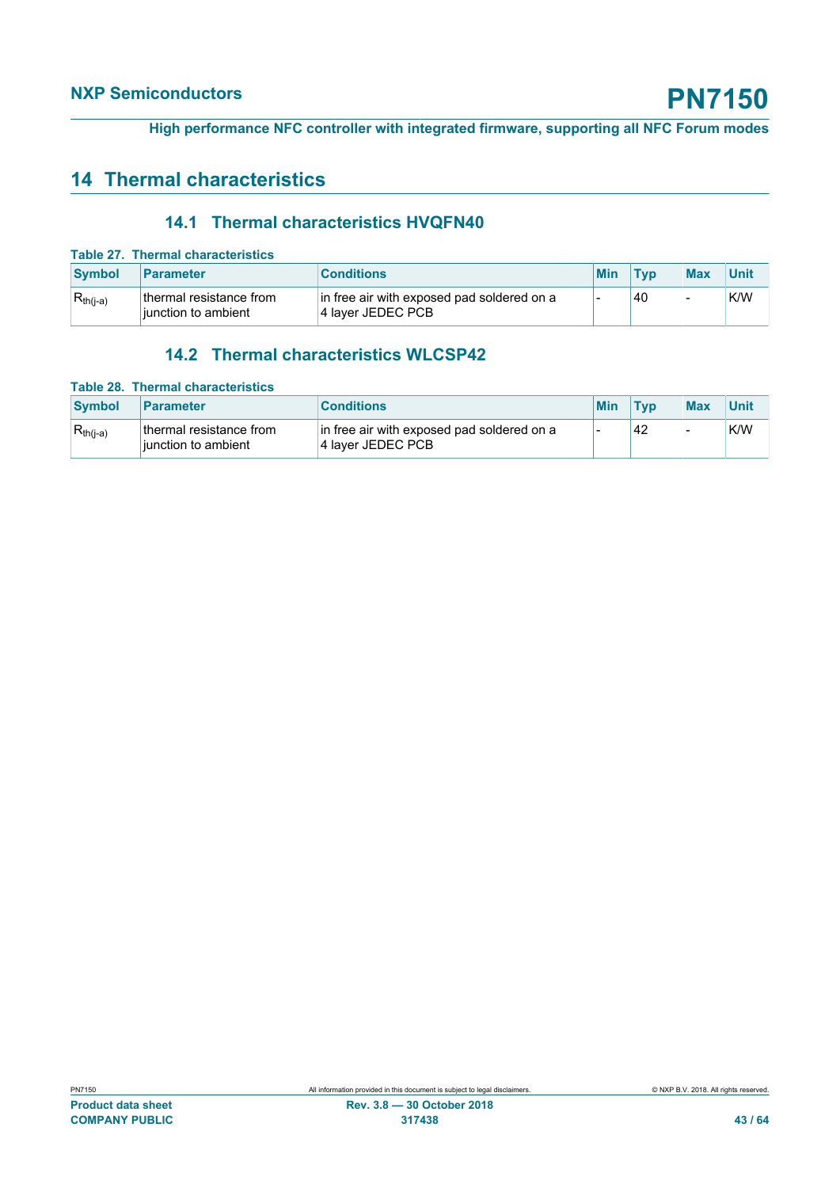# 14 Thermal characteristics

## 14.1 Thermal characteristics HVQFN40

**Table 27. Thermal characteristics**

| Symbol | Parameter | Conditions | Min | Typ | Max | Unit |
|---|---|---|---|---|---|---|
| $R_{th(j-a)}$ | thermal resistance from junction to ambient | in free air with exposed pad soldered on a 4 layer JEDEC PCB | - | 40 | - | K/W |

## 14.2 Thermal characteristics WLCSP42

**Table 28. Thermal characteristics**

| Symbol | Parameter | Conditions | Min | Typ | Max | Unit |
|---|---|---|---|---|---|---|
| $R_{th(j-a)}$ | thermal resistance from junction to ambient | in free air with exposed pad soldered on a 4 layer JEDEC PCB | - | 42 | - | K/W |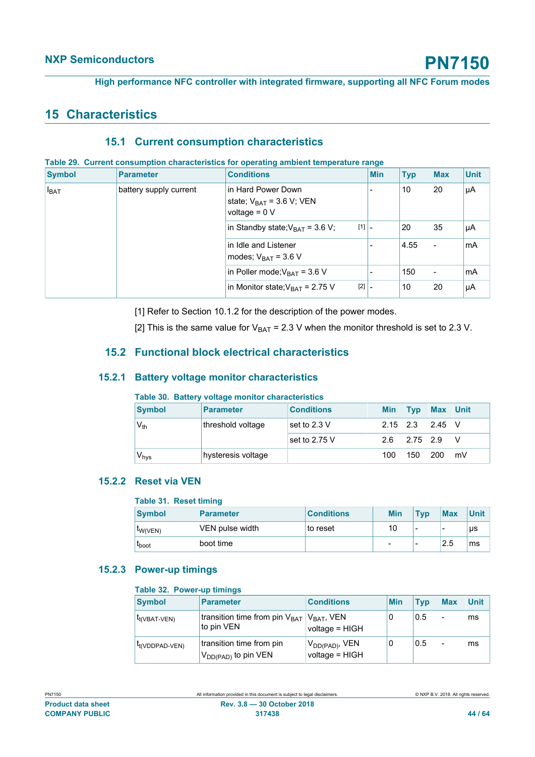# 15 Characteristics

## 15.1 Current consumption characteristics

**Table 29. Current consumption characteristics for operating ambient temperature range**

| Symbol | Parameter | Conditions | Min | Typ | Max | Unit |
|---|---|---|---|---|---|---|
| $I_{BAT}$ | battery supply current | in Hard Power Down state; $V_{BAT}$ = 3.6 V; VEN voltage = 0 V | - | 10 | 20 | μA |
| | | in Standby state; $V_{BAT}$ = 3.6 V; [1] | - | 20 | 35 | μA |
| | | in Idle and Listener modes; $V_{BAT}$ = 3.6 V | - | 4.55 | - | mA |
| | | in Poller mode; $V_{BAT}$ = 3.6 V | - | 150 | - | mA |
| | | in Monitor state; $V_{BAT}$ = 2.75 V [2] | - | 10 | 20 | μA |

[1] Refer to Section 10.1.2 for the description of the power modes.

[2] This is the same value for $V_{BAT}$ = 2.3 V when the monitor threshold is set to 2.3 V.

## 15.2 Functional block electrical characteristics

### 15.2.1 Battery voltage monitor characteristics

**Table 30. Battery voltage monitor characteristics**

| Symbol | Parameter | Conditions | Min | Typ | Max | Unit |
|---|---|---|---|---|---|---|
| $V_{th}$ | threshold voltage | set to 2.3 V | 2.15 | 2.3 | 2.45 | V |
| | | set to 2.75 V | 2.6 | 2.75 | 2.9 | V |
| $V_{hys}$ | hysteresis voltage | | 100 | 150 | 200 | mV |

### 15.2.2 Reset via VEN

**Table 31. Reset timing**

| Symbol | Parameter | Conditions | Min | Typ | Max | Unit |
|---|---|---|---|---|---|---|
| $t_{W(VEN)}$ | VEN pulse width | to reset | 10 | - | - | μs |
| $t_{boot}$ | boot time | | - | - | 2.5 | ms |

### 15.2.3 Power-up timings

**Table 32. Power-up timings**

| Symbol | Parameter | Conditions | Min | Typ | Max | Unit |
|---|---|---|---|---|---|---|
| $t_{t(VBAT-VEN)}$ | transition time from pin $V_{BAT}$ to pin VEN | $V_{BAT}$, VEN voltage = HIGH | 0 | 0.5 | - | ms |
| $t_{t(VDDPAD-VEN)}$ | transition time from pin $V_{DD(PAD)}$ to pin VEN | $V_{DD(PAD)}$, VEN voltage = HIGH | 0 | 0.5 | - | ms |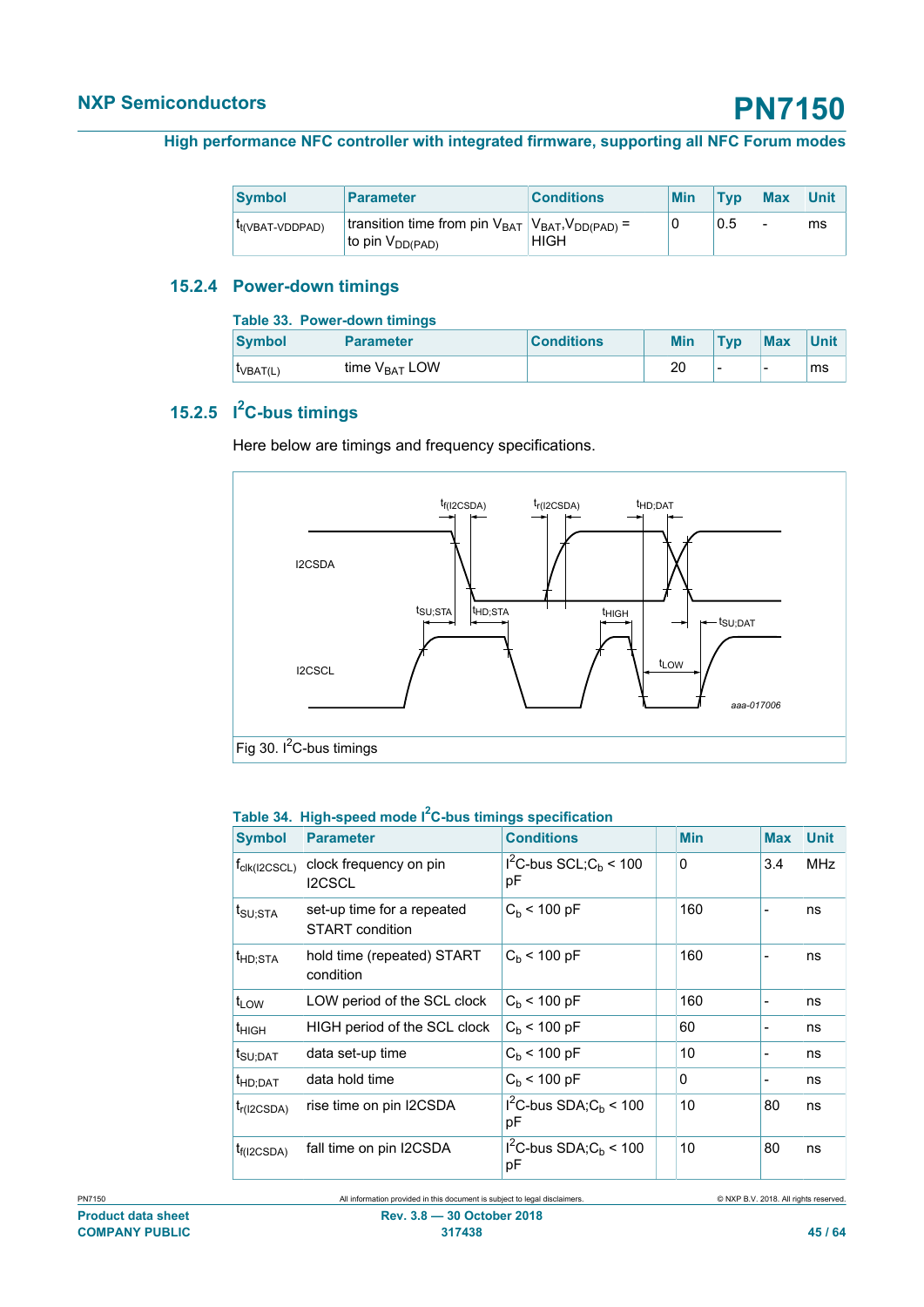| Symbol | Parameter | Conditions | Min | Typ | Max | Unit |
|---|---|---|---|---|---|---|
| $t_{t(VBAT-VDDPAD)}$ | transition time from pin $V_{BAT}$ to pin $V_{DD(PAD)}$ | $V_{BAT}$,$V_{DD(PAD)}$ = HIGH | 0 | 0.5 | - | ms |

### 15.2.4 Power-down timings

Table 33. Power-down timings

| Symbol | Parameter | Conditions | Min | Typ | Max | Unit |
|---|---|---|---|---|---|---|
| $t_{VBAT(L)}$ | time $V_{BAT}$ LOW | | 20 | - | - | ms |

### 15.2.5 I²C-bus timings

Here below are timings and frequency specifications.

Fig 30. I²C-bus timings

Table 34. High-speed mode I²C-bus timings specification

| Symbol | Parameter | Conditions | Min | Max | Unit |
|---|---|---|---|---|---|
| $f_{clk(I2CSCL)}$ | clock frequency on pin I2CSCL | I²C-bus SCL;$C_b$ < 100 pF | 0 | 3.4 | MHz |
| $t_{SU;STA}$ | set-up time for a repeated START condition | $C_b$ < 100 pF | 160 | - | ns |
| $t_{HD;STA}$ | hold time (repeated) START condition | $C_b$ < 100 pF | 160 | - | ns |
| $t_{LOW}$ | LOW period of the SCL clock | $C_b$ < 100 pF | 160 | - | ns |
| $t_{HIGH}$ | HIGH period of the SCL clock | $C_b$ < 100 pF | 60 | - | ns |
| $t_{SU;DAT}$ | data set-up time | $C_b$ < 100 pF | 10 | - | ns |
| $t_{HD;DAT}$ | data hold time | $C_b$ < 100 pF | 0 | - | ns |
| $t_{r(I2CSDA)}$ | rise time on pin I2CSDA | I²C-bus SDA;$C_b$ < 100 pF | 10 | 80 | ns |
| $t_{f(I2CSDA)}$ | fall time on pin I2CSDA | I²C-bus SDA;$C_b$ < 100 pF | 10 | 80 | ns |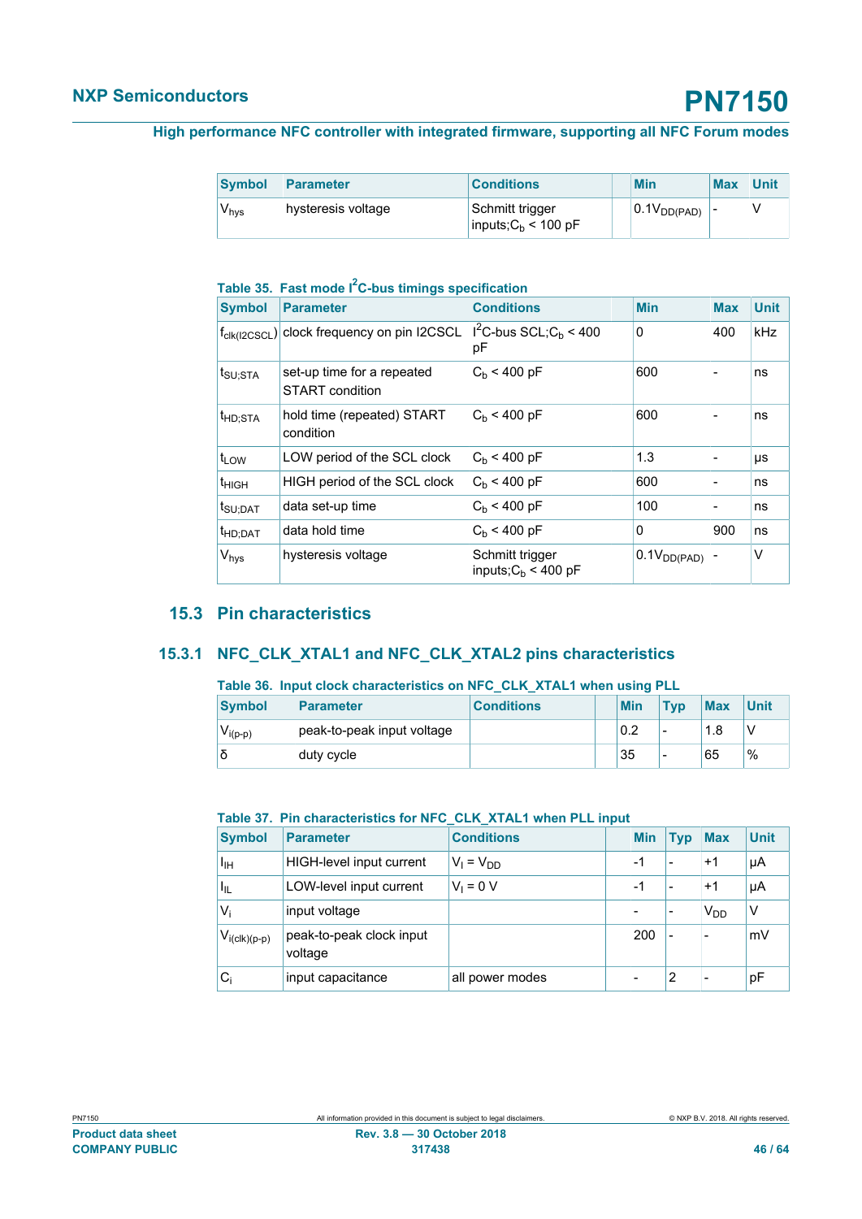| Symbol | Parameter | Conditions | Min | Max | Unit |
|---|---|---|---|---|---|
| $V_{hys}$ | hysteresis voltage | Schmitt trigger inputs;$C_b$ < 100 pF | $0.1V_{DD(PAD)}$ | - | V |

**Table 35. Fast mode I²C-bus timings specification**

| Symbol | Parameter | Conditions | Min | Max | Unit |
|---|---|---|---|---|---|
| $f_{clk(I2CSCL)}$ | clock frequency on pin I2CSCL | I²C-bus SCL;$C_b$ < 400 pF | 0 | 400 | kHz |
| $t_{SU;STA}$ | set-up time for a repeated START condition | $C_b$ < 400 pF | 600 | - | ns |
| $t_{HD;STA}$ | hold time (repeated) START condition | $C_b$ < 400 pF | 600 | - | ns |
| $t_{LOW}$ | LOW period of the SCL clock | $C_b$ < 400 pF | 1.3 | - | μs |
| $t_{HIGH}$ | HIGH period of the SCL clock | $C_b$ < 400 pF | 600 | - | ns |
| $t_{SU;DAT}$ | data set-up time | $C_b$ < 400 pF | 100 | - | ns |
| $t_{HD;DAT}$ | data hold time | $C_b$ < 400 pF | 0 | 900 | ns |
| $V_{hys}$ | hysteresis voltage | Schmitt trigger inputs;$C_b$ < 400 pF | $0.1V_{DD(PAD)}$ | - | V |

## 15.3 Pin characteristics

### 15.3.1 NFC_CLK_XTAL1 and NFC_CLK_XTAL2 pins characteristics

**Table 36. Input clock characteristics on NFC_CLK_XTAL1 when using PLL**

| Symbol | Parameter | Conditions | Min | Typ | Max | Unit |
|---|---|---|---|---|---|---|
| $V_{i(p-p)}$ | peak-to-peak input voltage | | 0.2 | - | 1.8 | V |
| δ | duty cycle | | 35 | - | 65 | % |

**Table 37. Pin characteristics for NFC_CLK_XTAL1 when PLL input**

| Symbol | Parameter | Conditions | Min | Typ | Max | Unit |
|---|---|---|---|---|---|---|
| $I_{IH}$ | HIGH-level input current | $V_I = V_{DD}$ | -1 | - | +1 | μA |
| $I_{IL}$ | LOW-level input current | $V_I$ = 0 V | -1 | - | +1 | μA |
| $V_i$ | input voltage | | - | - | $V_{DD}$ | V |
| $V_{i(clk)(p-p)}$ | peak-to-peak clock input voltage | | 200 | - | - | mV |
| $C_i$ | input capacitance | all power modes | - | 2 | - | pF |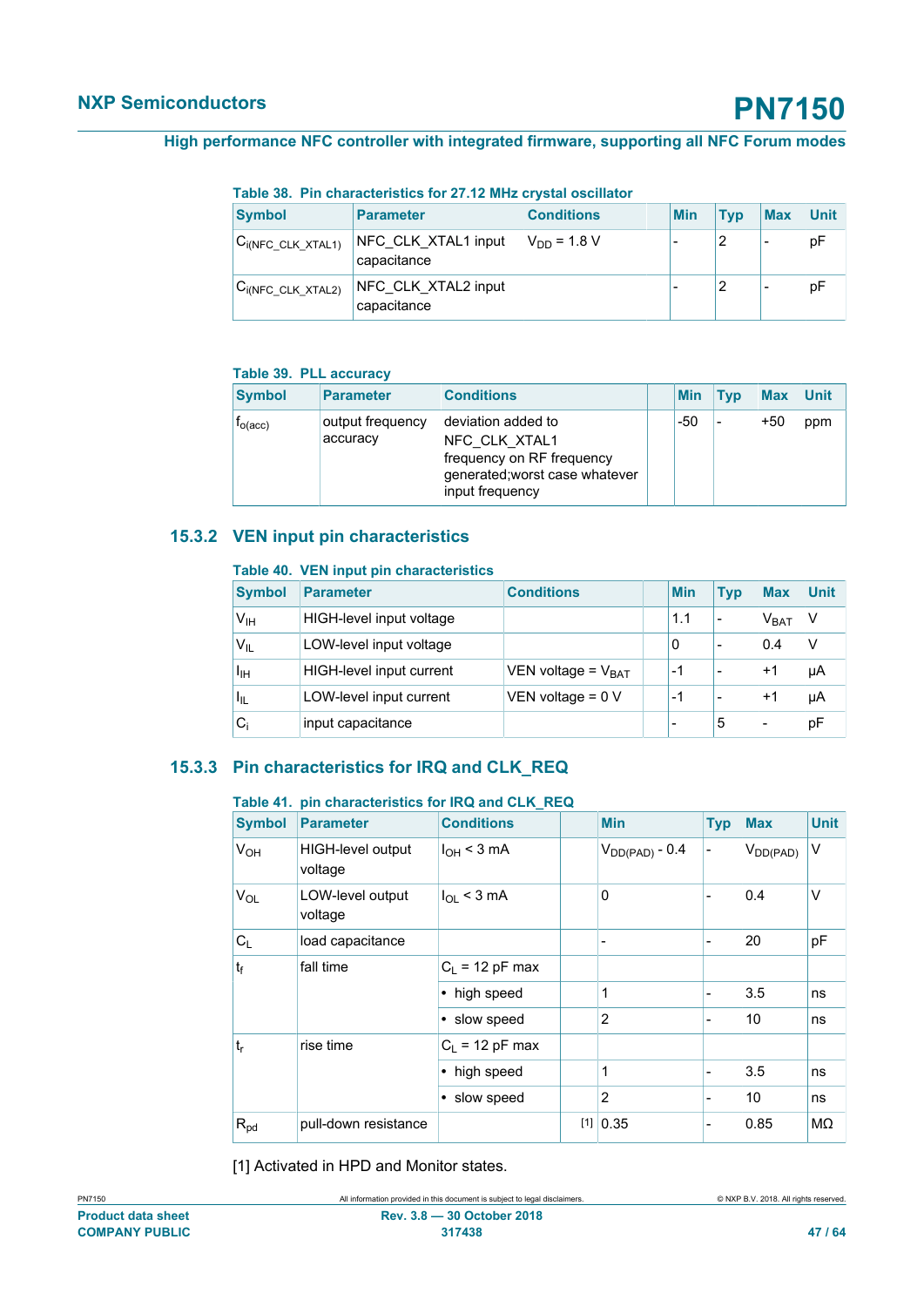**Table 38. Pin characteristics for 27.12 MHz crystal oscillator**

| Symbol | Parameter | Conditions | | Min | Typ | Max | Unit |
|---|---|---|---|---|---|---|---|
| $C_{i(NFC\_CLK\_XTAL1)}$ | NFC_CLK_XTAL1 input capacitance | $V_{DD}$ = 1.8 V | | - | 2 | - | pF |
| $C_{i(NFC\_CLK\_XTAL2)}$ | NFC_CLK_XTAL2 input capacitance | | | - | 2 | - | pF |

**Table 39. PLL accuracy**

| Symbol | Parameter | Conditions | | Min | Typ | Max | Unit |
|---|---|---|---|---|---|---|---|
| $f_{o(acc)}$ | output frequency accuracy | deviation added to NFC_CLK_XTAL1 frequency on RF frequency generated;worst case whatever input frequency | | -50 | - | +50 | ppm |

### 15.3.2 VEN input pin characteristics

**Table 40. VEN input pin characteristics**

| Symbol | Parameter | Conditions | | Min | Typ | Max | Unit |
|---|---|---|---|---|---|---|---|
| $V_{IH}$ | HIGH-level input voltage | | | 1.1 | - | $V_{BAT}$ | V |
| $V_{IL}$ | LOW-level input voltage | | | 0 | - | 0.4 | V |
| $I_{IH}$ | HIGH-level input current | VEN voltage = $V_{BAT}$ | | -1 | - | +1 | µA |
| $I_{IL}$ | LOW-level input current | VEN voltage = 0 V | | -1 | - | +1 | µA |
| $C_i$ | input capacitance | | | - | 5 | - | pF |

### 15.3.3 Pin characteristics for IRQ and CLK_REQ

**Table 41. pin characteristics for IRQ and CLK_REQ**

| Symbol | Parameter | Conditions | | Min | Typ | Max | Unit |
|---|---|---|---|---|---|---|---|
| $V_{OH}$ | HIGH-level output voltage | $I_{OH}$ < 3 mA | | $V_{DD(PAD)}$ - 0.4 | - | $V_{DD(PAD)}$ | V |
| $V_{OL}$ | LOW-level output voltage | $I_{OL}$ < 3 mA | | 0 | - | 0.4 | V |
| $C_L$ | load capacitance | | | - | - | 20 | pF |
| $t_f$ | fall time | $C_L$ = 12 pF max | | | | | |
| | | • high speed | | 1 | - | 3.5 | ns |
| | | • slow speed | | 2 | - | 10 | ns |
| $t_r$ | rise time | $C_L$ = 12 pF max | | | | | |
| | | • high speed | | 1 | - | 3.5 | ns |
| | | • slow speed | | 2 | - | 10 | ns |
| $R_{pd}$ | pull-down resistance | | [1] | 0.35 | - | 0.85 | MΩ |

[1] Activated in HPD and Monitor states.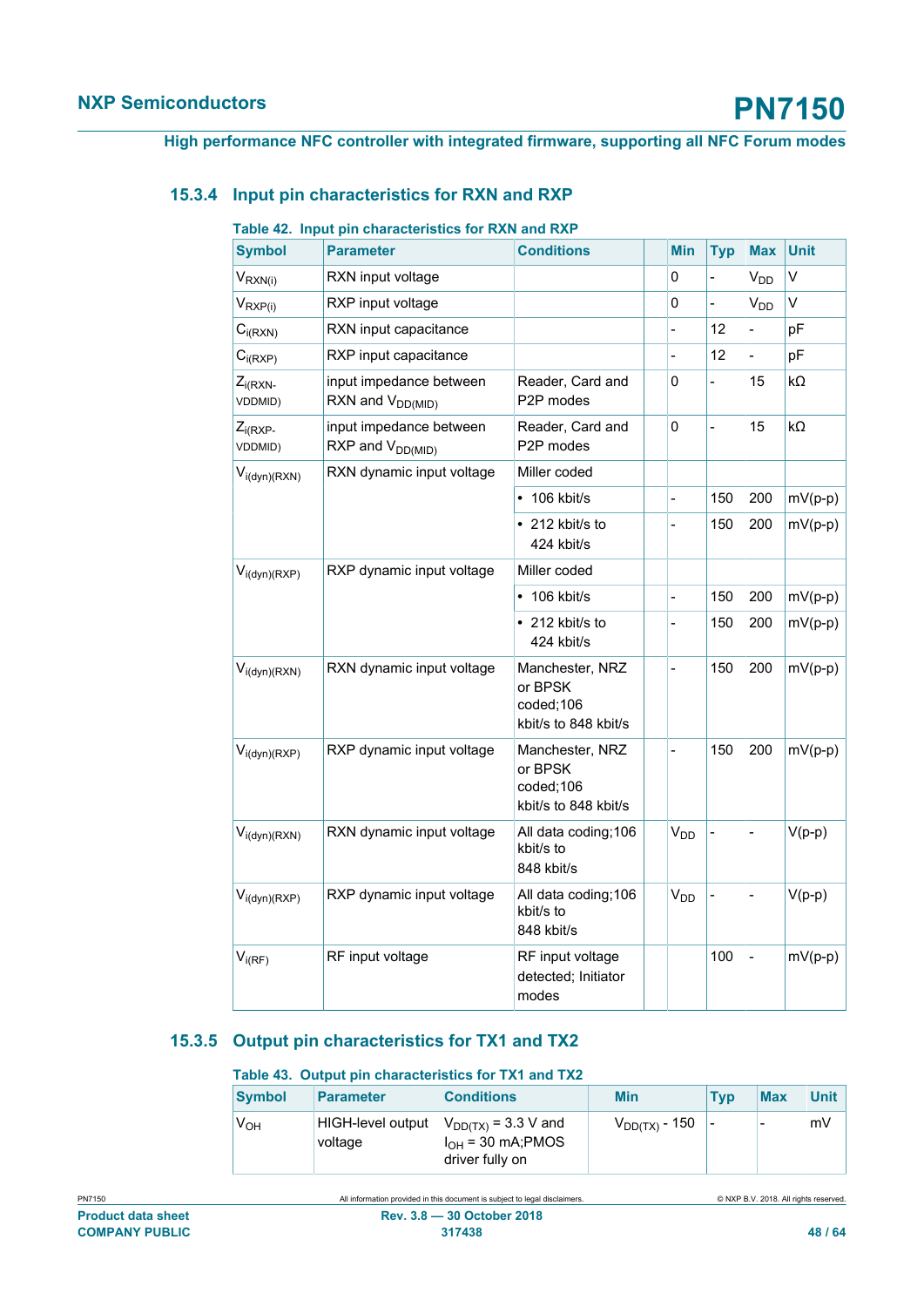### 15.3.4 Input pin characteristics for RXN and RXP

**Table 42. Input pin characteristics for RXN and RXP**

| Symbol | Parameter | Conditions | | Min | Typ | Max | Unit |
|---|---|---|---|---|---|---|---|
| $V_{RXN(i)}$ | RXN input voltage | | | 0 | - | $V_{DD}$ | V |
| $V_{RXP(i)}$ | RXP input voltage | | | 0 | - | $V_{DD}$ | V |
| $C_{i(RXN)}$ | RXN input capacitance | | | - | 12 | - | pF |
| $C_{i(RXP)}$ | RXP input capacitance | | | - | 12 | - | pF |
| $Z_{i(RXN-VDDMID)}$ | input impedance between RXN and $V_{DD(MID)}$ | Reader, Card and P2P modes | | 0 | - | 15 | kΩ |
| $Z_{i(RXP-VDDMID)}$ | input impedance between RXP and $V_{DD(MID)}$ | Reader, Card and P2P modes | | 0 | - | 15 | kΩ |
| $V_{i(dyn)(RXN)}$ | RXN dynamic input voltage | Miller coded | | | | | |
| | | • 106 kbit/s | | - | 150 | 200 | mV(p-p) |
| | | • 212 kbit/s to 424 kbit/s | | - | 150 | 200 | mV(p-p) |
| $V_{i(dyn)(RXP)}$ | RXP dynamic input voltage | Miller coded | | | | | |
| | | • 106 kbit/s | | - | 150 | 200 | mV(p-p) |
| | | • 212 kbit/s to 424 kbit/s | | - | 150 | 200 | mV(p-p) |
| $V_{i(dyn)(RXN)}$ | RXN dynamic input voltage | Manchester, NRZ or BPSK coded;106 kbit/s to 848 kbit/s | | - | 150 | 200 | mV(p-p) |
| $V_{i(dyn)(RXP)}$ | RXP dynamic input voltage | Manchester, NRZ or BPSK coded;106 kbit/s to 848 kbit/s | | - | 150 | 200 | mV(p-p) |
| $V_{i(dyn)(RXN)}$ | RXN dynamic input voltage | All data coding;106 kbit/s to 848 kbit/s | | $V_{DD}$ | - | - | V(p-p) |
| $V_{i(dyn)(RXP)}$ | RXP dynamic input voltage | All data coding;106 kbit/s to 848 kbit/s | | $V_{DD}$ | - | - | V(p-p) |
| $V_{i(RF)}$ | RF input voltage | RF input voltage detected; Initiator modes | | | 100 | - | mV(p-p) |

### 15.3.5 Output pin characteristics for TX1 and TX2

**Table 43. Output pin characteristics for TX1 and TX2**

| Symbol | Parameter | Conditions | Min | Typ | Max | Unit |
|---|---|---|---|---|---|---|
| $V_{OH}$ | HIGH-level output voltage | $V_{DD(TX)}$ = 3.3 V and $I_{OH}$ = 30 mA;PMOS driver fully on | $V_{DD(TX)}$ - 150 | - | - | mV |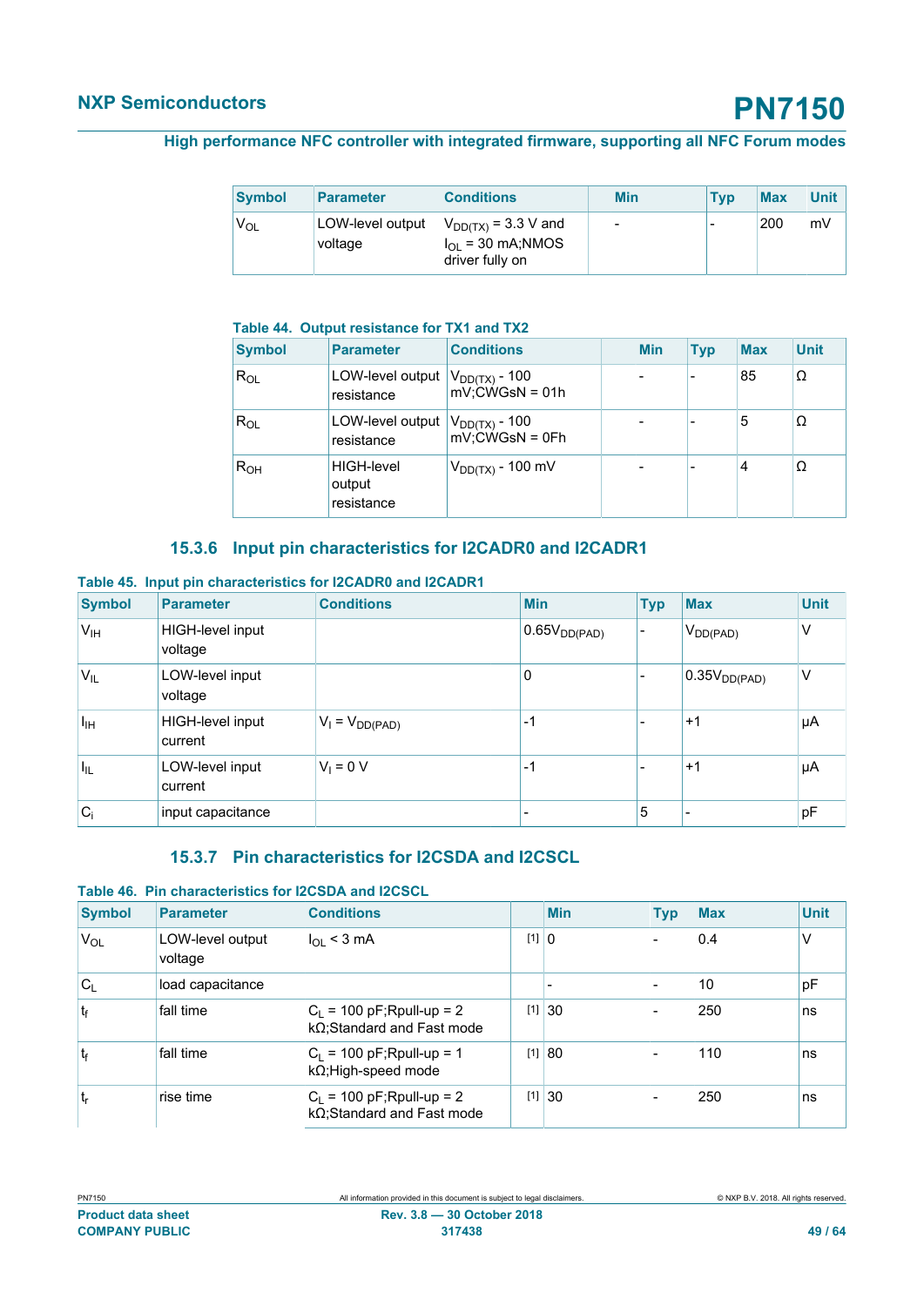| Symbol | Parameter | Conditions | Min | Typ | Max | Unit |
|---|---|---|---|---|---|---|
| $V_{OL}$ | LOW-level output voltage | $V_{DD(TX)}$ = 3.3 V and $I_{OL}$ = 30 mA;NMOS driver fully on | - | - | 200 | mV |

**Table 44. Output resistance for TX1 and TX2**

| Symbol | Parameter | Conditions | Min | Typ | Max | Unit |
|---|---|---|---|---|---|---|
| $R_{OL}$ | LOW-level output resistance | $V_{DD(TX)}$ - 100 mV;CWGsN = 01h | - | - | 85 | Ω |
| $R_{OL}$ | LOW-level output resistance | $V_{DD(TX)}$ - 100 mV;CWGsN = 0Fh | - | - | 5 | Ω |
| $R_{OH}$ | HIGH-level output resistance | $V_{DD(TX)}$ - 100 mV | - | - | 4 | Ω |

### 15.3.6 Input pin characteristics for I2CADR0 and I2CADR1

**Table 45. Input pin characteristics for I2CADR0 and I2CADR1**

| Symbol | Parameter | Conditions | Min | Typ | Max | Unit |
|---|---|---|---|---|---|---|
| $V_{IH}$ | HIGH-level input voltage | | $0.65V_{DD(PAD)}$ | - | $V_{DD(PAD)}$ | V |
| $V_{IL}$ | LOW-level input voltage | | 0 | - | $0.35V_{DD(PAD)}$ | V |
| $I_{IH}$ | HIGH-level input current | $V_I = V_{DD(PAD)}$ | -1 | - | +1 | μA |
| $I_{IL}$ | LOW-level input current | $V_I$ = 0 V | -1 | - | +1 | μA |
| $C_i$ | input capacitance | | - | 5 | - | pF |

### 15.3.7 Pin characteristics for I2CSDA and I2CSCL

**Table 46. Pin characteristics for I2CSDA and I2CSCL**

| Symbol | Parameter | Conditions | | Min | Typ | Max | Unit |
|---|---|---|---|---|---|---|---|
| $V_{OL}$ | LOW-level output voltage | $I_{OL}$ < 3 mA | [1] | 0 | - | 0.4 | V |
| $C_L$ | load capacitance | | | - | - | 10 | pF |
| $t_f$ | fall time | $C_L$ = 100 pF;Rpull-up = 2 kΩ;Standard and Fast mode | [1] | 30 | - | 250 | ns |
| $t_f$ | fall time | $C_L$ = 100 pF;Rpull-up = 1 kΩ;High-speed mode | [1] | 80 | - | 110 | ns |
| $t_r$ | rise time | $C_L$ = 100 pF;Rpull-up = 2 kΩ;Standard and Fast mode | [1] | 30 | - | 250 | ns |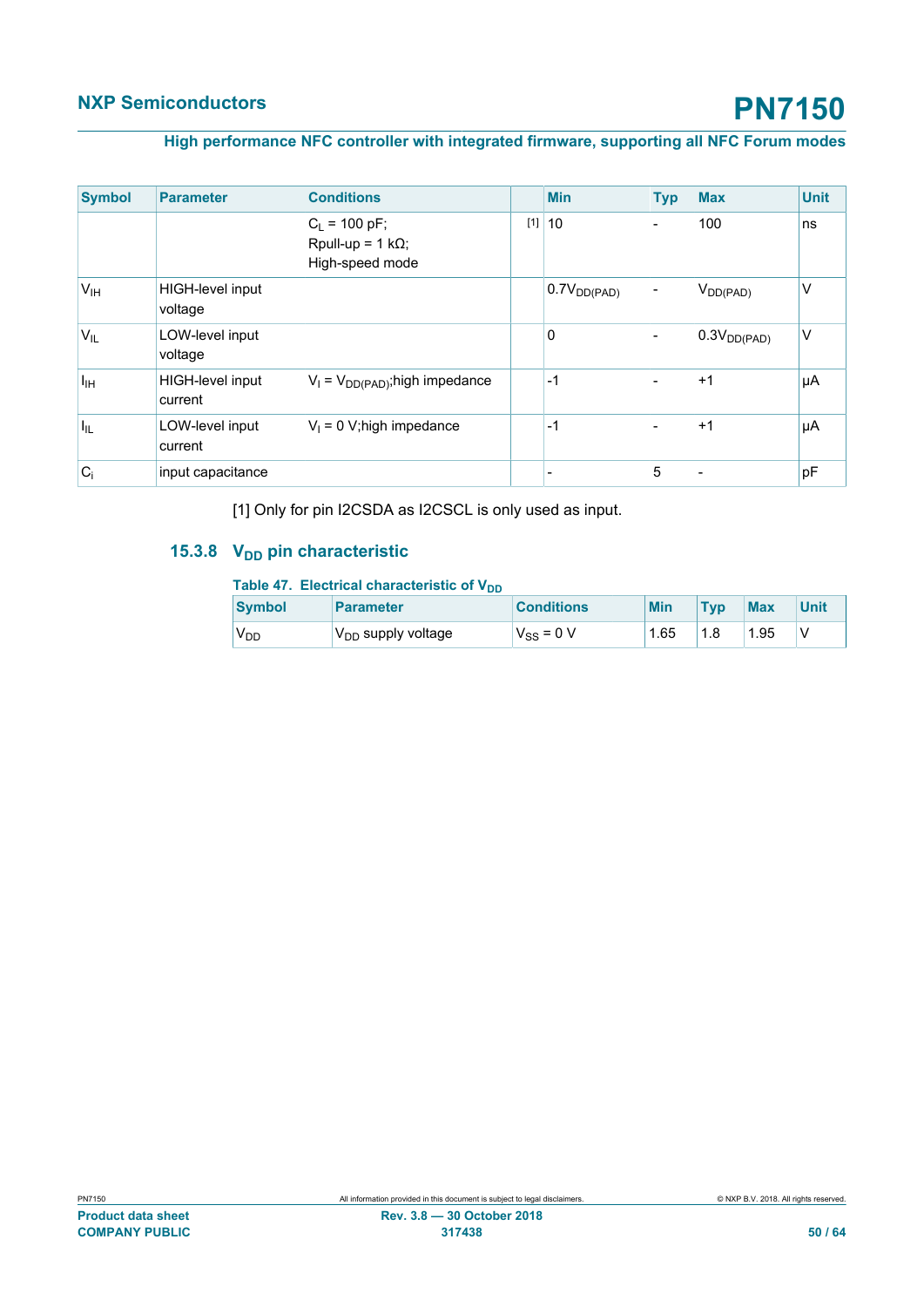| Symbol | Parameter | Conditions | | Min | Typ | Max | Unit |
|---|---|---|---|---|---|---|---|
| | | $C_L$ = 100 pF; Rpull-up = 1 kΩ; High-speed mode | [1] | 10 | - | 100 | ns |
| $V_{IH}$ | HIGH-level input voltage | | | $0.7V_{DD(PAD)}$ | - | $V_{DD(PAD)}$ | V |
| $V_{IL}$ | LOW-level input voltage | | | 0 | - | $0.3V_{DD(PAD)}$ | V |
| $I_{IH}$ | HIGH-level input current | $V_I = V_{DD(PAD)}$;high impedance | | -1 | - | +1 | µA |
| $I_{IL}$ | LOW-level input current | $V_I$ = 0 V;high impedance | | -1 | - | +1 | µA |
| $C_i$ | input capacitance | | | - | 5 | - | pF |

[1] Only for pin I2CSDA as I2CSCL is only used as input.

### 15.3.8 $V_{DD}$ pin characteristic

**Table 47. Electrical characteristic of $V_{DD}$**

| Symbol | Parameter | Conditions | Min | Typ | Max | Unit |
|---|---|---|---|---|---|---|
| $V_{DD}$ | $V_{DD}$ supply voltage | $V_{SS}$ = 0 V | 1.65 | 1.8 | 1.95 | V |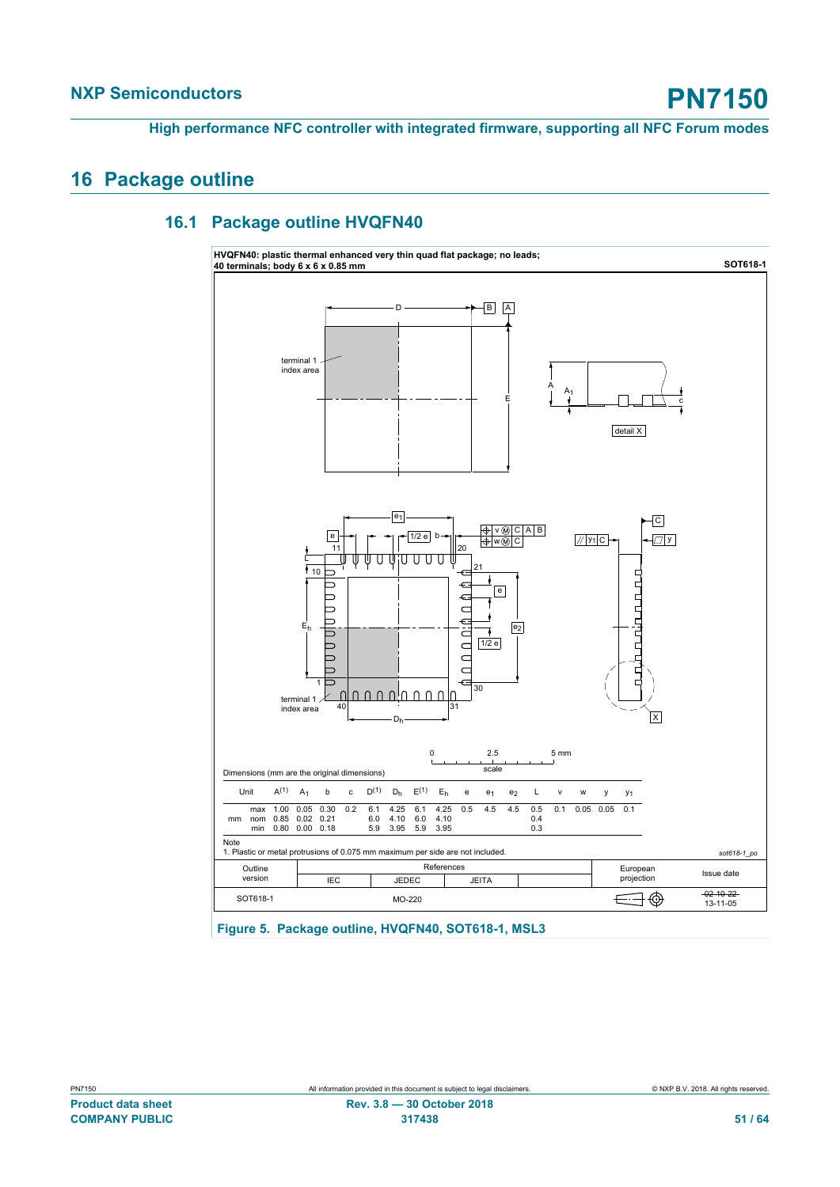## 16 Package outline

### 16.1 Package outline HVQFN40

**HVQFN40: plastic thermal enhanced very thin quad flat package; no leads; 40 terminals; body 6 x 6 x 0.85 mm** **SOT618-1**

Dimensions (mm are the original dimensions)

| Unit | | A(1) | $A_1$ | b | c | D(1) | $D_h$ | E(1) | $E_h$ | e | $e_1$ | $e_2$ | L | v | w | y | $y_1$ |
|---|---|---|---|---|---|---|---|---|---|---|---|---|---|---|---|---|---|
| mm | max | 1.00 | 0.05 | 0.30 | 0.2 | 6.1 | 4.25 | 6.1 | 4.25 | 0.5 | 4.5 | 4.5 | 0.5 | 0.1 | 0.05 | 0.05 | 0.1 |
| | nom | 0.85 | 0.02 | 0.21 | | 6.0 | 4.10 | 6.0 | 4.10 | | | | 0.4 | | | | |
| | min | 0.80 | 0.00 | 0.18 | | 5.9 | 3.95 | 5.9 | 3.95 | | | | 0.3 | | | | |

Note

1. Plastic or metal protrusions of 0.075 mm maximum per side are not included.

sot618-1_po

| Outline version | References IEC | References JEDEC | References JEITA | | European projection | Issue date |
|---|---|---|---|---|---|---|
| SOT618-1 | | MO-220 | | | | ~~02-10-22~~ 13-11-05 |

Figure 5. Package outline, HVQFN40, SOT618-1, MSL3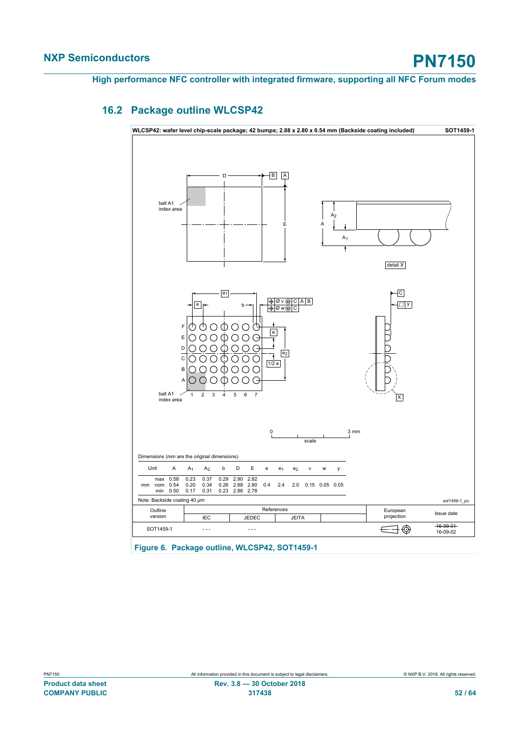### 16.2 Package outline WLCSP42

**WLCSP42: wafer level chip-scale package; 42 bumps; 2.88 x 2.80 x 0.54 mm (Backside coating included)** **SOT1459-1**

Dimensions (mm are the original dimensions)

| Unit | | A | $A_1$ | $A_2$ | b | D | E | e | $e_1$ | $e_2$ | v | w | y |
|---|---|---|---|---|---|---|---|---|---|---|---|---|---|
| mm | max | 0.58 | 0.23 | 0.37 | 0.29 | 2.90 | 2.82 | | | | | | |
| | nom | 0.54 | 0.20 | 0.34 | 0.26 | 2.88 | 2.80 | 0.4 | 2.4 | 2.0 | 0.15 | 0.05 | 0.05 |
| | min | 0.50 | 0.17 | 0.31 | 0.23 | 2.86 | 2.78 | | | | | | |

Note: Backside coating 40 µm

sot1459-1_po

| Outline version | References | | | European projection | Issue date |
|---|---|---|---|---|---|
| | IEC | JEDEC | JEITA | | |
| SOT1459-1 | - - - | - - - | | | ~~16-09-01~~ 16-09-02 |

Figure 6. Package outline, WLCSP42, SOT1459-1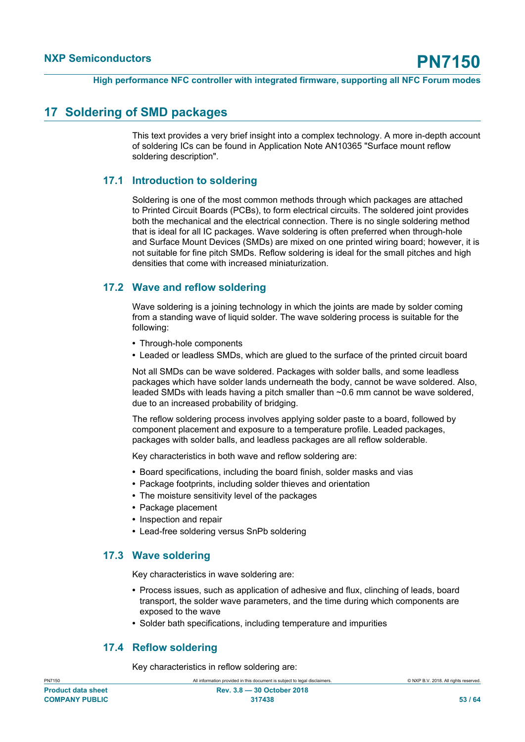## 17 Soldering of SMD packages

This text provides a very brief insight into a complex technology. A more in-depth account of soldering ICs can be found in Application Note AN10365 "Surface mount reflow soldering description".

### 17.1 Introduction to soldering

Soldering is one of the most common methods through which packages are attached to Printed Circuit Boards (PCBs), to form electrical circuits. The soldered joint provides both the mechanical and the electrical connection. There is no single soldering method that is ideal for all IC packages. Wave soldering is often preferred when through-hole and Surface Mount Devices (SMDs) are mixed on one printed wiring board; however, it is not suitable for fine pitch SMDs. Reflow soldering is ideal for the small pitches and high densities that come with increased miniaturization.

### 17.2 Wave and reflow soldering

Wave soldering is a joining technology in which the joints are made by solder coming from a standing wave of liquid solder. The wave soldering process is suitable for the following:

- Through-hole components
- Leaded or leadless SMDs, which are glued to the surface of the printed circuit board

Not all SMDs can be wave soldered. Packages with solder balls, and some leadless packages which have solder lands underneath the body, cannot be wave soldered. Also, leaded SMDs with leads having a pitch smaller than ~0.6 mm cannot be wave soldered, due to an increased probability of bridging.

The reflow soldering process involves applying solder paste to a board, followed by component placement and exposure to a temperature profile. Leaded packages, packages with solder balls, and leadless packages are all reflow solderable.

Key characteristics in both wave and reflow soldering are:

- Board specifications, including the board finish, solder masks and vias
- Package footprints, including solder thieves and orientation
- The moisture sensitivity level of the packages
- Package placement
- Inspection and repair
- Lead-free soldering versus SnPb soldering

### 17.3 Wave soldering

Key characteristics in wave soldering are:

- Process issues, such as application of adhesive and flux, clinching of leads, board transport, the solder wave parameters, and the time during which components are exposed to the wave
- Solder bath specifications, including temperature and impurities

### 17.4 Reflow soldering

Key characteristics in reflow soldering are: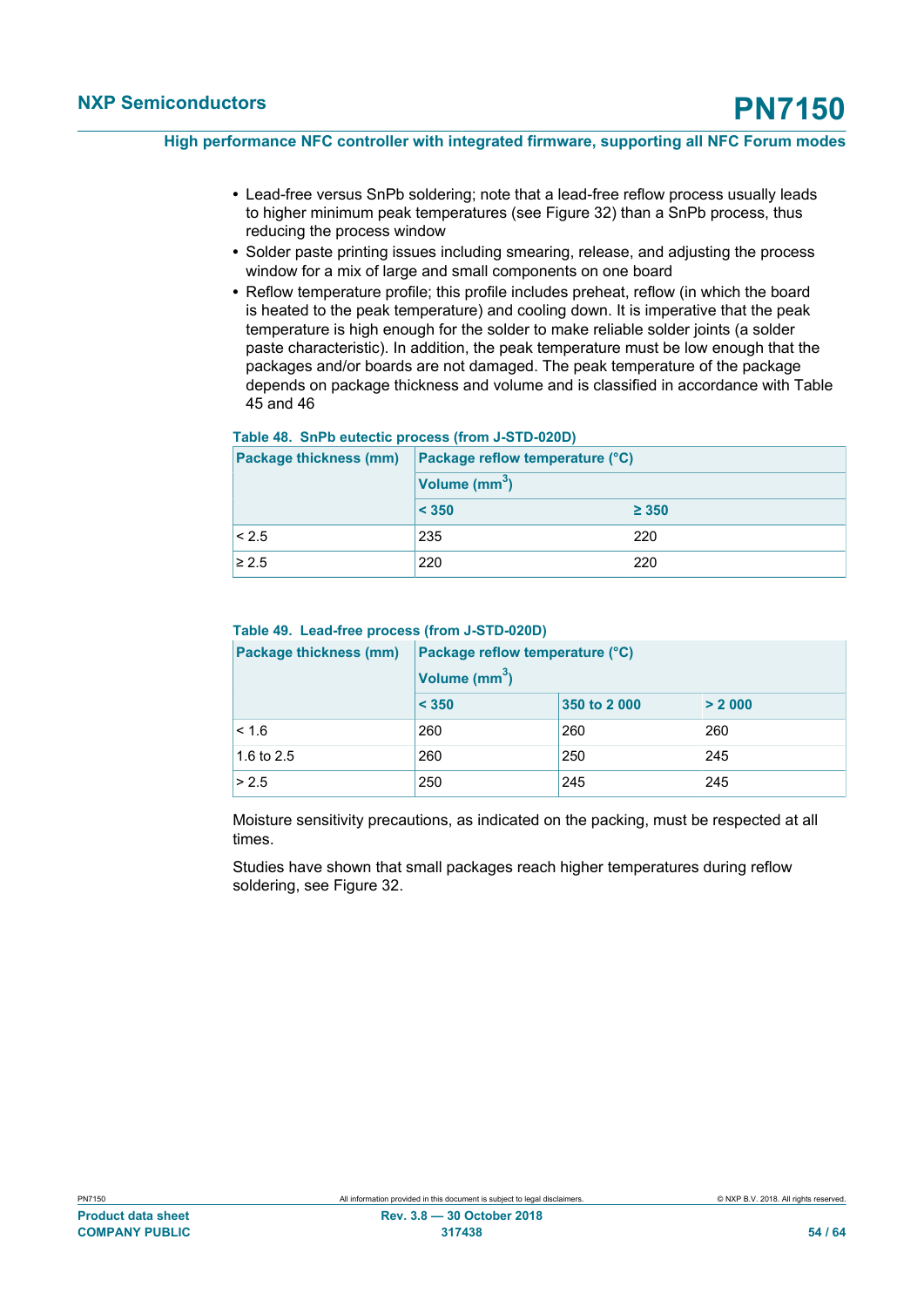- Lead-free versus SnPb soldering; note that a lead-free reflow process usually leads to higher minimum peak temperatures (see Figure 32) than a SnPb process, thus reducing the process window
- Solder paste printing issues including smearing, release, and adjusting the process window for a mix of large and small components on one board
- Reflow temperature profile; this profile includes preheat, reflow (in which the board is heated to the peak temperature) and cooling down. It is imperative that the peak temperature is high enough for the solder to make reliable solder joints (a solder paste characteristic). In addition, the peak temperature must be low enough that the packages and/or boards are not damaged. The peak temperature of the package depends on package thickness and volume and is classified in accordance with Table 45 and 46

**Table 48. SnPb eutectic process (from J-STD-020D)**

| Package thickness (mm) | Package reflow temperature (°C) | |
|---|---|---|
| | Volume ($mm^3$) | |
| | < 350 | ≥ 350 |
| < 2.5 | 235 | 220 |
| ≥ 2.5 | 220 | 220 |

**Table 49. Lead-free process (from J-STD-020D)**

| Package thickness (mm) | Package reflow temperature (°C) | | |
|---|---|---|---|
| | Volume ($mm^3$) | | |
| | < 350 | 350 to 2 000 | > 2 000 |
| < 1.6 | 260 | 260 | 260 |
| 1.6 to 2.5 | 260 | 250 | 245 |
| > 2.5 | 250 | 245 | 245 |

Moisture sensitivity precautions, as indicated on the packing, must be respected at all times.

Studies have shown that small packages reach higher temperatures during reflow soldering, see Figure 32.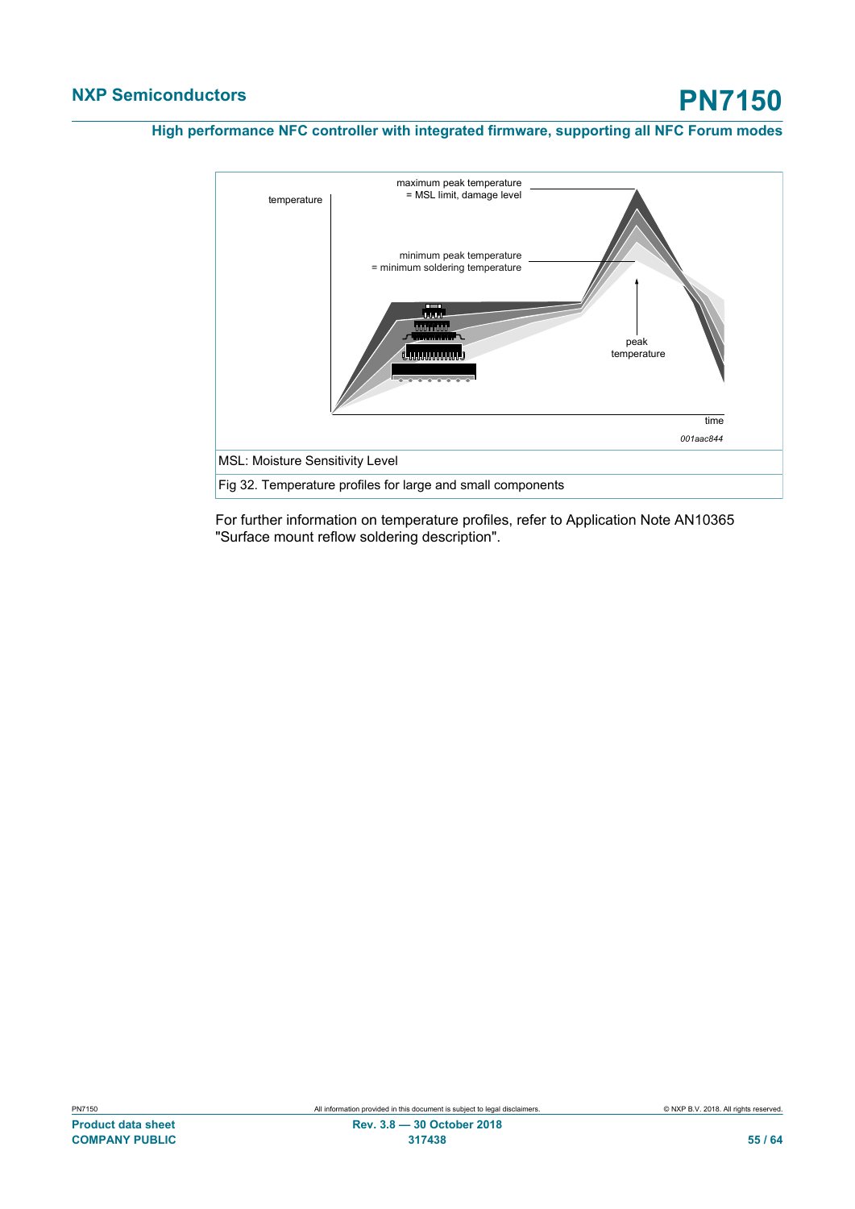MSL: Moisture Sensitivity Level

Fig 32. Temperature profiles for large and small components

For further information on temperature profiles, refer to Application Note AN10365 "Surface mount reflow soldering description".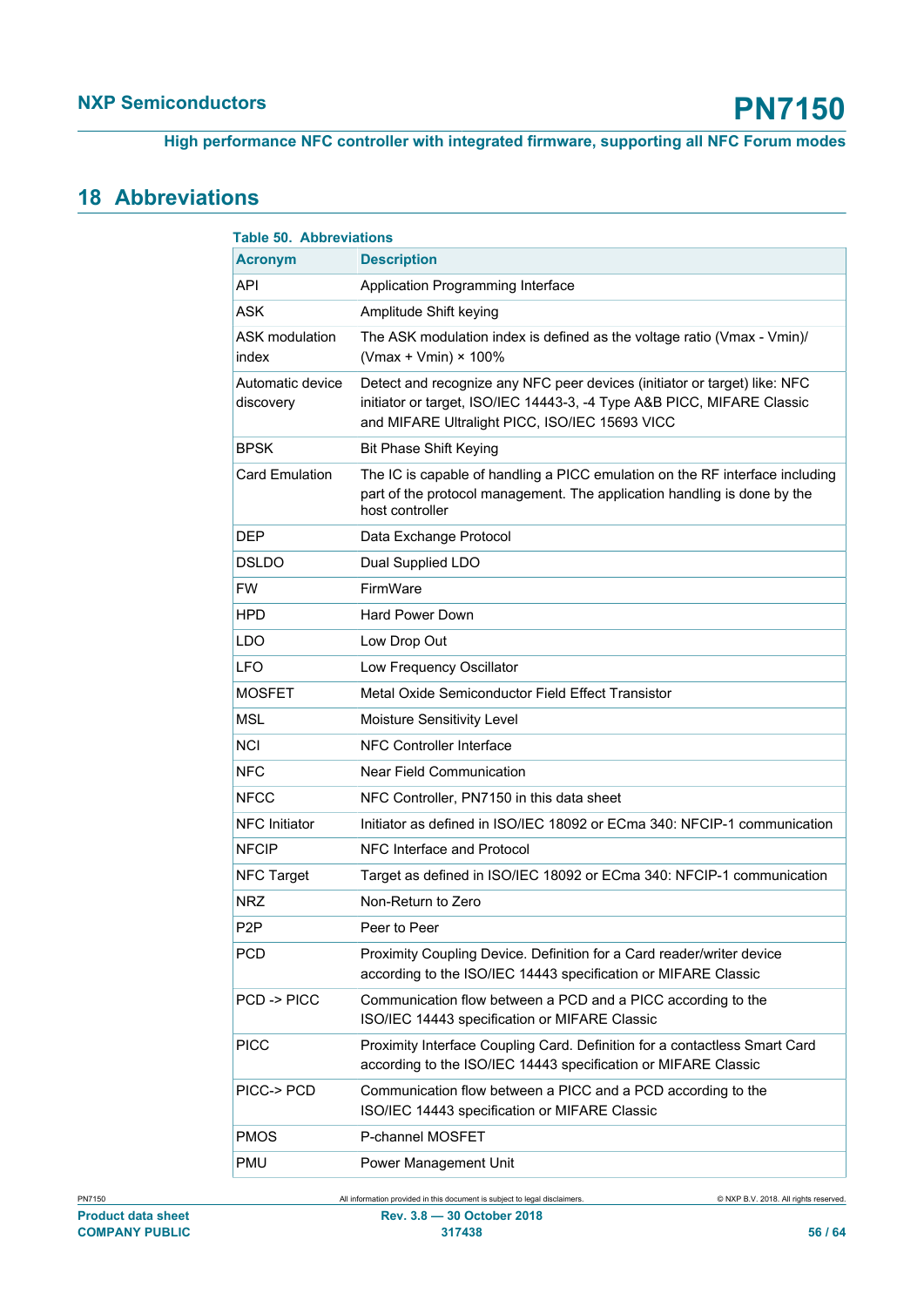# 18 Abbreviations

**Table 50. Abbreviations**

| Acronym | Description |
|---|---|
| API | Application Programming Interface |
| ASK | Amplitude Shift keying |
| ASK modulation index | The ASK modulation index is defined as the voltage ratio (Vmax - Vmin)/ (Vmax + Vmin) × 100% |
| Automatic device discovery | Detect and recognize any NFC peer devices (initiator or target) like: NFC initiator or target, ISO/IEC 14443-3, -4 Type A&B PICC, MIFARE Classic and MIFARE Ultralight PICC, ISO/IEC 15693 VICC |
| BPSK | Bit Phase Shift Keying |
| Card Emulation | The IC is capable of handling a PICC emulation on the RF interface including part of the protocol management. The application handling is done by the host controller |
| DEP | Data Exchange Protocol |
| DSLDO | Dual Supplied LDO |
| FW | FirmWare |
| HPD | Hard Power Down |
| LDO | Low Drop Out |
| LFO | Low Frequency Oscillator |
| MOSFET | Metal Oxide Semiconductor Field Effect Transistor |
| MSL | Moisture Sensitivity Level |
| NCI | NFC Controller Interface |
| NFC | Near Field Communication |
| NFCC | NFC Controller, PN7150 in this data sheet |
| NFC Initiator | Initiator as defined in ISO/IEC 18092 or ECma 340: NFCIP-1 communication |
| NFCIP | NFC Interface and Protocol |
| NFC Target | Target as defined in ISO/IEC 18092 or ECma 340: NFCIP-1 communication |
| NRZ | Non-Return to Zero |
| P2P | Peer to Peer |
| PCD | Proximity Coupling Device. Definition for a Card reader/writer device according to the ISO/IEC 14443 specification or MIFARE Classic |
| PCD -> PICC | Communication flow between a PCD and a PICC according to the ISO/IEC 14443 specification or MIFARE Classic |
| PICC | Proximity Interface Coupling Card. Definition for a contactless Smart Card according to the ISO/IEC 14443 specification or MIFARE Classic |
| PICC-> PCD | Communication flow between a PICC and a PCD according to the ISO/IEC 14443 specification or MIFARE Classic |
| PMOS | P-channel MOSFET |
| PMU | Power Management Unit |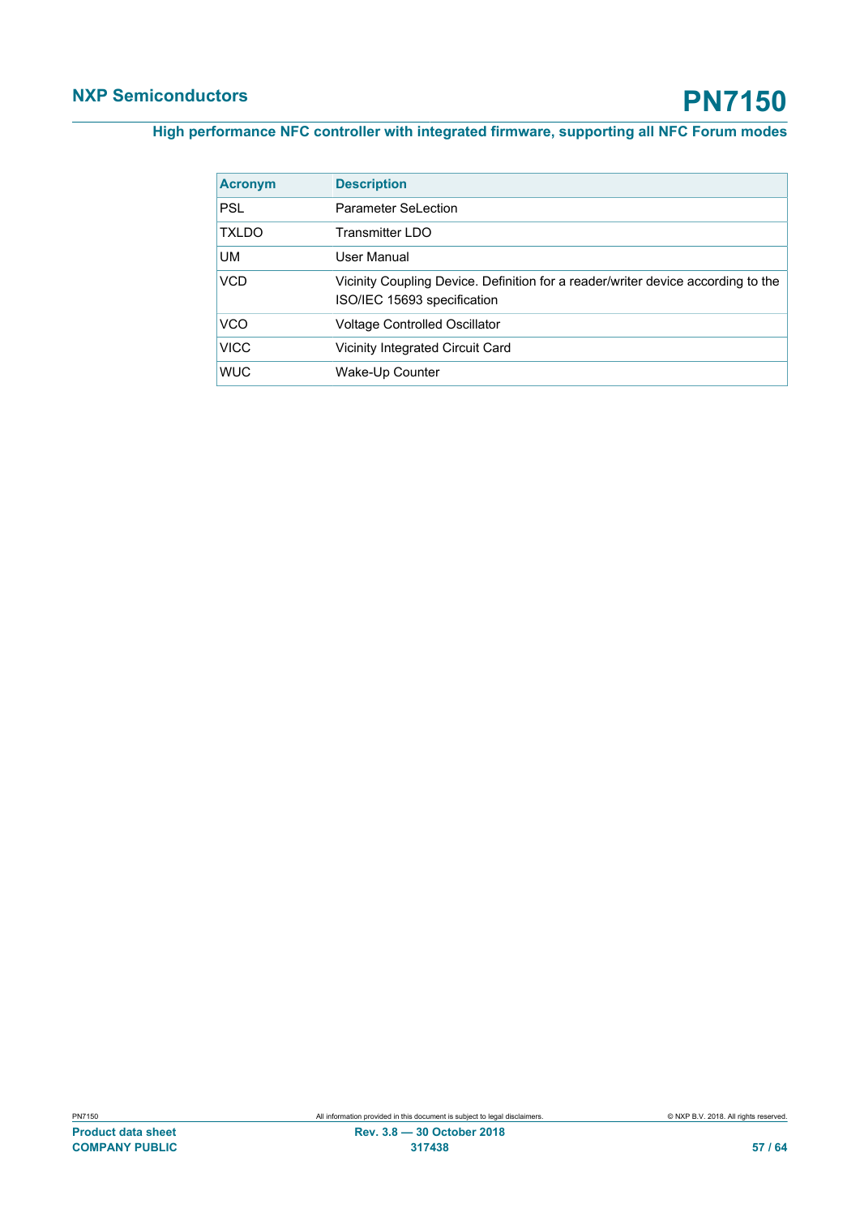| Acronym | Description |
| --- | --- |
| PSL | Parameter SeLection |
| TXLDO | Transmitter LDO |
| UM | User Manual |
| VCD | Vicinity Coupling Device. Definition for a reader/writer device according to the ISO/IEC 15693 specification |
| VCO | Voltage Controlled Oscillator |
| VICC | Vicinity Integrated Circuit Card |
| WUC | Wake-Up Counter |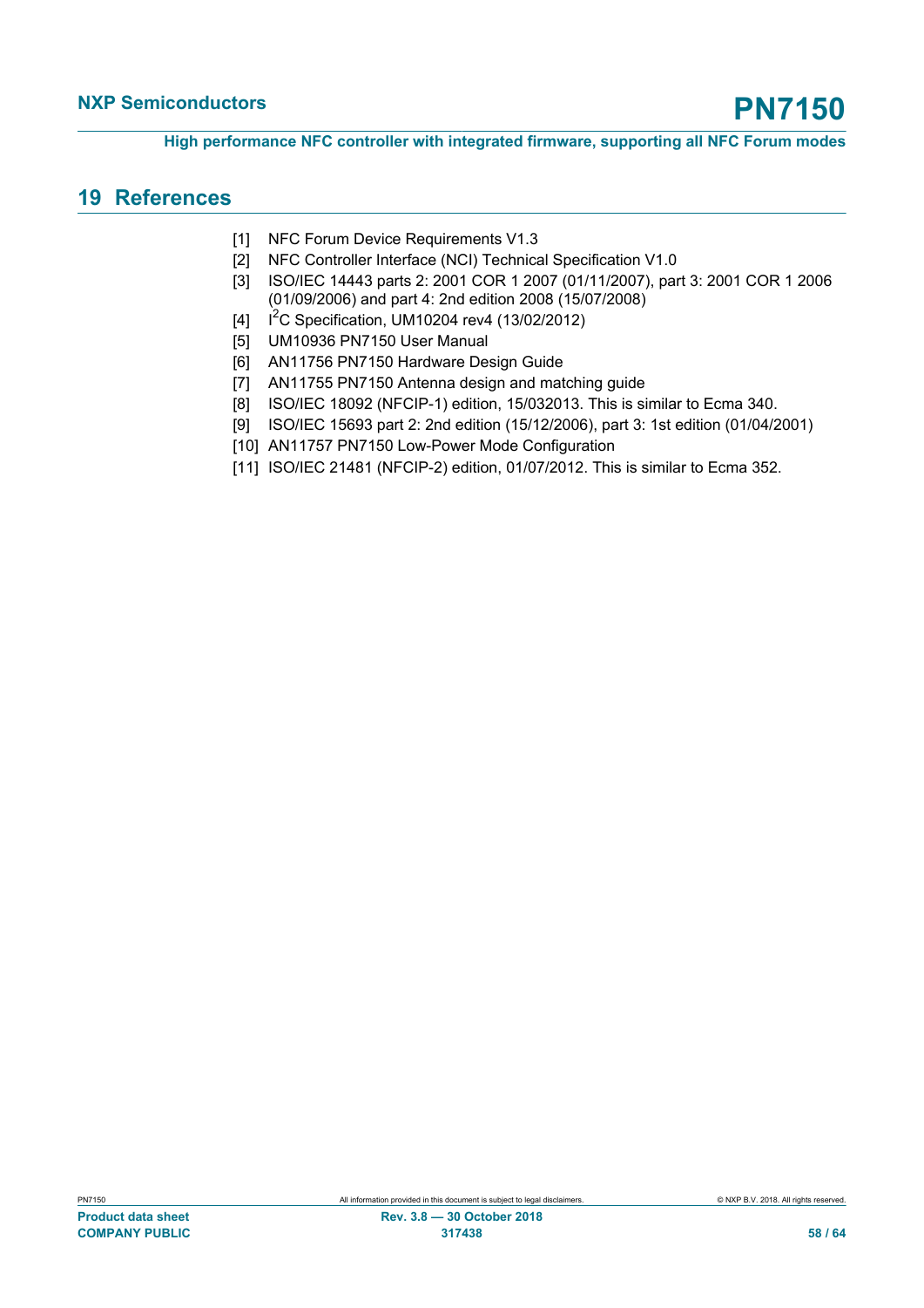## 19 References

[1] NFC Forum Device Requirements V1.3

[2] NFC Controller Interface (NCI) Technical Specification V1.0

[3] ISO/IEC 14443 parts 2: 2001 COR 1 2007 (01/11/2007), part 3: 2001 COR 1 2006 (01/09/2006) and part 4: 2nd edition 2008 (15/07/2008)

[4] $I^2C$ Specification, UM10204 rev4 (13/02/2012)

[5] UM10936 PN7150 User Manual

[6] AN11756 PN7150 Hardware Design Guide

[7] AN11755 PN7150 Antenna design and matching guide

[8] ISO/IEC 18092 (NFCIP-1) edition, 15/032013. This is similar to Ecma 340.

[9] ISO/IEC 15693 part 2: 2nd edition (15/12/2006), part 3: 1st edition (01/04/2001)

[10] AN11757 PN7150 Low-Power Mode Configuration

[11] ISO/IEC 21481 (NFCIP-2) edition, 01/07/2012. This is similar to Ecma 352.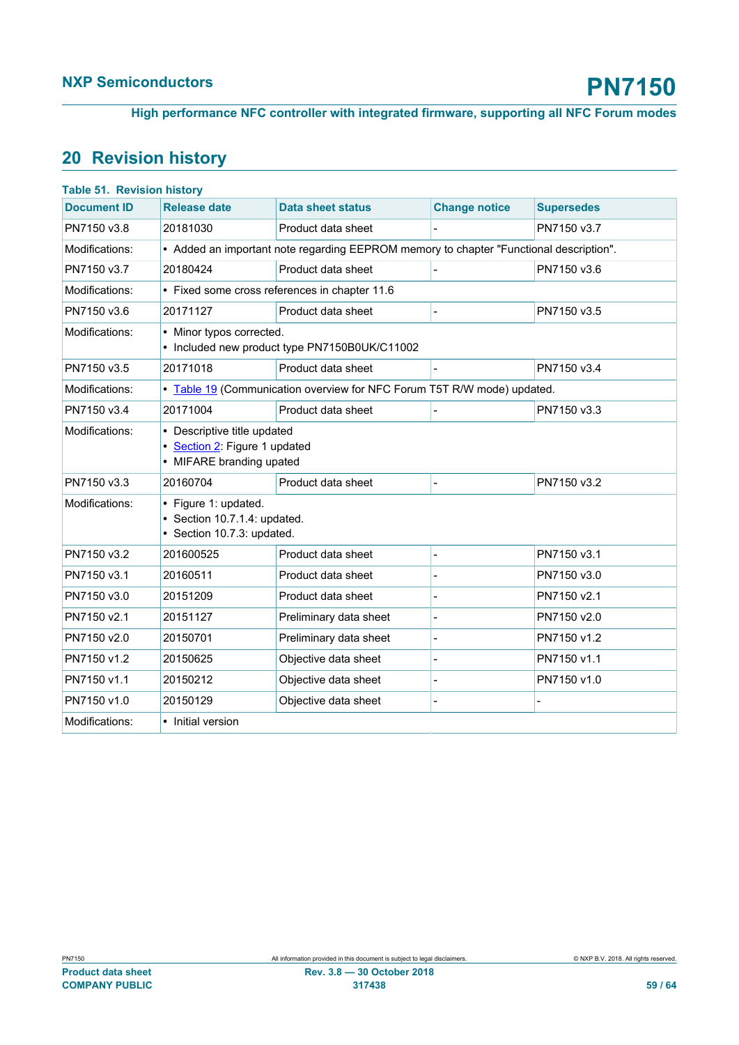## 20 Revision history

**Table 51. Revision history**

| Document ID | Release date | Data sheet status | Change notice | Supersedes |
|---|---|---|---|---|
| PN7150 v3.8 | 20181030 | Product data sheet | - | PN7150 v3.7 |
| Modifications: | • Added an important note regarding EEPROM memory to chapter "Functional description". | | | |
| PN7150 v3.7 | 20180424 | Product data sheet | - | PN7150 v3.6 |
| Modifications: | • Fixed some cross references in chapter 11.6 | | | |
| PN7150 v3.6 | 20171127 | Product data sheet | - | PN7150 v3.5 |
| Modifications: | • Minor typos corrected.<br>• Included new product type PN7150B0UK/C11002 | | | |
| PN7150 v3.5 | 20171018 | Product data sheet | - | PN7150 v3.4 |
| Modifications: | • Table 19 (Communication overview for NFC Forum T5T R/W mode) updated. | | | |
| PN7150 v3.4 | 20171004 | Product data sheet | - | PN7150 v3.3 |
| Modifications: | • Descriptive title updated<br>• Section 2: Figure 1 updated<br>• MIFARE branding upated | | | |
| PN7150 v3.3 | 20160704 | Product data sheet | - | PN7150 v3.2 |
| Modifications: | • Figure 1: updated.<br>• Section 10.7.1.4: updated.<br>• Section 10.7.3: updated. | | | |
| PN7150 v3.2 | 201600525 | Product data sheet | - | PN7150 v3.1 |
| PN7150 v3.1 | 20160511 | Product data sheet | - | PN7150 v3.0 |
| PN7150 v3.0 | 20151209 | Product data sheet | - | PN7150 v2.1 |
| PN7150 v2.1 | 20151127 | Preliminary data sheet | - | PN7150 v2.0 |
| PN7150 v2.0 | 20150701 | Preliminary data sheet | - | PN7150 v1.2 |
| PN7150 v1.2 | 20150625 | Objective data sheet | - | PN7150 v1.1 |
| PN7150 v1.1 | 20150212 | Objective data sheet | - | PN7150 v1.0 |
| PN7150 v1.0 | 20150129 | Objective data sheet | - | - |
| Modifications: | • Initial version | | | |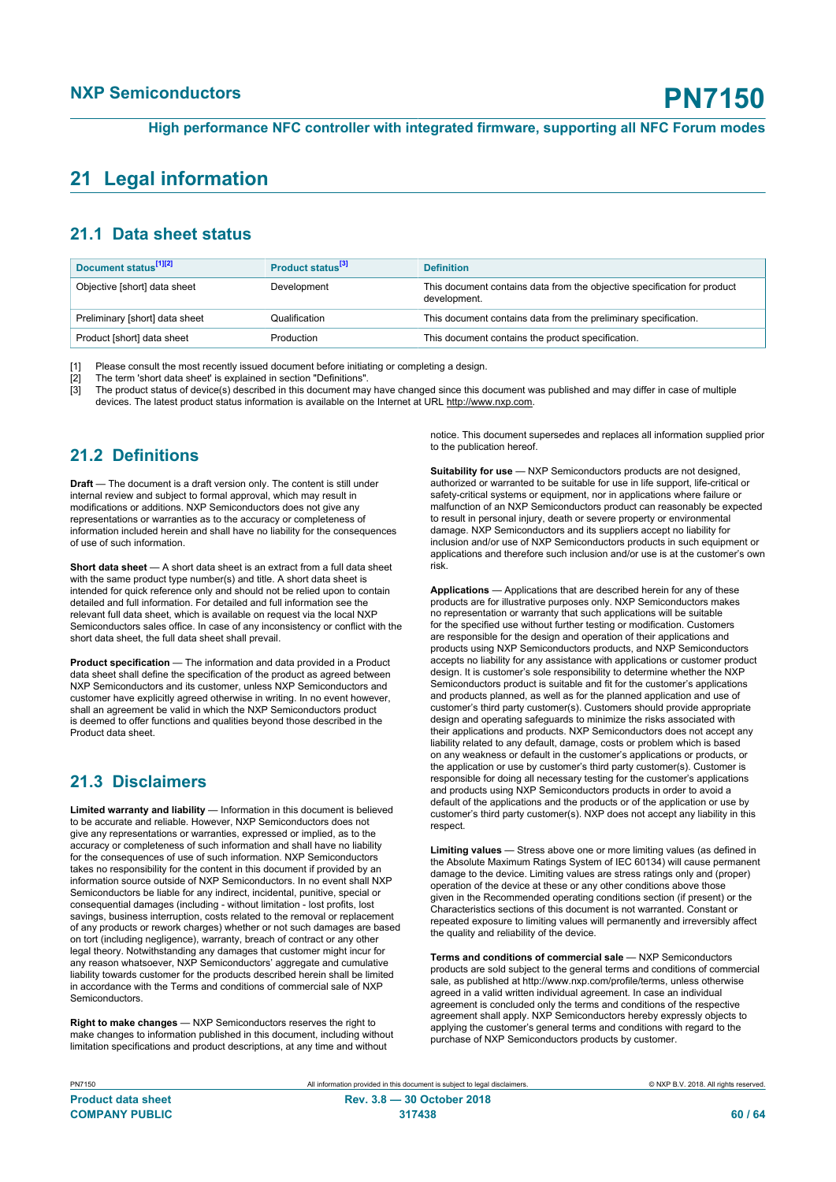# 21 Legal information

## 21.1 Data sheet status

| Document status[1][2] | Product status[3] | Definition |
|---|---|---|
| Objective [short] data sheet | Development | This document contains data from the objective specification for product development. |
| Preliminary [short] data sheet | Qualification | This document contains data from the preliminary specification. |
| Product [short] data sheet | Production | This document contains the product specification. |

[1] Please consult the most recently issued document before initiating or completing a design.
[2] The term 'short data sheet' is explained in section "Definitions".
[3] The product status of device(s) described in this document may have changed since this document was published and may differ in case of multiple devices. The latest product status information is available on the Internet at URL http://www.nxp.com.

## 21.2 Definitions

**Draft** — The document is a draft version only. The content is still under internal review and subject to formal approval, which may result in modifications or additions. NXP Semiconductors does not give any representations or warranties as to the accuracy or completeness of information included herein and shall have no liability for the consequences of use of such information.

**Short data sheet** — A short data sheet is an extract from a full data sheet with the same product type number(s) and title. A short data sheet is intended for quick reference only and should not be relied upon to contain detailed and full information. For detailed and full information see the relevant full data sheet, which is available on request via the local NXP Semiconductors sales office. In case of any inconsistency or conflict with the short data sheet, the full data sheet shall prevail.

**Product specification** — The information and data provided in a Product data sheet shall define the specification of the product as agreed between NXP Semiconductors and its customer, unless NXP Semiconductors and customer have explicitly agreed otherwise in writing. In no event however, shall an agreement be valid in which the NXP Semiconductors product is deemed to offer functions and qualities beyond those described in the Product data sheet.

## 21.3 Disclaimers

**Limited warranty and liability** — Information in this document is believed to be accurate and reliable. However, NXP Semiconductors does not give any representations or warranties, expressed or implied, as to the accuracy or completeness of such information and shall have no liability for the consequences of use of such information. NXP Semiconductors takes no responsibility for the content in this document if provided by an information source outside of NXP Semiconductors. In no event shall NXP Semiconductors be liable for any indirect, incidental, punitive, special or consequential damages (including - without limitation - lost profits, lost savings, business interruption, costs related to the removal or replacement of any products or rework charges) whether or not such damages are based on tort (including negligence), warranty, breach of contract or any other legal theory. Notwithstanding any damages that customer might incur for any reason whatsoever, NXP Semiconductors' aggregate and cumulative liability towards customer for the products described herein shall be limited in accordance with the Terms and conditions of commercial sale of NXP Semiconductors.

**Right to make changes** — NXP Semiconductors reserves the right to make changes to information published in this document, including without limitation specifications and product descriptions, at any time and without notice. This document supersedes and replaces all information supplied prior to the publication hereof.

**Suitability for use** — NXP Semiconductors products are not designed, authorized or warranted to be suitable for use in life support, life-critical or safety-critical systems or equipment, nor in applications where failure or malfunction of an NXP Semiconductors product can reasonably be expected to result in personal injury, death or severe property or environmental damage. NXP Semiconductors and its suppliers accept no liability for inclusion and/or use of NXP Semiconductors products in such equipment or applications and therefore such inclusion and/or use is at the customer's own risk.

**Applications** — Applications that are described herein for any of these products are for illustrative purposes only. NXP Semiconductors makes no representation or warranty that such applications will be suitable for the specified use without further testing or modification. Customers are responsible for the design and operation of their applications and products using NXP Semiconductors products, and NXP Semiconductors accepts no liability for any assistance with applications or customer product design. It is customer's sole responsibility to determine whether the NXP Semiconductors product is suitable and fit for the customer's applications and products planned, as well as for the planned application and use of customer's third party customer(s). Customers should provide appropriate design and operating safeguards to minimize the risks associated with their applications and products. NXP Semiconductors does not accept any liability related to any default, damage, costs or problem which is based on any weakness or default in the customer's applications or products, or the application or use by customer's third party customer(s). Customer is responsible for doing all necessary testing for the customer's applications and products using NXP Semiconductors products in order to avoid a default of the applications and the products or of the application or use by customer's third party customer(s). NXP does not accept any liability in this respect.

**Limiting values** — Stress above one or more limiting values (as defined in the Absolute Maximum Ratings System of IEC 60134) will cause permanent damage to the device. Limiting values are stress ratings only and (proper) operation of the device at these or any other conditions above those given in the Recommended operating conditions section (if present) or the Characteristics sections of this document is not warranted. Constant or repeated exposure to limiting values will permanently and irreversibly affect the quality and reliability of the device.

**Terms and conditions of commercial sale** — NXP Semiconductors products are sold subject to the general terms and conditions of commercial sale, as published at http://www.nxp.com/profile/terms, unless otherwise agreed in a valid written individual agreement. In case an individual agreement is concluded only the terms and conditions of the respective agreement shall apply. NXP Semiconductors hereby expressly objects to applying the customer's general terms and conditions with regard to the purchase of NXP Semiconductors products by customer.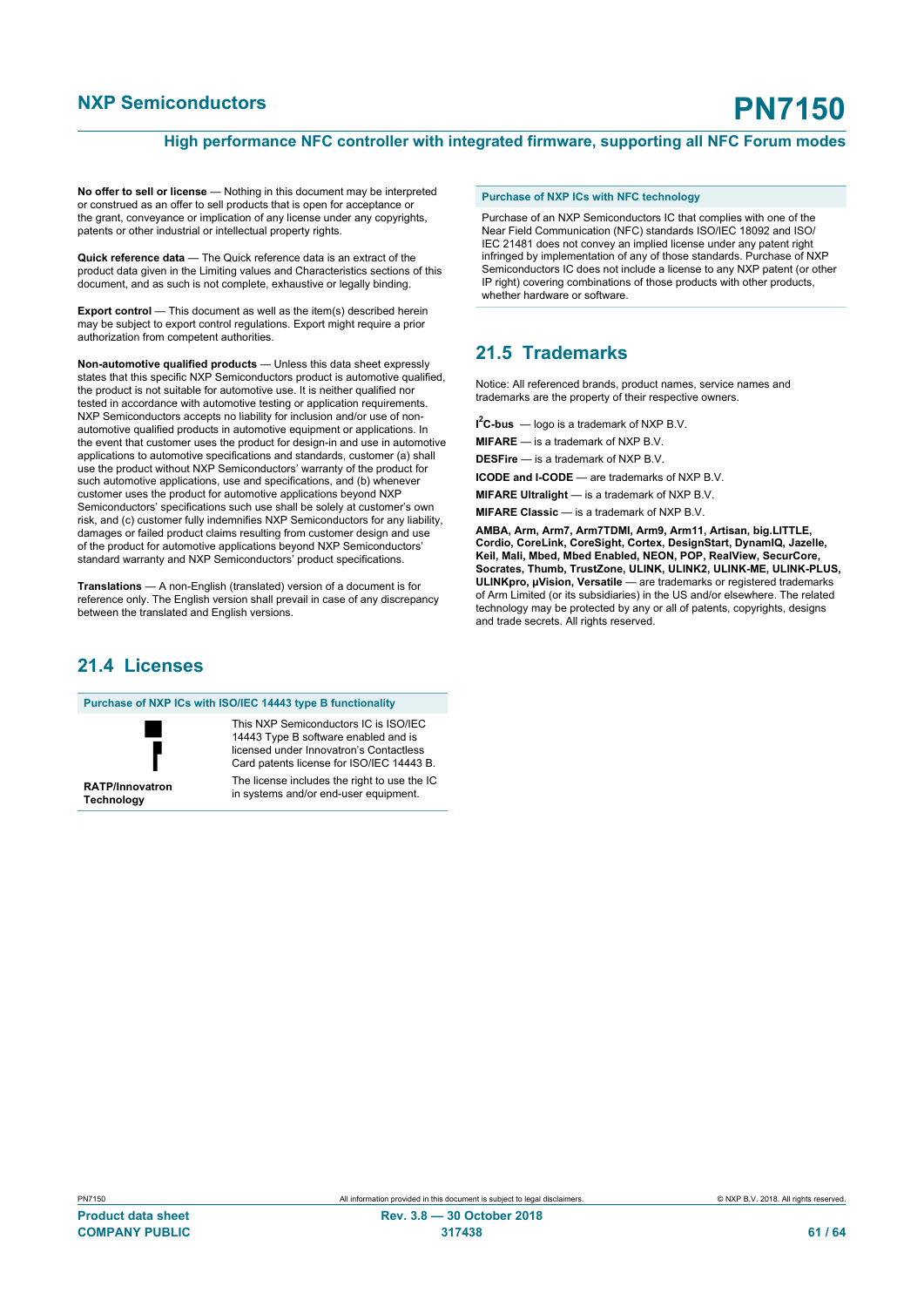**No offer to sell or license** — Nothing in this document may be interpreted or construed as an offer to sell products that is open for acceptance or the grant, conveyance or implication of any license under any copyrights, patents or other industrial or intellectual property rights.

**Quick reference data** — The Quick reference data is an extract of the product data given in the Limiting values and Characteristics sections of this document, and as such is not complete, exhaustive or legally binding.

**Export control** — This document as well as the item(s) described herein may be subject to export control regulations. Export might require a prior authorization from competent authorities.

**Non-automotive qualified products** — Unless this data sheet expressly states that this specific NXP Semiconductors product is automotive qualified, the product is not suitable for automotive use. It is neither qualified nor tested in accordance with automotive testing or application requirements. NXP Semiconductors accepts no liability for inclusion and/or use of non-automotive qualified products in automotive equipment or applications. In the event that customer uses the product for design-in and use in automotive applications to automotive specifications and standards, customer (a) shall use the product without NXP Semiconductors' warranty of the product for such automotive applications, use and specifications, and (b) whenever customer uses the product for automotive applications beyond NXP Semiconductors' specifications such use shall be solely at customer's own risk, and (c) customer fully indemnifies NXP Semiconductors for any liability, damages or failed product claims resulting from customer design and use of the product for automotive applications beyond NXP Semiconductors' standard warranty and NXP Semiconductors' product specifications.

**Translations** — A non-English (translated) version of a document is for reference only. The English version shall prevail in case of any discrepancy between the translated and English versions.

## 21.4 Licenses

| Purchase of NXP ICs with ISO/IEC 14443 type B functionality | |
|---|---|
| RATP/Innovatron Technology | This NXP Semiconductors IC is ISO/IEC 14443 Type B software enabled and is licensed under Innovatron's Contactless Card patents license for ISO/IEC 14443 B. The license includes the right to use the IC in systems and/or end-user equipment. |

| Purchase of NXP ICs with NFC technology |
|---|
| Purchase of an NXP Semiconductors IC that complies with one of the Near Field Communication (NFC) standards ISO/IEC 18092 and ISO/IEC 21481 does not convey an implied license under any patent right infringed by implementation of any of those standards. Purchase of NXP Semiconductors IC does not include a license to any NXP patent (or other IP right) covering combinations of those products with other products, whether hardware or software. |

## 21.5 Trademarks

Notice: All referenced brands, product names, service names and trademarks are the property of their respective owners.

**I²C-bus** — logo is a trademark of NXP B.V.

**MIFARE** — is a trademark of NXP B.V.

**DESFire** — is a trademark of NXP B.V.

**ICODE and I-CODE** — are trademarks of NXP B.V.

**MIFARE Ultralight** — is a trademark of NXP B.V.

**MIFARE Classic** — is a trademark of NXP B.V.

**AMBA, Arm, Arm7, Arm7TDMI, Arm9, Arm11, Artisan, big.LITTLE, Cordio, CoreLink, CoreSight, Cortex, DesignStart, DynamIQ, Jazelle, Keil, Mali, Mbed, Mbed Enabled, NEON, POP, RealView, SecurCore, Socrates, Thumb, TrustZone, ULINK, ULINK2, ULINK-ME, ULINK-PLUS, ULINKpro, µVision, Versatile** — are trademarks or registered trademarks of Arm Limited (or its subsidiaries) in the US and/or elsewhere. The related technology may be protected by any or all of patents, copyrights, designs and trade secrets. All rights reserved.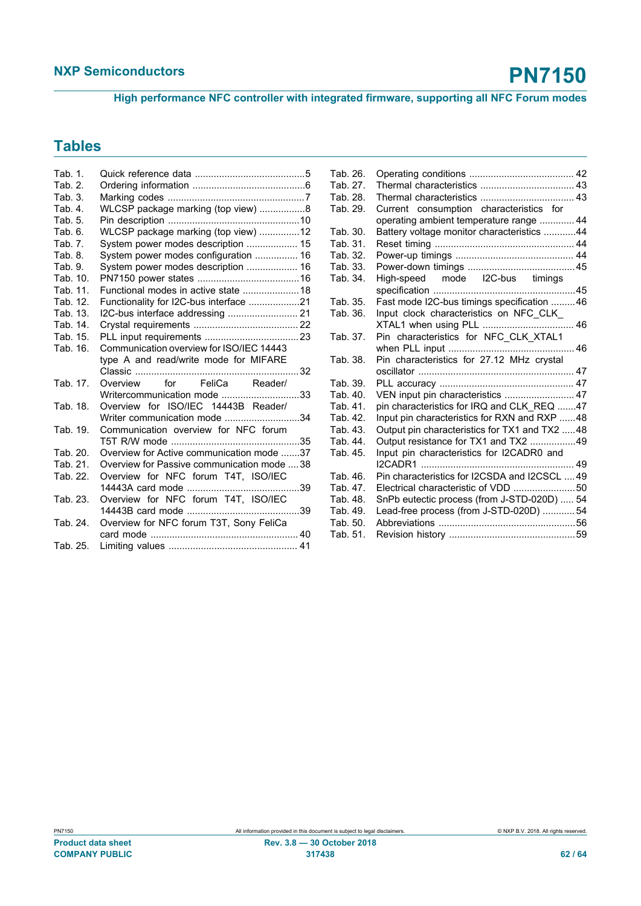## Tables

| | | |
|---|---|---|
| Tab. 1. | Quick reference data | 5 |
| Tab. 2. | Ordering information | 6 |
| Tab. 3. | Marking codes | 7 |
| Tab. 4. | WLCSP package marking (top view) | 8 |
| Tab. 5. | Pin description | 10 |
| Tab. 6. | WLCSP package marking (top view) | 12 |
| Tab. 7. | System power modes description | 15 |
| Tab. 8. | System power modes configuration | 16 |
| Tab. 9. | System power modes description | 16 |
| Tab. 10. | PN7150 power states | 16 |
| Tab. 11. | Functional modes in active state | 18 |
| Tab. 12. | Functionality for I2C-bus interface | 21 |
| Tab. 13. | I2C-bus interface addressing | 21 |
| Tab. 14. | Crystal requirements | 22 |
| Tab. 15. | PLL input requirements | 23 |
| Tab. 16. | Communication overview for ISO/IEC 14443 type A and read/write mode for MIFARE Classic | 32 |
| Tab. 17. | Overview for FeliCa Reader/ Writercommunication mode | 33 |
| Tab. 18. | Overview for ISO/IEC 14443B Reader/ Writer communication mode | 34 |
| Tab. 19. | Communication overview for NFC forum T5T R/W mode | 35 |
| Tab. 20. | Overview for Active communication mode | 37 |
| Tab. 21. | Overview for Passive communication mode | 38 |
| Tab. 22. | Overview for NFC forum T4T, ISO/IEC 14443A card mode | 39 |
| Tab. 23. | Overview for NFC forum T4T, ISO/IEC 14443B card mode | 39 |
| Tab. 24. | Overview for NFC forum T3T, Sony FeliCa card mode | 40 |
| Tab. 25. | Limiting values | 41 |
| Tab. 26. | Operating conditions | 42 |
| Tab. 27. | Thermal characteristics | 43 |
| Tab. 28. | Thermal characteristics | 43 |
| Tab. 29. | Current consumption characteristics for operating ambient temperature range | 44 |
| Tab. 30. | Battery voltage monitor characteristics | 44 |
| Tab. 31. | Reset timing | 44 |
| Tab. 32. | Power-up timings | 44 |
| Tab. 33. | Power-down timings | 45 |
| Tab. 34. | High-speed mode I2C-bus timings specification | 45 |
| Tab. 35. | Fast mode I2C-bus timings specification | 46 |
| Tab. 36. | Input clock characteristics on NFC_CLK_ XTAL1 when using PLL | 46 |
| Tab. 37. | Pin characteristics for NFC_CLK_XTAL1 when PLL input | 46 |
| Tab. 38. | Pin characteristics for 27.12 MHz crystal oscillator | 47 |
| Tab. 39. | PLL accuracy | 47 |
| Tab. 40. | VEN input pin characteristics | 47 |
| Tab. 41. | pin characteristics for IRQ and CLK_REQ | 47 |
| Tab. 42. | Input pin characteristics for RXN and RXP | 48 |
| Tab. 43. | Output pin characteristics for TX1 and TX2 | 48 |
| Tab. 44. | Output resistance for TX1 and TX2 | 49 |
| Tab. 45. | Input pin characteristics for I2CADR0 and I2CADR1 | 49 |
| Tab. 46. | Pin characteristics for I2CSDA and I2CSCL | 49 |
| Tab. 47. | Electrical characteristic of VDD | 50 |
| Tab. 48. | SnPb eutectic process (from J-STD-020D) | 54 |
| Tab. 49. | Lead-free process (from J-STD-020D) | 54 |
| Tab. 50. | Abbreviations | 56 |
| Tab. 51. | Revision history | 59 |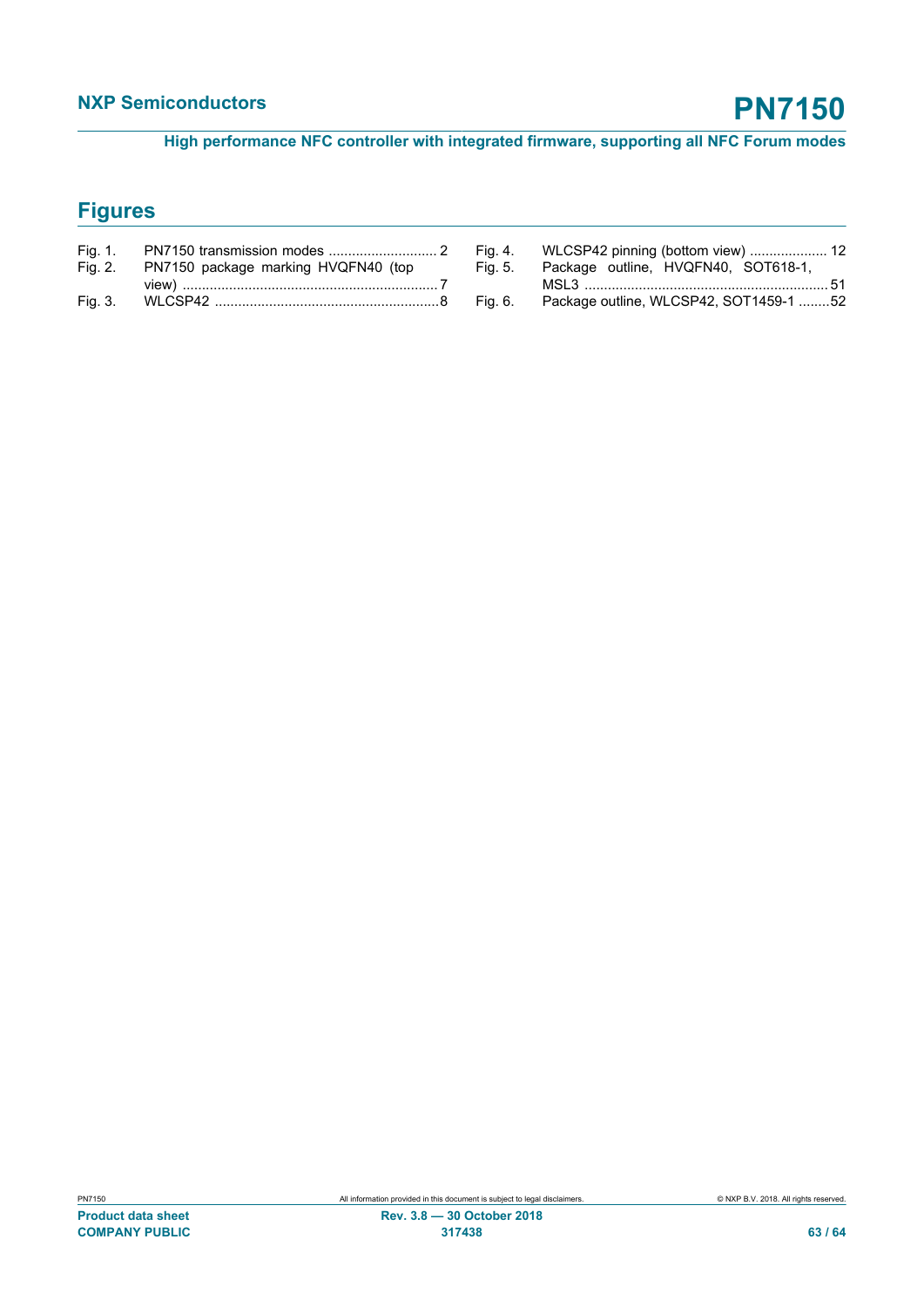## Figures

Fig. 1. PN7150 transmission modes ............................ 2
Fig. 2. PN7150 package marking HVQFN40 (top view) ................................................................ 7
Fig. 3. WLCSP42 .........................................................8
Fig. 4. WLCSP42 pinning (bottom view) .................... 12
Fig. 5. Package outline, HVQFN40, SOT618-1, MSL3 .............................................................. 51
Fig. 6. Package outline, WLCSP42, SOT1459-1 ........52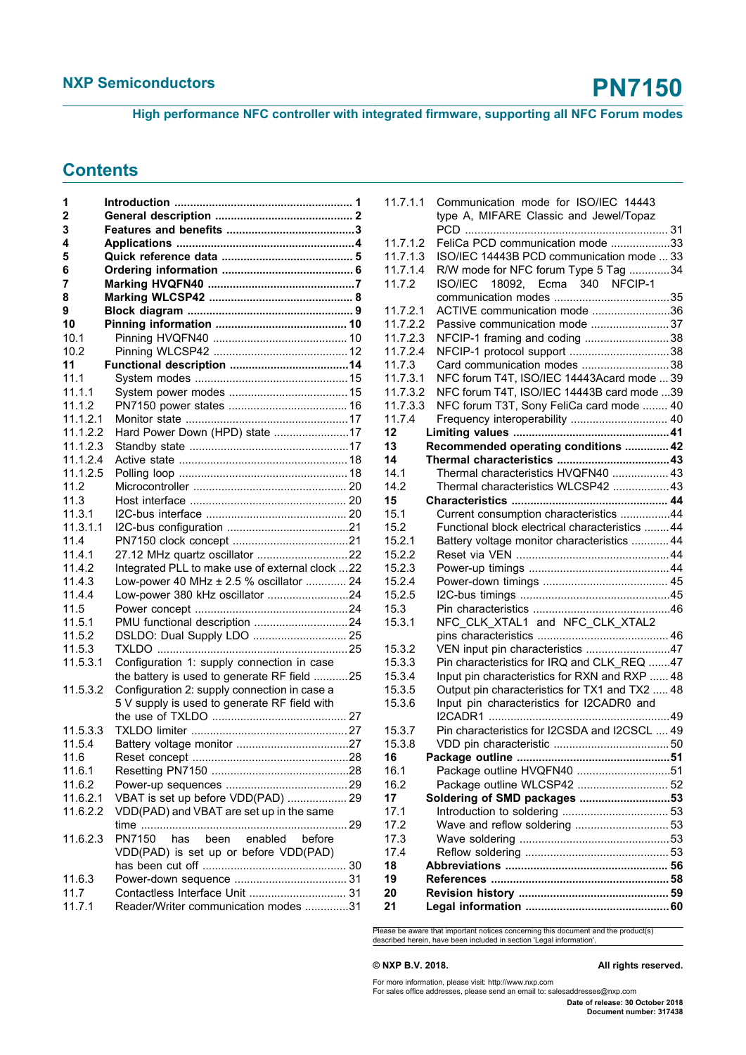## Contents

1 Introduction ........................................................ 1
2 General description ........................................... 2
3 Features and benefits ........................................3
4 Applications .........................................................4
5 Quick reference data .......................................... 5
6 Ordering information .......................................... 6
7 Marking HVQFN40 ...............................................7
8 Marking WLCSP42 ............................................. 8
9 Block diagram .................................................... 9
10 Pinning information ......................................... 10
10.1 Pinning HVQFN40 ........................................... 10
10.2 Pinning WLCSP42 ........................................... 12
11 Functional description .....................................14
11.1 System modes ................................................. 15
11.1.1 System power modes ...................................... 15
11.1.2 PN7150 power states ...................................... 16
11.1.2.1 Monitor state ....................................................17
11.1.2.2 Hard Power Down (HPD) state ........................17
11.1.2.3 Standby state ...................................................17
11.1.2.4 Active state ...................................................... 18
11.1.2.5 Polling loop ...................................................... 18
11.2 Microcontroller ................................................. 20
11.3 Host interface .................................................. 20
11.3.1 I2C-bus interface ............................................. 20
11.3.1.1 I2C-bus configuration .......................................21
11.4 PN7150 clock concept .....................................21
11.4.1 27.12 MHz quartz oscillator .............................22
11.4.2 Integrated PLL to make use of external clock ...22
11.4.3 Low-power 40 MHz ± 2.5 % oscillator ............. 24
11.4.4 Low-power 380 kHz oscillator ..........................24
11.5 Power concept ..................................................24
11.5.1 PMU functional description ..............................24
11.5.2 DSLDO: Dual Supply LDO .............................. 25
11.5.3 TXLDO .............................................................25
11.5.3.1 Configuration 1: supply connection in case the battery is used to generate RF field ...........25
11.5.3.2 Configuration 2: supply connection in case a 5 V supply is used to generate RF field with the use of TXLDO ........................................... 27
11.5.3.3 TXLDO limiter .................................................. 27
11.5.4 Battery voltage monitor ....................................27
11.6 Reset concept ..................................................28
11.6.1 Resetting PN7150 ............................................28
11.6.2 Power-up sequences .......................................29
11.6.2.1 VBAT is set up before VDD(PAD) ................... 29
11.6.2.2 VDD(PAD) and VBAT are set up in the same time .................................................................. 29
11.6.2.3 PN7150 has been enabled before VDD(PAD) is set up or before VDD(PAD) has been cut off .............................................. 30
11.6.3 Power-down sequence .................................... 31
11.7 Contactless Interface Unit ............................... 31
11.7.1 Reader/Writer communication modes .............31
11.7.1.1 Communication mode for ISO/IEC 14443 type A, MIFARE Classic and Jewel/Topaz PCD ................................................................. 31
11.7.1.2 FeliCa PCD communication mode ...................33
11.7.1.3 ISO/IEC 14443B PCD communication mode ... 33
11.7.1.4 R/W mode for NFC forum Type 5 Tag .............34
11.7.2 ISO/IEC 18092, Ecma 340 NFCIP-1 communication modes .....................................35
11.7.2.1 ACTIVE communication mode .........................36
11.7.2.2 Passive communication mode .........................37
11.7.2.3 NFCIP-1 framing and coding ...........................38
11.7.2.4 NFCIP-1 protocol support ................................38
11.7.3 Card communication modes ............................38
11.7.3.1 NFC forum T4T, ISO/IEC 14443Acard mode .... 39
11.7.3.2 NFC forum T4T, ISO/IEC 14443B card mode ...39
11.7.3.3 NFC forum T3T, Sony FeliCa card mode ........ 40
11.7.4 Frequency interoperability ............................... 40
12 Limiting values .................................................41
13 Recommended operating conditions .............. 42
14 Thermal characteristics ...................................43
14.1 Thermal characteristics HVQFN40 .................. 43
14.2 Thermal characteristics WLCSP42 .................. 43
15 Characteristics ................................................. 44
15.1 Current consumption characteristics ................44
15.2 Functional block electrical characteristics ........44
15.2.1 Battery voltage monitor characteristics ............44
15.2.2 Reset via VEN ..................................................44
15.2.3 Power-up timings .............................................44
15.2.4 Power-down timings ........................................ 45
15.2.5 I2C-bus timings ................................................45
15.3 Pin characteristics ............................................46
15.3.1 NFC_CLK_XTAL1 and NFC_CLK_XTAL2 pins characteristics ......................................... 46
15.3.2 VEN input pin characteristics ...........................47
15.3.3 Pin characteristics for IRQ and CLK_REQ .......47
15.3.4 Input pin characteristics for RXN and RXP ...... 48
15.3.5 Output pin characteristics for TX1 and TX2 ..... 48
15.3.6 Input pin characteristics for I2CADR0 and I2CADR1 ..........................................................49
15.3.7 Pin characteristics for I2CSDA and I2CSCL .... 49
15.3.8 VDD pin characteristic .....................................50
16 Package outline ................................................51
16.1 Package outline HVQFN40 ..............................51
16.2 Package outline WLCSP42 ............................. 52
17 Soldering of SMD packages ............................53
17.1 Introduction to soldering .................................. 53
17.2 Wave and reflow soldering .............................. 53
17.3 Wave soldering ................................................53
17.4 Reflow soldering ..............................................53
18 Abbreviations .................................................... 56
19 References ........................................................58
20 Revision history ................................................ 59
21 Legal information .............................................60

Please be aware that important notices concerning this document and the product(s) described herein, have been included in section 'Legal information'.

**© NXP B.V. 2018. All rights reserved.**

For more information, please visit: http://www.nxp.com
For sales office addresses, please send an email to: salesaddresses@nxp.com

**Date of release: 30 October 2018**
**Document number: 317438**